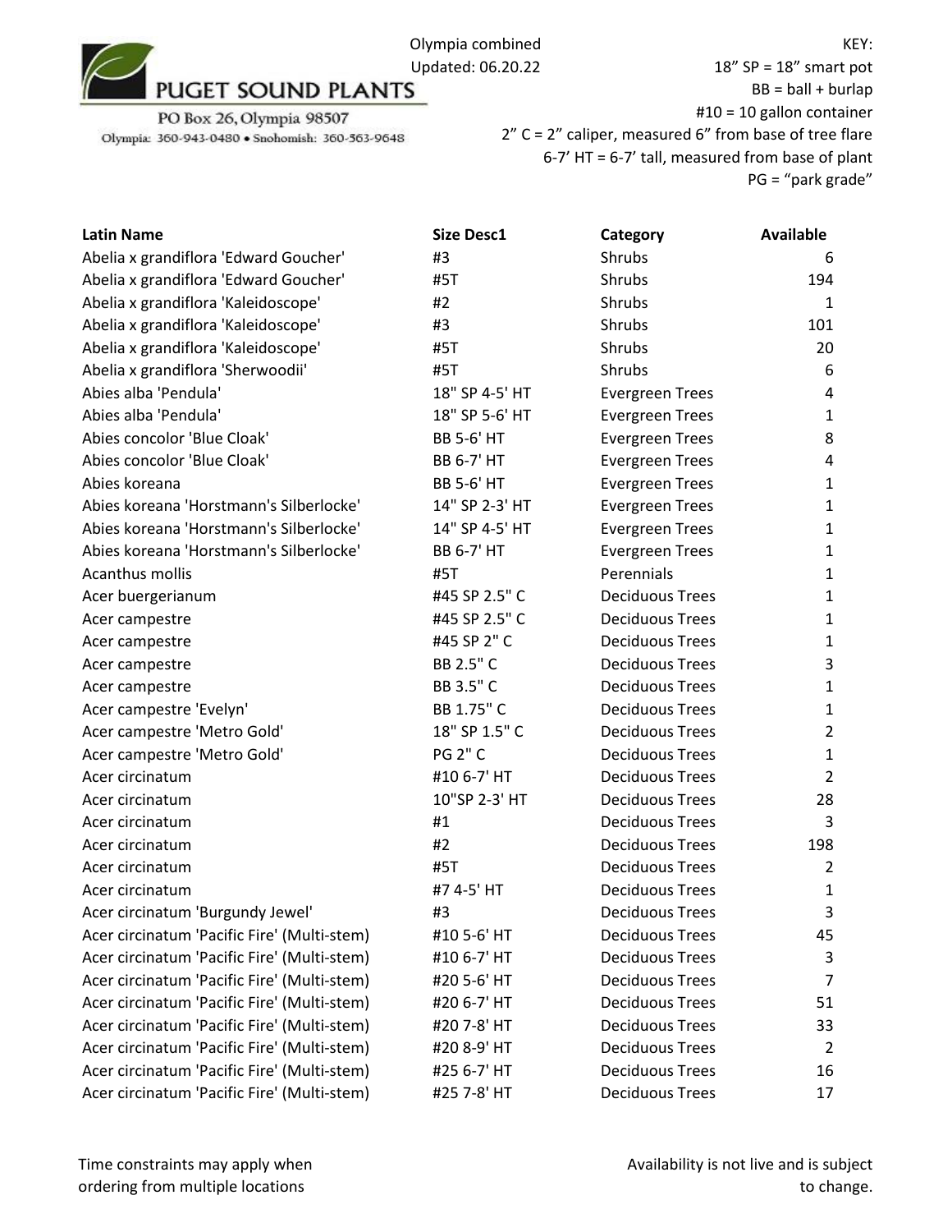PUGET SOUND PLANTS

PO Box 26, Olympia 98507

Olympia: 360-943-0480 • Snohomish: 360-563-9648

Olympia combined
Updated: 06.20.22

KEY:
18” SP = 18” smart pot
BB = ball + burlap
#10 = 10 gallon container
2” C = 2” caliper, measured 6” from base of tree flare
6-7’ HT = 6-7’ tall, measured from base of plant
PG = “park grade”

| Latin Name | Size Desc1 | Category | Available |
|---|---|---|---|
| Abelia x grandiflora 'Edward Goucher' | #3 | Shrubs | 6 |
| Abelia x grandiflora 'Edward Goucher' | #5T | Shrubs | 194 |
| Abelia x grandiflora 'Kaleidoscope' | #2 | Shrubs | 1 |
| Abelia x grandiflora 'Kaleidoscope' | #3 | Shrubs | 101 |
| Abelia x grandiflora 'Kaleidoscope' | #5T | Shrubs | 20 |
| Abelia x grandiflora 'Sherwoodii' | #5T | Shrubs | 6 |
| Abies alba 'Pendula' | 18" SP 4-5' HT | Evergreen Trees | 4 |
| Abies alba 'Pendula' | 18" SP 5-6' HT | Evergreen Trees | 1 |
| Abies concolor 'Blue Cloak' | BB 5-6' HT | Evergreen Trees | 8 |
| Abies concolor 'Blue Cloak' | BB 6-7' HT | Evergreen Trees | 4 |
| Abies koreana | BB 5-6' HT | Evergreen Trees | 1 |
| Abies koreana 'Horstmann's Silberlocke' | 14" SP 2-3' HT | Evergreen Trees | 1 |
| Abies koreana 'Horstmann's Silberlocke' | 14" SP 4-5' HT | Evergreen Trees | 1 |
| Abies koreana 'Horstmann's Silberlocke' | BB 6-7' HT | Evergreen Trees | 1 |
| Acanthus mollis | #5T | Perennials | 1 |
| Acer buergerianum | #45 SP 2.5" C | Deciduous Trees | 1 |
| Acer campestre | #45 SP 2.5" C | Deciduous Trees | 1 |
| Acer campestre | #45 SP 2" C | Deciduous Trees | 1 |
| Acer campestre | BB 2.5" C | Deciduous Trees | 3 |
| Acer campestre | BB 3.5" C | Deciduous Trees | 1 |
| Acer campestre 'Evelyn' | BB 1.75" C | Deciduous Trees | 1 |
| Acer campestre 'Metro Gold' | 18" SP 1.5" C | Deciduous Trees | 2 |
| Acer campestre 'Metro Gold' | PG 2" C | Deciduous Trees | 1 |
| Acer circinatum | #10 6-7' HT | Deciduous Trees | 2 |
| Acer circinatum | 10"SP 2-3' HT | Deciduous Trees | 28 |
| Acer circinatum | #1 | Deciduous Trees | 3 |
| Acer circinatum | #2 | Deciduous Trees | 198 |
| Acer circinatum | #5T | Deciduous Trees | 2 |
| Acer circinatum | #7 4-5' HT | Deciduous Trees | 1 |
| Acer circinatum 'Burgundy Jewel' | #3 | Deciduous Trees | 3 |
| Acer circinatum 'Pacific Fire' (Multi-stem) | #10 5-6' HT | Deciduous Trees | 45 |
| Acer circinatum 'Pacific Fire' (Multi-stem) | #10 6-7' HT | Deciduous Trees | 3 |
| Acer circinatum 'Pacific Fire' (Multi-stem) | #20 5-6' HT | Deciduous Trees | 7 |
| Acer circinatum 'Pacific Fire' (Multi-stem) | #20 6-7' HT | Deciduous Trees | 51 |
| Acer circinatum 'Pacific Fire' (Multi-stem) | #20 7-8' HT | Deciduous Trees | 33 |
| Acer circinatum 'Pacific Fire' (Multi-stem) | #20 8-9' HT | Deciduous Trees | 2 |
| Acer circinatum 'Pacific Fire' (Multi-stem) | #25 6-7' HT | Deciduous Trees | 16 |
| Acer circinatum 'Pacific Fire' (Multi-stem) | #25 7-8' HT | Deciduous Trees | 17 |

Time constraints may apply when ordering from multiple locations

Availability is not live and is subject to change.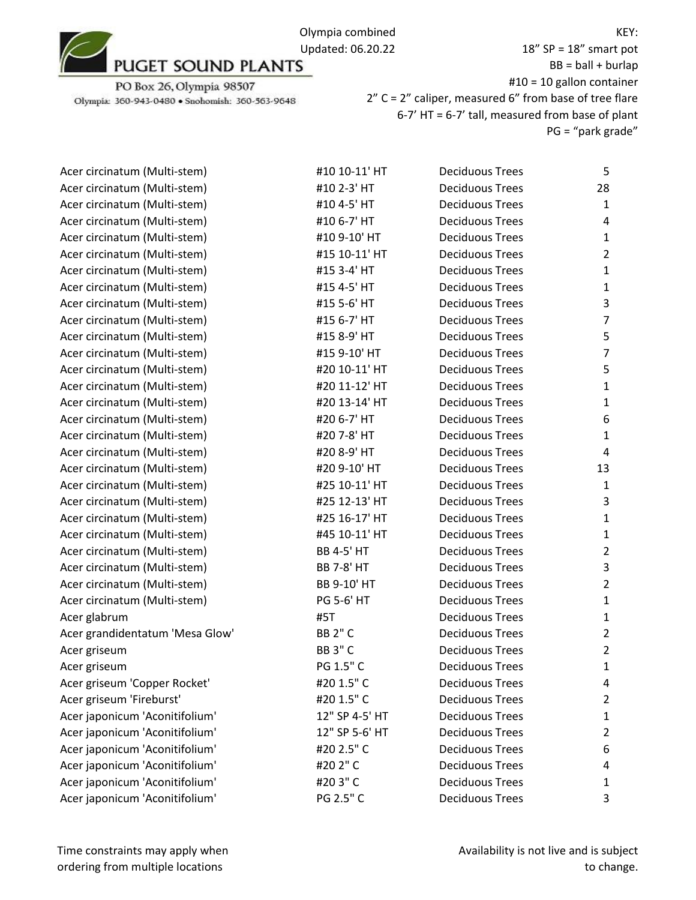PUGET SOUND PLANTS

PO Box 26, Olympia 98507
Olympia: 360-943-0480 • Snohomish: 360-563-9648

Olympia combined
Updated: 06.20.22

KEY:
18" SP = 18" smart pot
BB = ball + burlap
#10 = 10 gallon container
2" C = 2" caliper, measured 6" from base of tree flare
6-7' HT = 6-7' tall, measured from base of plant
PG = "park grade"

| | | | |
|---|---|---|---|
| Acer circinatum (Multi-stem) | #10 10-11' HT | Deciduous Trees | 5 |
| Acer circinatum (Multi-stem) | #10 2-3' HT | Deciduous Trees | 28 |
| Acer circinatum (Multi-stem) | #10 4-5' HT | Deciduous Trees | 1 |
| Acer circinatum (Multi-stem) | #10 6-7' HT | Deciduous Trees | 4 |
| Acer circinatum (Multi-stem) | #10 9-10' HT | Deciduous Trees | 1 |
| Acer circinatum (Multi-stem) | #15 10-11' HT | Deciduous Trees | 2 |
| Acer circinatum (Multi-stem) | #15 3-4' HT | Deciduous Trees | 1 |
| Acer circinatum (Multi-stem) | #15 4-5' HT | Deciduous Trees | 1 |
| Acer circinatum (Multi-stem) | #15 5-6' HT | Deciduous Trees | 3 |
| Acer circinatum (Multi-stem) | #15 6-7' HT | Deciduous Trees | 7 |
| Acer circinatum (Multi-stem) | #15 8-9' HT | Deciduous Trees | 5 |
| Acer circinatum (Multi-stem) | #15 9-10' HT | Deciduous Trees | 7 |
| Acer circinatum (Multi-stem) | #20 10-11' HT | Deciduous Trees | 5 |
| Acer circinatum (Multi-stem) | #20 11-12' HT | Deciduous Trees | 1 |
| Acer circinatum (Multi-stem) | #20 13-14' HT | Deciduous Trees | 1 |
| Acer circinatum (Multi-stem) | #20 6-7' HT | Deciduous Trees | 6 |
| Acer circinatum (Multi-stem) | #20 7-8' HT | Deciduous Trees | 1 |
| Acer circinatum (Multi-stem) | #20 8-9' HT | Deciduous Trees | 4 |
| Acer circinatum (Multi-stem) | #20 9-10' HT | Deciduous Trees | 13 |
| Acer circinatum (Multi-stem) | #25 10-11' HT | Deciduous Trees | 1 |
| Acer circinatum (Multi-stem) | #25 12-13' HT | Deciduous Trees | 3 |
| Acer circinatum (Multi-stem) | #25 16-17' HT | Deciduous Trees | 1 |
| Acer circinatum (Multi-stem) | #45 10-11' HT | Deciduous Trees | 1 |
| Acer circinatum (Multi-stem) | BB 4-5' HT | Deciduous Trees | 2 |
| Acer circinatum (Multi-stem) | BB 7-8' HT | Deciduous Trees | 3 |
| Acer circinatum (Multi-stem) | BB 9-10' HT | Deciduous Trees | 2 |
| Acer circinatum (Multi-stem) | PG 5-6' HT | Deciduous Trees | 1 |
| Acer glabrum | #5T | Deciduous Trees | 1 |
| Acer grandidentatum 'Mesa Glow' | BB 2" C | Deciduous Trees | 2 |
| Acer griseum | BB 3" C | Deciduous Trees | 2 |
| Acer griseum | PG 1.5" C | Deciduous Trees | 1 |
| Acer griseum 'Copper Rocket' | #20 1.5" C | Deciduous Trees | 4 |
| Acer griseum 'Fireburst' | #20 1.5" C | Deciduous Trees | 2 |
| Acer japonicum 'Aconitifolium' | 12" SP 4-5' HT | Deciduous Trees | 1 |
| Acer japonicum 'Aconitifolium' | 12" SP 5-6' HT | Deciduous Trees | 2 |
| Acer japonicum 'Aconitifolium' | #20 2.5" C | Deciduous Trees | 6 |
| Acer japonicum 'Aconitifolium' | #20 2" C | Deciduous Trees | 4 |
| Acer japonicum 'Aconitifolium' | #20 3" C | Deciduous Trees | 1 |
| Acer japonicum 'Aconitifolium' | PG 2.5" C | Deciduous Trees | 3 |

Time constraints may apply when ordering from multiple locations

Availability is not live and is subject to change.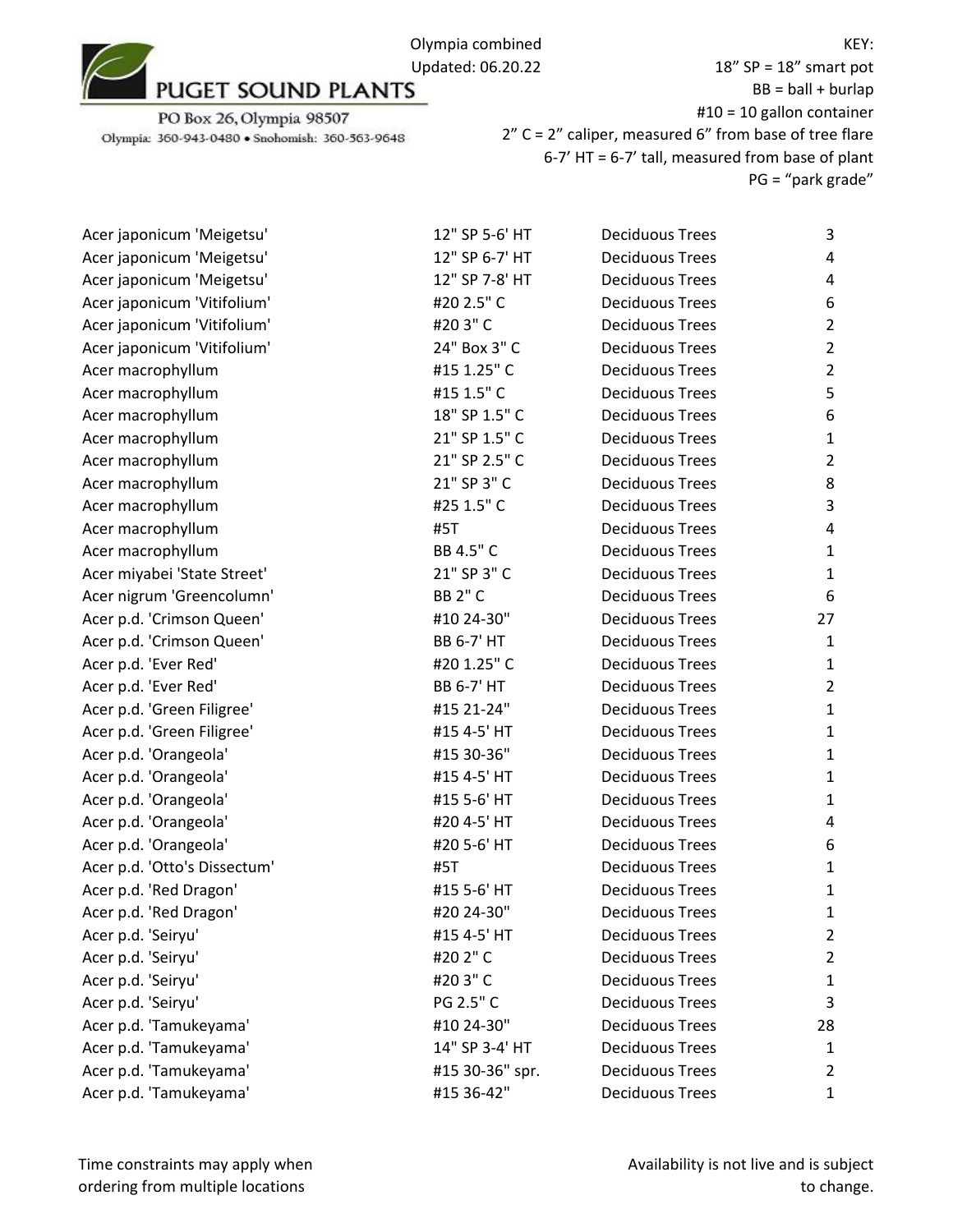PUGET SOUND PLANTS

PO Box 26, Olympia 98507
Olympia: 360-943-0480 • Snohomish: 360-563-9648

Olympia combined
Updated: 06.20.22

KEY:
18” SP = 18” smart pot
BB = ball + burlap
#10 = 10 gallon container
2” C = 2” caliper, measured 6” from base of tree flare
6-7’ HT = 6-7’ tall, measured from base of plant
PG = “park grade”

| | | | |
|---|---|---|---|
| Acer japonicum 'Meigetsu' | 12" SP 5-6' HT | Deciduous Trees | 3 |
| Acer japonicum 'Meigetsu' | 12" SP 6-7' HT | Deciduous Trees | 4 |
| Acer japonicum 'Meigetsu' | 12" SP 7-8' HT | Deciduous Trees | 4 |
| Acer japonicum 'Vitifolium' | #20 2.5" C | Deciduous Trees | 6 |
| Acer japonicum 'Vitifolium' | #20 3" C | Deciduous Trees | 2 |
| Acer japonicum 'Vitifolium' | 24" Box 3" C | Deciduous Trees | 2 |
| Acer macrophyllum | #15 1.25" C | Deciduous Trees | 2 |
| Acer macrophyllum | #15 1.5" C | Deciduous Trees | 5 |
| Acer macrophyllum | 18" SP 1.5" C | Deciduous Trees | 6 |
| Acer macrophyllum | 21" SP 1.5" C | Deciduous Trees | 1 |
| Acer macrophyllum | 21" SP 2.5" C | Deciduous Trees | 2 |
| Acer macrophyllum | 21" SP 3" C | Deciduous Trees | 8 |
| Acer macrophyllum | #25 1.5" C | Deciduous Trees | 3 |
| Acer macrophyllum | #5T | Deciduous Trees | 4 |
| Acer macrophyllum | BB 4.5" C | Deciduous Trees | 1 |
| Acer miyabei 'State Street' | 21" SP 3" C | Deciduous Trees | 1 |
| Acer nigrum 'Greencolumn' | BB 2" C | Deciduous Trees | 6 |
| Acer p.d. 'Crimson Queen' | #10 24-30" | Deciduous Trees | 27 |
| Acer p.d. 'Crimson Queen' | BB 6-7' HT | Deciduous Trees | 1 |
| Acer p.d. 'Ever Red' | #20 1.25" C | Deciduous Trees | 1 |
| Acer p.d. 'Ever Red' | BB 6-7' HT | Deciduous Trees | 2 |
| Acer p.d. 'Green Filigree' | #15 21-24" | Deciduous Trees | 1 |
| Acer p.d. 'Green Filigree' | #15 4-5' HT | Deciduous Trees | 1 |
| Acer p.d. 'Orangeola' | #15 30-36" | Deciduous Trees | 1 |
| Acer p.d. 'Orangeola' | #15 4-5' HT | Deciduous Trees | 1 |
| Acer p.d. 'Orangeola' | #15 5-6' HT | Deciduous Trees | 1 |
| Acer p.d. 'Orangeola' | #20 4-5' HT | Deciduous Trees | 4 |
| Acer p.d. 'Orangeola' | #20 5-6' HT | Deciduous Trees | 6 |
| Acer p.d. 'Otto's Dissectum' | #5T | Deciduous Trees | 1 |
| Acer p.d. 'Red Dragon' | #15 5-6' HT | Deciduous Trees | 1 |
| Acer p.d. 'Red Dragon' | #20 24-30" | Deciduous Trees | 1 |
| Acer p.d. 'Seiryu' | #15 4-5' HT | Deciduous Trees | 2 |
| Acer p.d. 'Seiryu' | #20 2" C | Deciduous Trees | 2 |
| Acer p.d. 'Seiryu' | #20 3" C | Deciduous Trees | 1 |
| Acer p.d. 'Seiryu' | PG 2.5" C | Deciduous Trees | 3 |
| Acer p.d. 'Tamukeyama' | #10 24-30" | Deciduous Trees | 28 |
| Acer p.d. 'Tamukeyama' | 14" SP 3-4' HT | Deciduous Trees | 1 |
| Acer p.d. 'Tamukeyama' | #15 30-36" spr. | Deciduous Trees | 2 |
| Acer p.d. 'Tamukeyama' | #15 36-42" | Deciduous Trees | 1 |

Time constraints may apply when ordering from multiple locations

Availability is not live and is subject to change.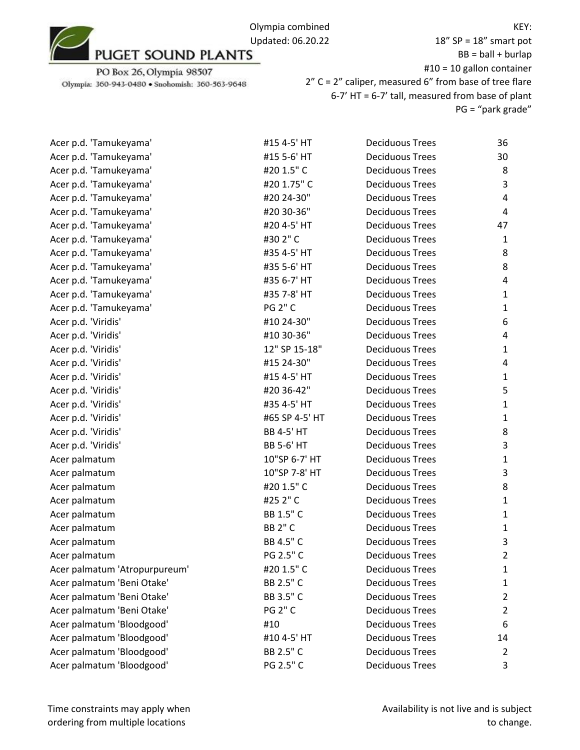PUGET SOUND PLANTS

PO Box 26, Olympia 98507

Olympia: 360-943-0480 • Snohomish: 360-563-9648

Olympia combined
Updated: 06.20.22

KEY:
18" SP = 18" smart pot
BB = ball + burlap
#10 = 10 gallon container
2" C = 2" caliper, measured 6" from base of tree flare
6-7' HT = 6-7' tall, measured from base of plant
PG = "park grade"

| | | | |
|---|---|---|---|
| Acer p.d. 'Tamukeyama' | #15 4-5' HT | Deciduous Trees | 36 |
| Acer p.d. 'Tamukeyama' | #15 5-6' HT | Deciduous Trees | 30 |
| Acer p.d. 'Tamukeyama' | #20 1.5" C | Deciduous Trees | 8 |
| Acer p.d. 'Tamukeyama' | #20 1.75" C | Deciduous Trees | 3 |
| Acer p.d. 'Tamukeyama' | #20 24-30" | Deciduous Trees | 4 |
| Acer p.d. 'Tamukeyama' | #20 30-36" | Deciduous Trees | 4 |
| Acer p.d. 'Tamukeyama' | #20 4-5' HT | Deciduous Trees | 47 |
| Acer p.d. 'Tamukeyama' | #30 2" C | Deciduous Trees | 1 |
| Acer p.d. 'Tamukeyama' | #35 4-5' HT | Deciduous Trees | 8 |
| Acer p.d. 'Tamukeyama' | #35 5-6' HT | Deciduous Trees | 8 |
| Acer p.d. 'Tamukeyama' | #35 6-7' HT | Deciduous Trees | 4 |
| Acer p.d. 'Tamukeyama' | #35 7-8' HT | Deciduous Trees | 1 |
| Acer p.d. 'Tamukeyama' | PG 2" C | Deciduous Trees | 1 |
| Acer p.d. 'Viridis' | #10 24-30" | Deciduous Trees | 6 |
| Acer p.d. 'Viridis' | #10 30-36" | Deciduous Trees | 4 |
| Acer p.d. 'Viridis' | 12" SP 15-18" | Deciduous Trees | 1 |
| Acer p.d. 'Viridis' | #15 24-30" | Deciduous Trees | 4 |
| Acer p.d. 'Viridis' | #15 4-5' HT | Deciduous Trees | 1 |
| Acer p.d. 'Viridis' | #20 36-42" | Deciduous Trees | 5 |
| Acer p.d. 'Viridis' | #35 4-5' HT | Deciduous Trees | 1 |
| Acer p.d. 'Viridis' | #65 SP 4-5' HT | Deciduous Trees | 1 |
| Acer p.d. 'Viridis' | BB 4-5' HT | Deciduous Trees | 8 |
| Acer p.d. 'Viridis' | BB 5-6' HT | Deciduous Trees | 3 |
| Acer palmatum | 10"SP 6-7' HT | Deciduous Trees | 1 |
| Acer palmatum | 10"SP 7-8' HT | Deciduous Trees | 3 |
| Acer palmatum | #20 1.5" C | Deciduous Trees | 8 |
| Acer palmatum | #25 2" C | Deciduous Trees | 1 |
| Acer palmatum | BB 1.5" C | Deciduous Trees | 1 |
| Acer palmatum | BB 2" C | Deciduous Trees | 1 |
| Acer palmatum | BB 4.5" C | Deciduous Trees | 3 |
| Acer palmatum | PG 2.5" C | Deciduous Trees | 2 |
| Acer palmatum 'Atropurpureum' | #20 1.5" C | Deciduous Trees | 1 |
| Acer palmatum 'Beni Otake' | BB 2.5" C | Deciduous Trees | 1 |
| Acer palmatum 'Beni Otake' | BB 3.5" C | Deciduous Trees | 2 |
| Acer palmatum 'Beni Otake' | PG 2" C | Deciduous Trees | 2 |
| Acer palmatum 'Bloodgood' | #10 | Deciduous Trees | 6 |
| Acer palmatum 'Bloodgood' | #10 4-5' HT | Deciduous Trees | 14 |
| Acer palmatum 'Bloodgood' | BB 2.5" C | Deciduous Trees | 2 |
| Acer palmatum 'Bloodgood' | PG 2.5" C | Deciduous Trees | 3 |

Time constraints may apply when ordering from multiple locations

Availability is not live and is subject to change.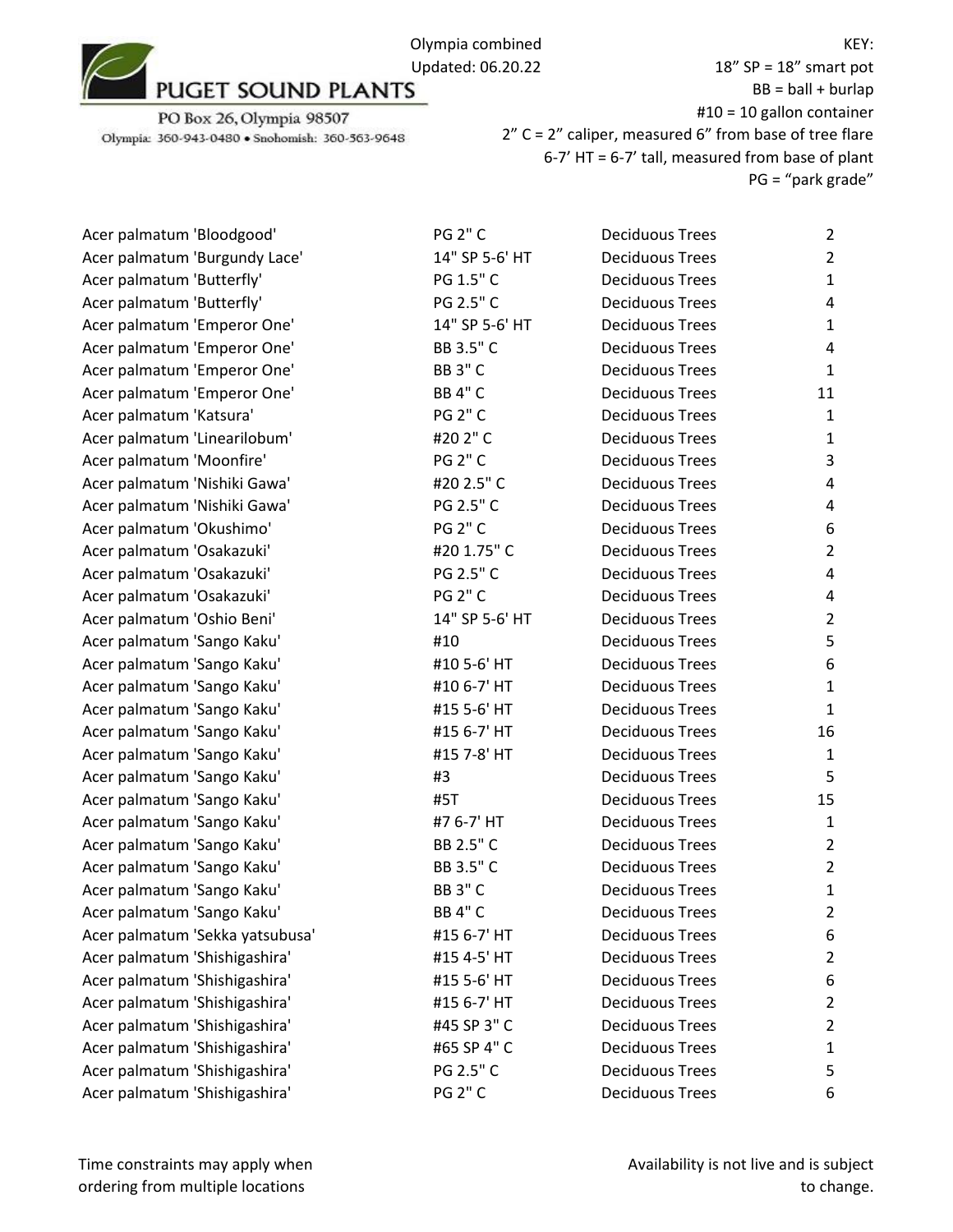PUGET SOUND PLANTS

PO Box 26, Olympia 98507

Olympia: 360-943-0480 • Snohomish: 360-563-9648

Olympia combined
Updated: 06.20.22

KEY:
18” SP = 18” smart pot
BB = ball + burlap
#10 = 10 gallon container
2” C = 2” caliper, measured 6” from base of tree flare
6-7’ HT = 6-7’ tall, measured from base of plant
PG = “park grade”

| | | | |
|---|---|---|---|
| Acer palmatum 'Bloodgood' | PG 2" C | Deciduous Trees | 2 |
| Acer palmatum 'Burgundy Lace' | 14" SP 5-6' HT | Deciduous Trees | 2 |
| Acer palmatum 'Butterfly' | PG 1.5" C | Deciduous Trees | 1 |
| Acer palmatum 'Butterfly' | PG 2.5" C | Deciduous Trees | 4 |
| Acer palmatum 'Emperor One' | 14" SP 5-6' HT | Deciduous Trees | 1 |
| Acer palmatum 'Emperor One' | BB 3.5" C | Deciduous Trees | 4 |
| Acer palmatum 'Emperor One' | BB 3" C | Deciduous Trees | 1 |
| Acer palmatum 'Emperor One' | BB 4" C | Deciduous Trees | 11 |
| Acer palmatum 'Katsura' | PG 2" C | Deciduous Trees | 1 |
| Acer palmatum 'Linearilobum' | #20 2" C | Deciduous Trees | 1 |
| Acer palmatum 'Moonfire' | PG 2" C | Deciduous Trees | 3 |
| Acer palmatum 'Nishiki Gawa' | #20 2.5" C | Deciduous Trees | 4 |
| Acer palmatum 'Nishiki Gawa' | PG 2.5" C | Deciduous Trees | 4 |
| Acer palmatum 'Okushimo' | PG 2" C | Deciduous Trees | 6 |
| Acer palmatum 'Osakazuki' | #20 1.75" C | Deciduous Trees | 2 |
| Acer palmatum 'Osakazuki' | PG 2.5" C | Deciduous Trees | 4 |
| Acer palmatum 'Osakazuki' | PG 2" C | Deciduous Trees | 4 |
| Acer palmatum 'Oshio Beni' | 14" SP 5-6' HT | Deciduous Trees | 2 |
| Acer palmatum 'Sango Kaku' | #10 | Deciduous Trees | 5 |
| Acer palmatum 'Sango Kaku' | #10 5-6' HT | Deciduous Trees | 6 |
| Acer palmatum 'Sango Kaku' | #10 6-7' HT | Deciduous Trees | 1 |
| Acer palmatum 'Sango Kaku' | #15 5-6' HT | Deciduous Trees | 1 |
| Acer palmatum 'Sango Kaku' | #15 6-7' HT | Deciduous Trees | 16 |
| Acer palmatum 'Sango Kaku' | #15 7-8' HT | Deciduous Trees | 1 |
| Acer palmatum 'Sango Kaku' | #3 | Deciduous Trees | 5 |
| Acer palmatum 'Sango Kaku' | #5T | Deciduous Trees | 15 |
| Acer palmatum 'Sango Kaku' | #7 6-7' HT | Deciduous Trees | 1 |
| Acer palmatum 'Sango Kaku' | BB 2.5" C | Deciduous Trees | 2 |
| Acer palmatum 'Sango Kaku' | BB 3.5" C | Deciduous Trees | 2 |
| Acer palmatum 'Sango Kaku' | BB 3" C | Deciduous Trees | 1 |
| Acer palmatum 'Sango Kaku' | BB 4" C | Deciduous Trees | 2 |
| Acer palmatum 'Sekka yatsubusa' | #15 6-7' HT | Deciduous Trees | 6 |
| Acer palmatum 'Shishigashira' | #15 4-5' HT | Deciduous Trees | 2 |
| Acer palmatum 'Shishigashira' | #15 5-6' HT | Deciduous Trees | 6 |
| Acer palmatum 'Shishigashira' | #15 6-7' HT | Deciduous Trees | 2 |
| Acer palmatum 'Shishigashira' | #45 SP 3" C | Deciduous Trees | 2 |
| Acer palmatum 'Shishigashira' | #65 SP 4" C | Deciduous Trees | 1 |
| Acer palmatum 'Shishigashira' | PG 2.5" C | Deciduous Trees | 5 |
| Acer palmatum 'Shishigashira' | PG 2" C | Deciduous Trees | 6 |

Time constraints may apply when ordering from multiple locations

Availability is not live and is subject to change.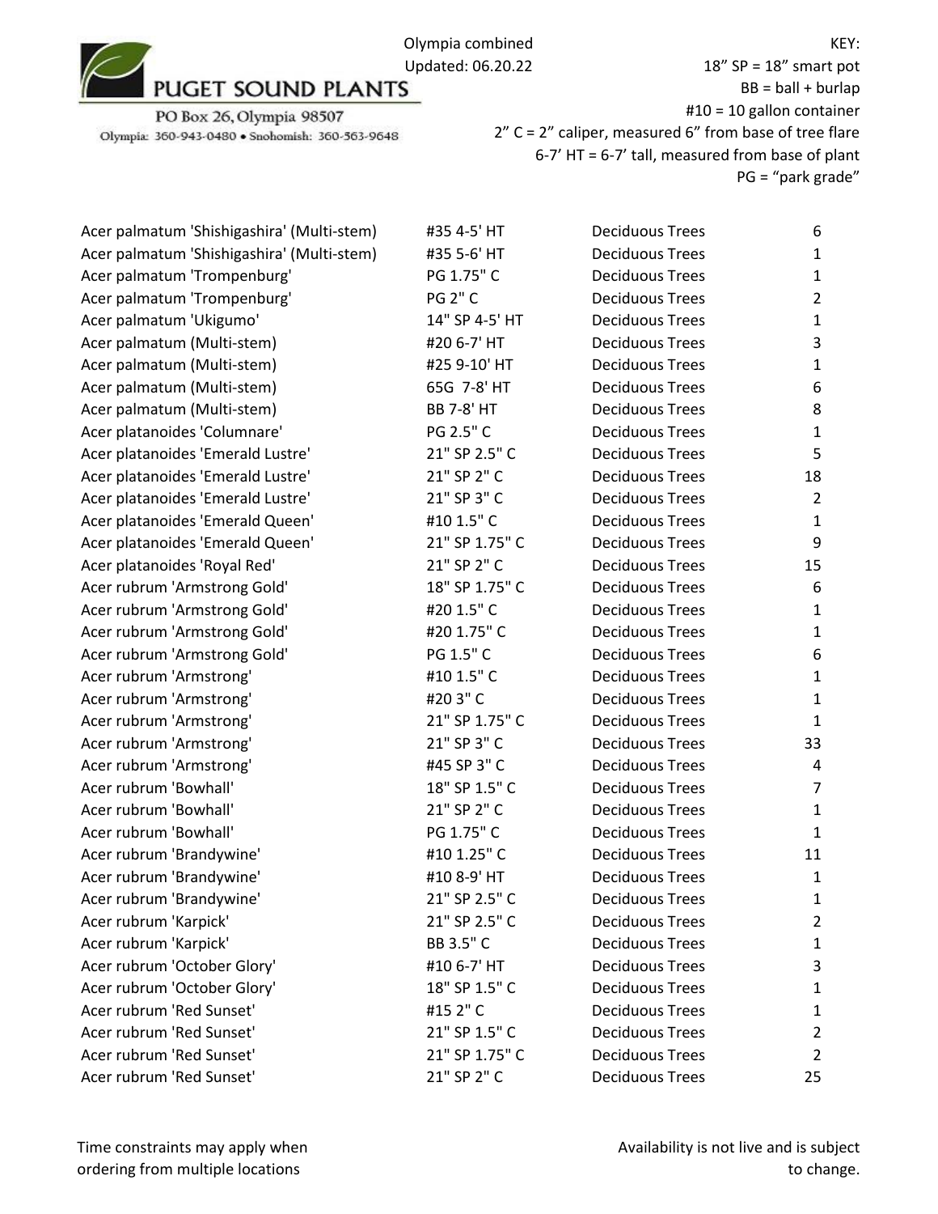PUGET SOUND PLANTS

PO Box 26, Olympia 98507

Olympia: 360-943-0480 • Snohomish: 360-563-9648

Olympia combined
Updated: 06.20.22

KEY:
18" SP = 18" smart pot
BB = ball + burlap
#10 = 10 gallon container
2" C = 2" caliper, measured 6" from base of tree flare
6-7' HT = 6-7' tall, measured from base of plant
PG = "park grade"

| | | | |
|---|---|---|---|
| Acer palmatum 'Shishigashira' (Multi-stem) | #35 4-5' HT | Deciduous Trees | 6 |
| Acer palmatum 'Shishigashira' (Multi-stem) | #35 5-6' HT | Deciduous Trees | 1 |
| Acer palmatum 'Trompenburg' | PG 1.75" C | Deciduous Trees | 1 |
| Acer palmatum 'Trompenburg' | PG 2" C | Deciduous Trees | 2 |
| Acer palmatum 'Ukigumo' | 14" SP 4-5' HT | Deciduous Trees | 1 |
| Acer palmatum (Multi-stem) | #20 6-7' HT | Deciduous Trees | 3 |
| Acer palmatum (Multi-stem) | #25 9-10' HT | Deciduous Trees | 1 |
| Acer palmatum (Multi-stem) | 65G 7-8' HT | Deciduous Trees | 6 |
| Acer palmatum (Multi-stem) | BB 7-8' HT | Deciduous Trees | 8 |
| Acer platanoides 'Columnare' | PG 2.5" C | Deciduous Trees | 1 |
| Acer platanoides 'Emerald Lustre' | 21" SP 2.5" C | Deciduous Trees | 5 |
| Acer platanoides 'Emerald Lustre' | 21" SP 2" C | Deciduous Trees | 18 |
| Acer platanoides 'Emerald Lustre' | 21" SP 3" C | Deciduous Trees | 2 |
| Acer platanoides 'Emerald Queen' | #10 1.5" C | Deciduous Trees | 1 |
| Acer platanoides 'Emerald Queen' | 21" SP 1.75" C | Deciduous Trees | 9 |
| Acer platanoides 'Royal Red' | 21" SP 2" C | Deciduous Trees | 15 |
| Acer rubrum 'Armstrong Gold' | 18" SP 1.75" C | Deciduous Trees | 6 |
| Acer rubrum 'Armstrong Gold' | #20 1.5" C | Deciduous Trees | 1 |
| Acer rubrum 'Armstrong Gold' | #20 1.75" C | Deciduous Trees | 1 |
| Acer rubrum 'Armstrong Gold' | PG 1.5" C | Deciduous Trees | 6 |
| Acer rubrum 'Armstrong' | #10 1.5" C | Deciduous Trees | 1 |
| Acer rubrum 'Armstrong' | #20 3" C | Deciduous Trees | 1 |
| Acer rubrum 'Armstrong' | 21" SP 1.75" C | Deciduous Trees | 1 |
| Acer rubrum 'Armstrong' | 21" SP 3" C | Deciduous Trees | 33 |
| Acer rubrum 'Armstrong' | #45 SP 3" C | Deciduous Trees | 4 |
| Acer rubrum 'Bowhall' | 18" SP 1.5" C | Deciduous Trees | 7 |
| Acer rubrum 'Bowhall' | 21" SP 2" C | Deciduous Trees | 1 |
| Acer rubrum 'Bowhall' | PG 1.75" C | Deciduous Trees | 1 |
| Acer rubrum 'Brandywine' | #10 1.25" C | Deciduous Trees | 11 |
| Acer rubrum 'Brandywine' | #10 8-9' HT | Deciduous Trees | 1 |
| Acer rubrum 'Brandywine' | 21" SP 2.5" C | Deciduous Trees | 1 |
| Acer rubrum 'Karpick' | 21" SP 2.5" C | Deciduous Trees | 2 |
| Acer rubrum 'Karpick' | BB 3.5" C | Deciduous Trees | 1 |
| Acer rubrum 'October Glory' | #10 6-7' HT | Deciduous Trees | 3 |
| Acer rubrum 'October Glory' | 18" SP 1.5" C | Deciduous Trees | 1 |
| Acer rubrum 'Red Sunset' | #15 2" C | Deciduous Trees | 1 |
| Acer rubrum 'Red Sunset' | 21" SP 1.5" C | Deciduous Trees | 2 |
| Acer rubrum 'Red Sunset' | 21" SP 1.75" C | Deciduous Trees | 2 |
| Acer rubrum 'Red Sunset' | 21" SP 2" C | Deciduous Trees | 25 |

Time constraints may apply when ordering from multiple locations

Availability is not live and is subject to change.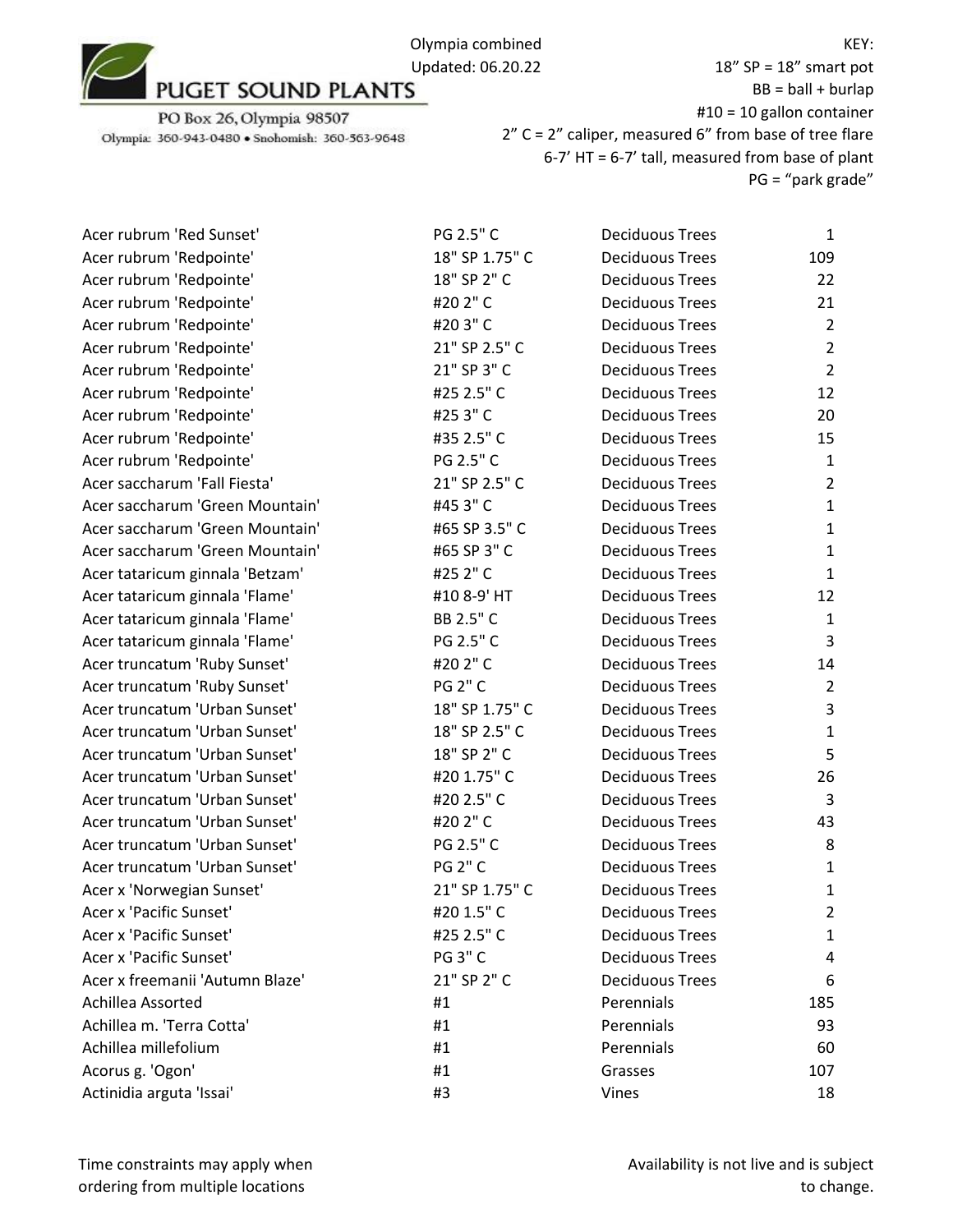PUGET SOUND PLANTS

PO Box 26, Olympia 98507

Olympia: 360-943-0480 • Snohomish: 360-563-9648

Olympia combined
Updated: 06.20.22

KEY:
18" SP = 18" smart pot
BB = ball + burlap
#10 = 10 gallon container
2" C = 2" caliper, measured 6" from base of tree flare
6-7' HT = 6-7' tall, measured from base of plant
PG = "park grade"

| | | | |
|---|---|---|---|
| Acer rubrum 'Red Sunset' | PG 2.5" C | Deciduous Trees | 1 |
| Acer rubrum 'Redpointe' | 18" SP 1.75" C | Deciduous Trees | 109 |
| Acer rubrum 'Redpointe' | 18" SP 2" C | Deciduous Trees | 22 |
| Acer rubrum 'Redpointe' | #20 2" C | Deciduous Trees | 21 |
| Acer rubrum 'Redpointe' | #20 3" C | Deciduous Trees | 2 |
| Acer rubrum 'Redpointe' | 21" SP 2.5" C | Deciduous Trees | 2 |
| Acer rubrum 'Redpointe' | 21" SP 3" C | Deciduous Trees | 2 |
| Acer rubrum 'Redpointe' | #25 2.5" C | Deciduous Trees | 12 |
| Acer rubrum 'Redpointe' | #25 3" C | Deciduous Trees | 20 |
| Acer rubrum 'Redpointe' | #35 2.5" C | Deciduous Trees | 15 |
| Acer rubrum 'Redpointe' | PG 2.5" C | Deciduous Trees | 1 |
| Acer saccharum 'Fall Fiesta' | 21" SP 2.5" C | Deciduous Trees | 2 |
| Acer saccharum 'Green Mountain' | #45 3" C | Deciduous Trees | 1 |
| Acer saccharum 'Green Mountain' | #65 SP 3.5" C | Deciduous Trees | 1 |
| Acer saccharum 'Green Mountain' | #65 SP 3" C | Deciduous Trees | 1 |
| Acer tataricum ginnala 'Betzam' | #25 2" C | Deciduous Trees | 1 |
| Acer tataricum ginnala 'Flame' | #10 8-9' HT | Deciduous Trees | 12 |
| Acer tataricum ginnala 'Flame' | BB 2.5" C | Deciduous Trees | 1 |
| Acer tataricum ginnala 'Flame' | PG 2.5" C | Deciduous Trees | 3 |
| Acer truncatum 'Ruby Sunset' | #20 2" C | Deciduous Trees | 14 |
| Acer truncatum 'Ruby Sunset' | PG 2" C | Deciduous Trees | 2 |
| Acer truncatum 'Urban Sunset' | 18" SP 1.75" C | Deciduous Trees | 3 |
| Acer truncatum 'Urban Sunset' | 18" SP 2.5" C | Deciduous Trees | 1 |
| Acer truncatum 'Urban Sunset' | 18" SP 2" C | Deciduous Trees | 5 |
| Acer truncatum 'Urban Sunset' | #20 1.75" C | Deciduous Trees | 26 |
| Acer truncatum 'Urban Sunset' | #20 2.5" C | Deciduous Trees | 3 |
| Acer truncatum 'Urban Sunset' | #20 2" C | Deciduous Trees | 43 |
| Acer truncatum 'Urban Sunset' | PG 2.5" C | Deciduous Trees | 8 |
| Acer truncatum 'Urban Sunset' | PG 2" C | Deciduous Trees | 1 |
| Acer x 'Norwegian Sunset' | 21" SP 1.75" C | Deciduous Trees | 1 |
| Acer x 'Pacific Sunset' | #20 1.5" C | Deciduous Trees | 2 |
| Acer x 'Pacific Sunset' | #25 2.5" C | Deciduous Trees | 1 |
| Acer x 'Pacific Sunset' | PG 3" C | Deciduous Trees | 4 |
| Acer x freemanii 'Autumn Blaze' | 21" SP 2" C | Deciduous Trees | 6 |
| Achillea Assorted | #1 | Perennials | 185 |
| Achillea m. 'Terra Cotta' | #1 | Perennials | 93 |
| Achillea millefolium | #1 | Perennials | 60 |
| Acorus g. 'Ogon' | #1 | Grasses | 107 |
| Actinidia arguta 'Issai' | #3 | Vines | 18 |

Time constraints may apply when ordering from multiple locations

Availability is not live and is subject to change.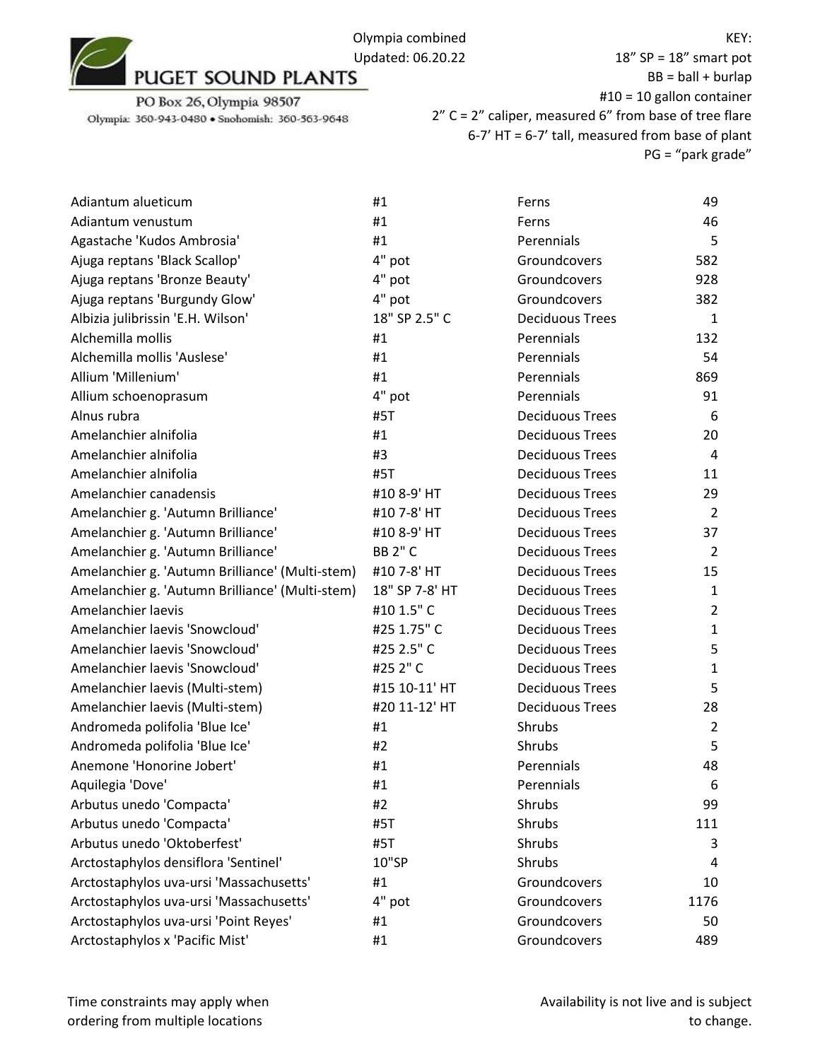| Plant | Size | Category | Quantity |
| --- | --- | --- | --- |
| Adiantum alueticum | #1 | Ferns | 49 |
| Adiantum venustum | #1 | Ferns | 46 |
| Agastache 'Kudos Ambrosia' | #1 | Perennials | 5 |
| Ajuga reptans 'Black Scallop' | 4" pot | Groundcovers | 582 |
| Ajuga reptans 'Bronze Beauty' | 4" pot | Groundcovers | 928 |
| Ajuga reptans 'Burgundy Glow' | 4" pot | Groundcovers | 382 |
| Albizia julibrissin 'E.H. Wilson' | 18" SP 2.5" C | Deciduous Trees | 1 |
| Alchemilla mollis | #1 | Perennials | 132 |
| Alchemilla mollis 'Auslese' | #1 | Perennials | 54 |
| Allium 'Millenium' | #1 | Perennials | 869 |
| Allium schoenoprasum | 4" pot | Perennials | 91 |
| Alnus rubra | #5T | Deciduous Trees | 6 |
| Amelanchier alnifolia | #1 | Deciduous Trees | 20 |
| Amelanchier alnifolia | #3 | Deciduous Trees | 4 |
| Amelanchier alnifolia | #5T | Deciduous Trees | 11 |
| Amelanchier canadensis | #10 8-9' HT | Deciduous Trees | 29 |
| Amelanchier g. 'Autumn Brilliance' | #10 7-8' HT | Deciduous Trees | 2 |
| Amelanchier g. 'Autumn Brilliance' | #10 8-9' HT | Deciduous Trees | 37 |
| Amelanchier g. 'Autumn Brilliance' | BB 2" C | Deciduous Trees | 2 |
| Amelanchier g. 'Autumn Brilliance' (Multi-stem) | #10 7-8' HT | Deciduous Trees | 15 |
| Amelanchier g. 'Autumn Brilliance' (Multi-stem) | 18" SP 7-8' HT | Deciduous Trees | 1 |
| Amelanchier laevis | #10 1.5" C | Deciduous Trees | 2 |
| Amelanchier laevis 'Snowcloud' | #25 1.75" C | Deciduous Trees | 1 |
| Amelanchier laevis 'Snowcloud' | #25 2.5" C | Deciduous Trees | 5 |
| Amelanchier laevis 'Snowcloud' | #25 2" C | Deciduous Trees | 1 |
| Amelanchier laevis (Multi-stem) | #15 10-11' HT | Deciduous Trees | 5 |
| Amelanchier laevis (Multi-stem) | #20 11-12' HT | Deciduous Trees | 28 |
| Andromeda polifolia 'Blue Ice' | #1 | Shrubs | 2 |
| Andromeda polifolia 'Blue Ice' | #2 | Shrubs | 5 |
| Anemone 'Honorine Jobert' | #1 | Perennials | 48 |
| Aquilegia 'Dove' | #1 | Perennials | 6 |
| Arbutus unedo 'Compacta' | #2 | Shrubs | 99 |
| Arbutus unedo 'Compacta' | #5T | Shrubs | 111 |
| Arbutus unedo 'Oktoberfest' | #5T | Shrubs | 3 |
| Arctostaphylos densiflora 'Sentinel' | 10"SP | Shrubs | 4 |
| Arctostaphylos uva-ursi 'Massachusetts' | #1 | Groundcovers | 10 |
| Arctostaphylos uva-ursi 'Massachusetts' | 4" pot | Groundcovers | 1176 |
| Arctostaphylos uva-ursi 'Point Reyes' | #1 | Groundcovers | 50 |
| Arctostaphylos x 'Pacific Mist' | #1 | Groundcovers | 489 |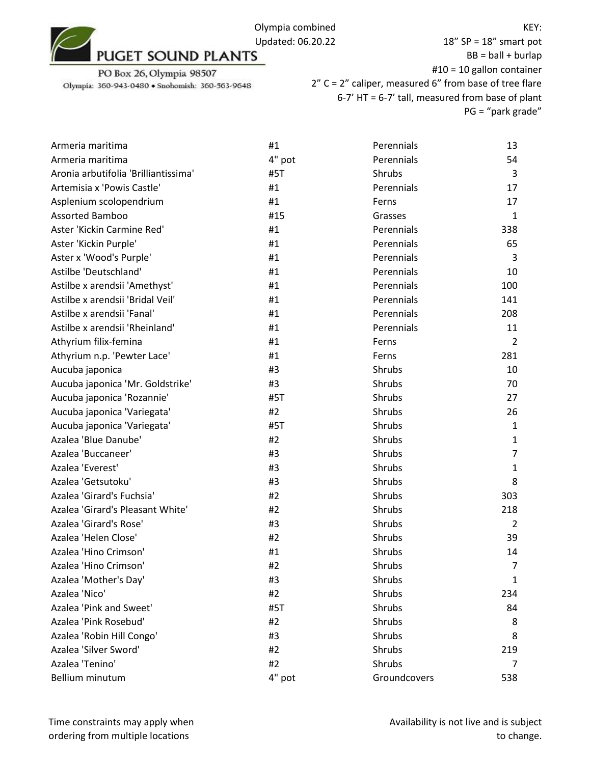PUGET SOUND PLANTS

PO Box 26, Olympia 98507

Olympia: 360-943-0480 • Snohomish: 360-563-9648

Olympia combined
Updated: 06.20.22

KEY:
18" SP = 18" smart pot
BB = ball + burlap
#10 = 10 gallon container
2" C = 2" caliper, measured 6" from base of tree flare
6-7' HT = 6-7' tall, measured from base of plant
PG = "park grade"

| | | | |
|---|---|---|---|
| Armeria maritima | #1 | Perennials | 13 |
| Armeria maritima | 4" pot | Perennials | 54 |
| Aronia arbutifolia 'Brilliantissima' | #5T | Shrubs | 3 |
| Artemisia x 'Powis Castle' | #1 | Perennials | 17 |
| Asplenium scolopendrium | #1 | Ferns | 17 |
| Assorted Bamboo | #15 | Grasses | 1 |
| Aster 'Kickin Carmine Red' | #1 | Perennials | 338 |
| Aster 'Kickin Purple' | #1 | Perennials | 65 |
| Aster x 'Wood's Purple' | #1 | Perennials | 3 |
| Astilbe 'Deutschland' | #1 | Perennials | 10 |
| Astilbe x arendsii 'Amethyst' | #1 | Perennials | 100 |
| Astilbe x arendsii 'Bridal Veil' | #1 | Perennials | 141 |
| Astilbe x arendsii 'Fanal' | #1 | Perennials | 208 |
| Astilbe x arendsii 'Rheinland' | #1 | Perennials | 11 |
| Athyrium filix-femina | #1 | Ferns | 2 |
| Athyrium n.p. 'Pewter Lace' | #1 | Ferns | 281 |
| Aucuba japonica | #3 | Shrubs | 10 |
| Aucuba japonica 'Mr. Goldstrike' | #3 | Shrubs | 70 |
| Aucuba japonica 'Rozannie' | #5T | Shrubs | 27 |
| Aucuba japonica 'Variegata' | #2 | Shrubs | 26 |
| Aucuba japonica 'Variegata' | #5T | Shrubs | 1 |
| Azalea 'Blue Danube' | #2 | Shrubs | 1 |
| Azalea 'Buccaneer' | #3 | Shrubs | 7 |
| Azalea 'Everest' | #3 | Shrubs | 1 |
| Azalea 'Getsutoku' | #3 | Shrubs | 8 |
| Azalea 'Girard's Fuchsia' | #2 | Shrubs | 303 |
| Azalea 'Girard's Pleasant White' | #2 | Shrubs | 218 |
| Azalea 'Girard's Rose' | #3 | Shrubs | 2 |
| Azalea 'Helen Close' | #2 | Shrubs | 39 |
| Azalea 'Hino Crimson' | #1 | Shrubs | 14 |
| Azalea 'Hino Crimson' | #2 | Shrubs | 7 |
| Azalea 'Mother's Day' | #3 | Shrubs | 1 |
| Azalea 'Nico' | #2 | Shrubs | 234 |
| Azalea 'Pink and Sweet' | #5T | Shrubs | 84 |
| Azalea 'Pink Rosebud' | #2 | Shrubs | 8 |
| Azalea 'Robin Hill Congo' | #3 | Shrubs | 8 |
| Azalea 'Silver Sword' | #2 | Shrubs | 219 |
| Azalea 'Tenino' | #2 | Shrubs | 7 |
| Bellium minutum | 4" pot | Groundcovers | 538 |

Time constraints may apply when ordering from multiple locations

Availability is not live and is subject to change.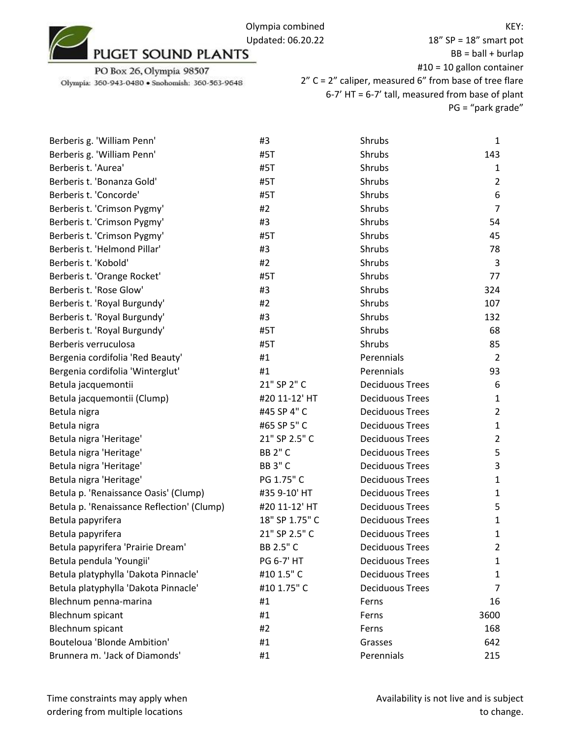PUGET SOUND PLANTS

PO Box 26, Olympia 98507

Olympia: 360-943-0480 • Snohomish: 360-563-9648

Olympia combined
Updated: 06.20.22

KEY:
18" SP = 18" smart pot
BB = ball + burlap
#10 = 10 gallon container
2" C = 2" caliper, measured 6" from base of tree flare
6-7' HT = 6-7' tall, measured from base of plant
PG = "park grade"

| Plant | Size | Category | Qty |
|---|---|---|---|
| Berberis g. 'William Penn' | #3 | Shrubs | 1 |
| Berberis g. 'William Penn' | #5T | Shrubs | 143 |
| Berberis t. 'Aurea' | #5T | Shrubs | 1 |
| Berberis t. 'Bonanza Gold' | #5T | Shrubs | 2 |
| Berberis t. 'Concorde' | #5T | Shrubs | 6 |
| Berberis t. 'Crimson Pygmy' | #2 | Shrubs | 7 |
| Berberis t. 'Crimson Pygmy' | #3 | Shrubs | 54 |
| Berberis t. 'Crimson Pygmy' | #5T | Shrubs | 45 |
| Berberis t. 'Helmond Pillar' | #3 | Shrubs | 78 |
| Berberis t. 'Kobold' | #2 | Shrubs | 3 |
| Berberis t. 'Orange Rocket' | #5T | Shrubs | 77 |
| Berberis t. 'Rose Glow' | #3 | Shrubs | 324 |
| Berberis t. 'Royal Burgundy' | #2 | Shrubs | 107 |
| Berberis t. 'Royal Burgundy' | #3 | Shrubs | 132 |
| Berberis t. 'Royal Burgundy' | #5T | Shrubs | 68 |
| Berberis verruculosa | #5T | Shrubs | 85 |
| Bergenia cordifolia 'Red Beauty' | #1 | Perennials | 2 |
| Bergenia cordifolia 'Winterglut' | #1 | Perennials | 93 |
| Betula jacquemontii | 21" SP 2" C | Deciduous Trees | 6 |
| Betula jacquemontii (Clump) | #20 11-12' HT | Deciduous Trees | 1 |
| Betula nigra | #45 SP 4" C | Deciduous Trees | 2 |
| Betula nigra | #65 SP 5" C | Deciduous Trees | 1 |
| Betula nigra 'Heritage' | 21" SP 2.5" C | Deciduous Trees | 2 |
| Betula nigra 'Heritage' | BB 2" C | Deciduous Trees | 5 |
| Betula nigra 'Heritage' | BB 3" C | Deciduous Trees | 3 |
| Betula nigra 'Heritage' | PG 1.75" C | Deciduous Trees | 1 |
| Betula p. 'Renaissance Oasis' (Clump) | #35 9-10' HT | Deciduous Trees | 1 |
| Betula p. 'Renaissance Reflection' (Clump) | #20 11-12' HT | Deciduous Trees | 5 |
| Betula papyrifera | 18" SP 1.75" C | Deciduous Trees | 1 |
| Betula papyrifera | 21" SP 2.5" C | Deciduous Trees | 1 |
| Betula papyrifera 'Prairie Dream' | BB 2.5" C | Deciduous Trees | 2 |
| Betula pendula 'Youngii' | PG 6-7' HT | Deciduous Trees | 1 |
| Betula platyphylla 'Dakota Pinnacle' | #10 1.5" C | Deciduous Trees | 1 |
| Betula platyphylla 'Dakota Pinnacle' | #10 1.75" C | Deciduous Trees | 7 |
| Blechnum penna-marina | #1 | Ferns | 16 |
| Blechnum spicant | #1 | Ferns | 3600 |
| Blechnum spicant | #2 | Ferns | 168 |
| Bouteloua 'Blonde Ambition' | #1 | Grasses | 642 |
| Brunnera m. 'Jack of Diamonds' | #1 | Perennials | 215 |

Time constraints may apply when ordering from multiple locations

Availability is not live and is subject to change.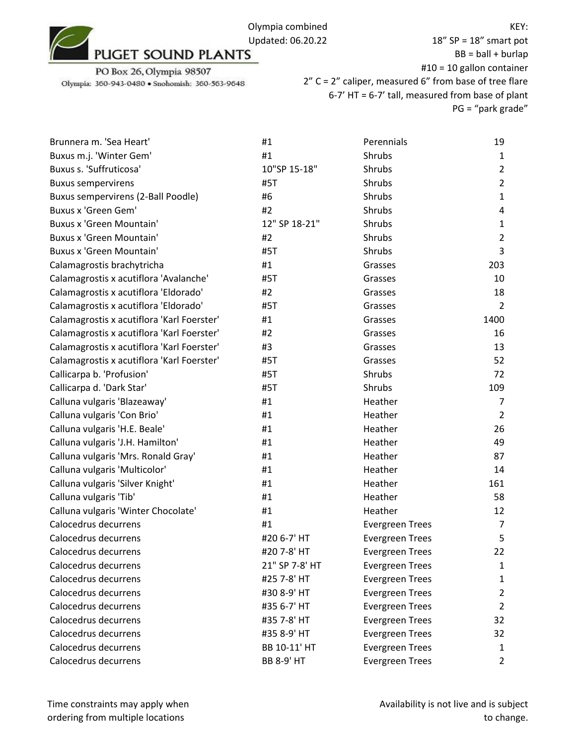PUGET SOUND PLANTS

PO Box 26, Olympia 98507

Olympia: 360-943-0480 • Snohomish: 360-563-9648

Olympia combined
Updated: 06.20.22

KEY:
18" SP = 18" smart pot
BB = ball + burlap
#10 = 10 gallon container
2" C = 2" caliper, measured 6" from base of tree flare
6-7' HT = 6-7' tall, measured from base of plant
PG = "park grade"

| | | | |
|---|---|---|---|
| Brunnera m. 'Sea Heart' | #1 | Perennials | 19 |
| Buxus m.j. 'Winter Gem' | #1 | Shrubs | 1 |
| Buxus s. 'Suffruticosa' | 10"SP 15-18" | Shrubs | 2 |
| Buxus sempervirens | #5T | Shrubs | 2 |
| Buxus sempervirens (2-Ball Poodle) | #6 | Shrubs | 1 |
| Buxus x 'Green Gem' | #2 | Shrubs | 4 |
| Buxus x 'Green Mountain' | 12" SP 18-21" | Shrubs | 1 |
| Buxus x 'Green Mountain' | #2 | Shrubs | 2 |
| Buxus x 'Green Mountain' | #5T | Shrubs | 3 |
| Calamagrostis brachytricha | #1 | Grasses | 203 |
| Calamagrostis x acutiflora 'Avalanche' | #5T | Grasses | 10 |
| Calamagrostis x acutiflora 'Eldorado' | #2 | Grasses | 18 |
| Calamagrostis x acutiflora 'Eldorado' | #5T | Grasses | 2 |
| Calamagrostis x acutiflora 'Karl Foerster' | #1 | Grasses | 1400 |
| Calamagrostis x acutiflora 'Karl Foerster' | #2 | Grasses | 16 |
| Calamagrostis x acutiflora 'Karl Foerster' | #3 | Grasses | 13 |
| Calamagrostis x acutiflora 'Karl Foerster' | #5T | Grasses | 52 |
| Callicarpa b. 'Profusion' | #5T | Shrubs | 72 |
| Callicarpa d. 'Dark Star' | #5T | Shrubs | 109 |
| Calluna vulgaris 'Blazeaway' | #1 | Heather | 7 |
| Calluna vulgaris 'Con Brio' | #1 | Heather | 2 |
| Calluna vulgaris 'H.E. Beale' | #1 | Heather | 26 |
| Calluna vulgaris 'J.H. Hamilton' | #1 | Heather | 49 |
| Calluna vulgaris 'Mrs. Ronald Gray' | #1 | Heather | 87 |
| Calluna vulgaris 'Multicolor' | #1 | Heather | 14 |
| Calluna vulgaris 'Silver Knight' | #1 | Heather | 161 |
| Calluna vulgaris 'Tib' | #1 | Heather | 58 |
| Calluna vulgaris 'Winter Chocolate' | #1 | Heather | 12 |
| Calocedrus decurrens | #1 | Evergreen Trees | 7 |
| Calocedrus decurrens | #20 6-7' HT | Evergreen Trees | 5 |
| Calocedrus decurrens | #20 7-8' HT | Evergreen Trees | 22 |
| Calocedrus decurrens | 21" SP 7-8' HT | Evergreen Trees | 1 |
| Calocedrus decurrens | #25 7-8' HT | Evergreen Trees | 1 |
| Calocedrus decurrens | #30 8-9' HT | Evergreen Trees | 2 |
| Calocedrus decurrens | #35 6-7' HT | Evergreen Trees | 2 |
| Calocedrus decurrens | #35 7-8' HT | Evergreen Trees | 32 |
| Calocedrus decurrens | #35 8-9' HT | Evergreen Trees | 32 |
| Calocedrus decurrens | BB 10-11' HT | Evergreen Trees | 1 |
| Calocedrus decurrens | BB 8-9' HT | Evergreen Trees | 2 |

Time constraints may apply when ordering from multiple locations

Availability is not live and is subject to change.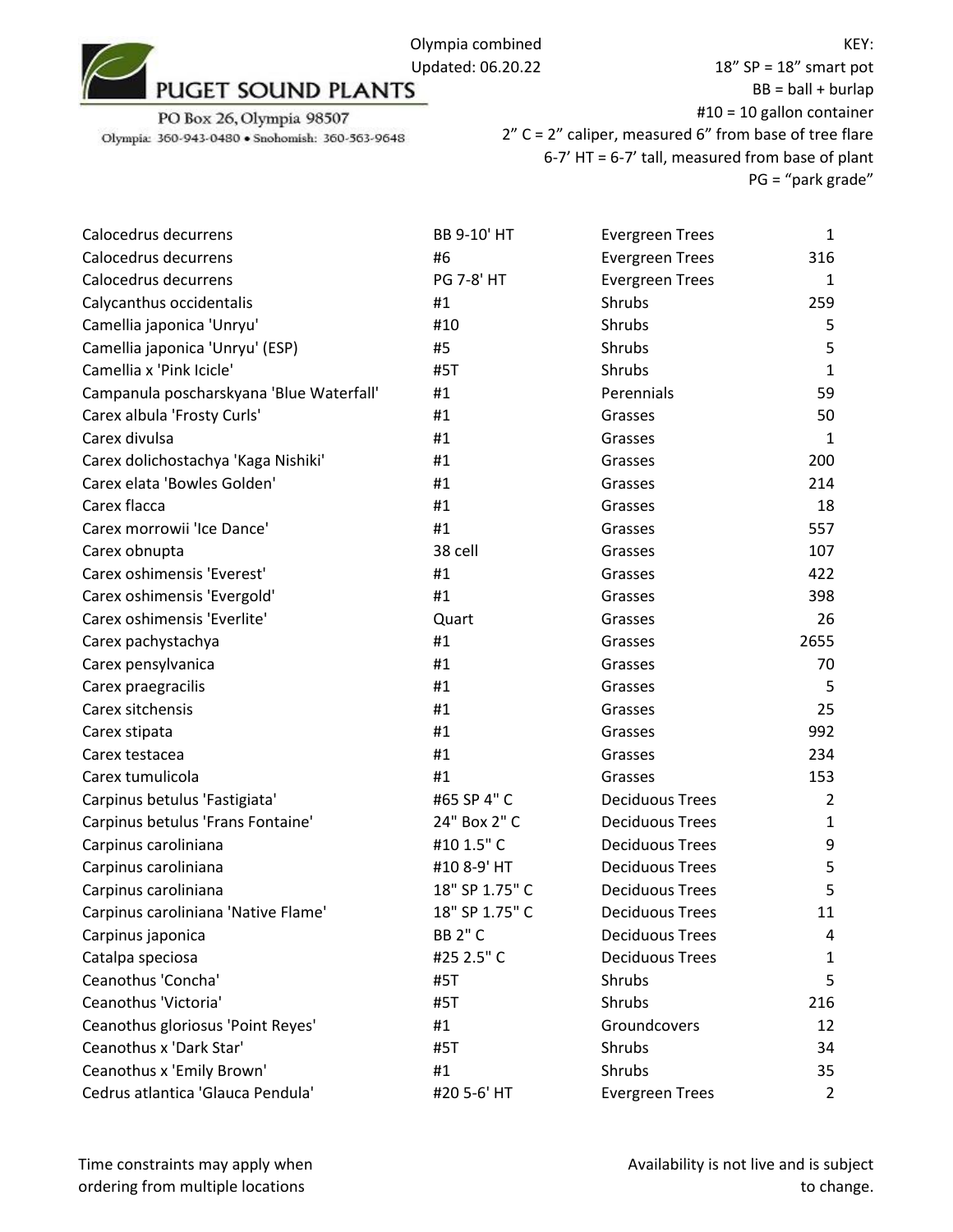PUGET SOUND PLANTS

PO Box 26, Olympia 98507
Olympia: 360-943-0480 • Snohomish: 360-363-9648

Olympia combined
Updated: 06.20.22

KEY:
18" SP = 18" smart pot
BB = ball + burlap
#10 = 10 gallon container
2" C = 2" caliper, measured 6" from base of tree flare
6-7' HT = 6-7' tall, measured from base of plant
PG = "park grade"

| | | | |
|---|---|---|---|
| Calocedrus decurrens | BB 9-10' HT | Evergreen Trees | 1 |
| Calocedrus decurrens | #6 | Evergreen Trees | 316 |
| Calocedrus decurrens | PG 7-8' HT | Evergreen Trees | 1 |
| Calycanthus occidentalis | #1 | Shrubs | 259 |
| Camellia japonica 'Unryu' | #10 | Shrubs | 5 |
| Camellia japonica 'Unryu' (ESP) | #5 | Shrubs | 5 |
| Camellia x 'Pink Icicle' | #5T | Shrubs | 1 |
| Campanula poscharskyana 'Blue Waterfall' | #1 | Perennials | 59 |
| Carex albula 'Frosty Curls' | #1 | Grasses | 50 |
| Carex divulsa | #1 | Grasses | 1 |
| Carex dolichostachya 'Kaga Nishiki' | #1 | Grasses | 200 |
| Carex elata 'Bowles Golden' | #1 | Grasses | 214 |
| Carex flacca | #1 | Grasses | 18 |
| Carex morrowii 'Ice Dance' | #1 | Grasses | 557 |
| Carex obnupta | 38 cell | Grasses | 107 |
| Carex oshimensis 'Everest' | #1 | Grasses | 422 |
| Carex oshimensis 'Evergold' | #1 | Grasses | 398 |
| Carex oshimensis 'Everlite' | Quart | Grasses | 26 |
| Carex pachystachya | #1 | Grasses | 2655 |
| Carex pensylvanica | #1 | Grasses | 70 |
| Carex praegracilis | #1 | Grasses | 5 |
| Carex sitchensis | #1 | Grasses | 25 |
| Carex stipata | #1 | Grasses | 992 |
| Carex testacea | #1 | Grasses | 234 |
| Carex tumulicola | #1 | Grasses | 153 |
| Carpinus betulus 'Fastigiata' | #65 SP 4" C | Deciduous Trees | 2 |
| Carpinus betulus 'Frans Fontaine' | 24" Box 2" C | Deciduous Trees | 1 |
| Carpinus caroliniana | #10 1.5" C | Deciduous Trees | 9 |
| Carpinus caroliniana | #10 8-9' HT | Deciduous Trees | 5 |
| Carpinus caroliniana | 18" SP 1.75" C | Deciduous Trees | 5 |
| Carpinus caroliniana 'Native Flame' | 18" SP 1.75" C | Deciduous Trees | 11 |
| Carpinus japonica | BB 2" C | Deciduous Trees | 4 |
| Catalpa speciosa | #25 2.5" C | Deciduous Trees | 1 |
| Ceanothus 'Concha' | #5T | Shrubs | 5 |
| Ceanothus 'Victoria' | #5T | Shrubs | 216 |
| Ceanothus gloriosus 'Point Reyes' | #1 | Groundcovers | 12 |
| Ceanothus x 'Dark Star' | #5T | Shrubs | 34 |
| Ceanothus x 'Emily Brown' | #1 | Shrubs | 35 |
| Cedrus atlantica 'Glauca Pendula' | #20 5-6' HT | Evergreen Trees | 2 |

Time constraints may apply when ordering from multiple locations

Availability is not live and is subject to change.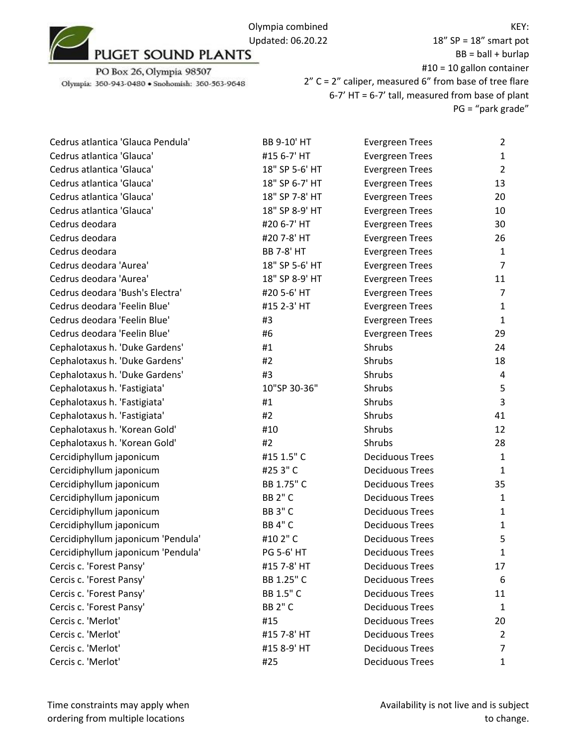PUGET SOUND PLANTS

PO Box 26, Olympia 98507

Olympia: 360-943-0480 • Snohomish: 360-563-9648

Olympia combined
Updated: 06.20.22

KEY:
18" SP = 18" smart pot
BB = ball + burlap
#10 = 10 gallon container
2" C = 2" caliper, measured 6" from base of tree flare
6-7' HT = 6-7' tall, measured from base of plant
PG = "park grade"

| | | | |
|---|---|---|---|
| Cedrus atlantica 'Glauca Pendula' | BB 9-10' HT | Evergreen Trees | 2 |
| Cedrus atlantica 'Glauca' | #15 6-7' HT | Evergreen Trees | 1 |
| Cedrus atlantica 'Glauca' | 18" SP 5-6' HT | Evergreen Trees | 2 |
| Cedrus atlantica 'Glauca' | 18" SP 6-7' HT | Evergreen Trees | 13 |
| Cedrus atlantica 'Glauca' | 18" SP 7-8' HT | Evergreen Trees | 20 |
| Cedrus atlantica 'Glauca' | 18" SP 8-9' HT | Evergreen Trees | 10 |
| Cedrus deodara | #20 6-7' HT | Evergreen Trees | 30 |
| Cedrus deodara | #20 7-8' HT | Evergreen Trees | 26 |
| Cedrus deodara | BB 7-8' HT | Evergreen Trees | 1 |
| Cedrus deodara 'Aurea' | 18" SP 5-6' HT | Evergreen Trees | 7 |
| Cedrus deodara 'Aurea' | 18" SP 8-9' HT | Evergreen Trees | 11 |
| Cedrus deodara 'Bush's Electra' | #20 5-6' HT | Evergreen Trees | 7 |
| Cedrus deodara 'Feelin Blue' | #15 2-3' HT | Evergreen Trees | 1 |
| Cedrus deodara 'Feelin Blue' | #3 | Evergreen Trees | 1 |
| Cedrus deodara 'Feelin Blue' | #6 | Evergreen Trees | 29 |
| Cephalotaxus h. 'Duke Gardens' | #1 | Shrubs | 24 |
| Cephalotaxus h. 'Duke Gardens' | #2 | Shrubs | 18 |
| Cephalotaxus h. 'Duke Gardens' | #3 | Shrubs | 4 |
| Cephalotaxus h. 'Fastigiata' | 10"SP 30-36" | Shrubs | 5 |
| Cephalotaxus h. 'Fastigiata' | #1 | Shrubs | 3 |
| Cephalotaxus h. 'Fastigiata' | #2 | Shrubs | 41 |
| Cephalotaxus h. 'Korean Gold' | #10 | Shrubs | 12 |
| Cephalotaxus h. 'Korean Gold' | #2 | Shrubs | 28 |
| Cercidiphyllum japonicum | #15 1.5" C | Deciduous Trees | 1 |
| Cercidiphyllum japonicum | #25 3" C | Deciduous Trees | 1 |
| Cercidiphyllum japonicum | BB 1.75" C | Deciduous Trees | 35 |
| Cercidiphyllum japonicum | BB 2" C | Deciduous Trees | 1 |
| Cercidiphyllum japonicum | BB 3" C | Deciduous Trees | 1 |
| Cercidiphyllum japonicum | BB 4" C | Deciduous Trees | 1 |
| Cercidiphyllum japonicum 'Pendula' | #10 2" C | Deciduous Trees | 5 |
| Cercidiphyllum japonicum 'Pendula' | PG 5-6' HT | Deciduous Trees | 1 |
| Cercis c. 'Forest Pansy' | #15 7-8' HT | Deciduous Trees | 17 |
| Cercis c. 'Forest Pansy' | BB 1.25" C | Deciduous Trees | 6 |
| Cercis c. 'Forest Pansy' | BB 1.5" C | Deciduous Trees | 11 |
| Cercis c. 'Forest Pansy' | BB 2" C | Deciduous Trees | 1 |
| Cercis c. 'Merlot' | #15 | Deciduous Trees | 20 |
| Cercis c. 'Merlot' | #15 7-8' HT | Deciduous Trees | 2 |
| Cercis c. 'Merlot' | #15 8-9' HT | Deciduous Trees | 7 |
| Cercis c. 'Merlot' | #25 | Deciduous Trees | 1 |

Time constraints may apply when ordering from multiple locations

Availability is not live and is subject to change.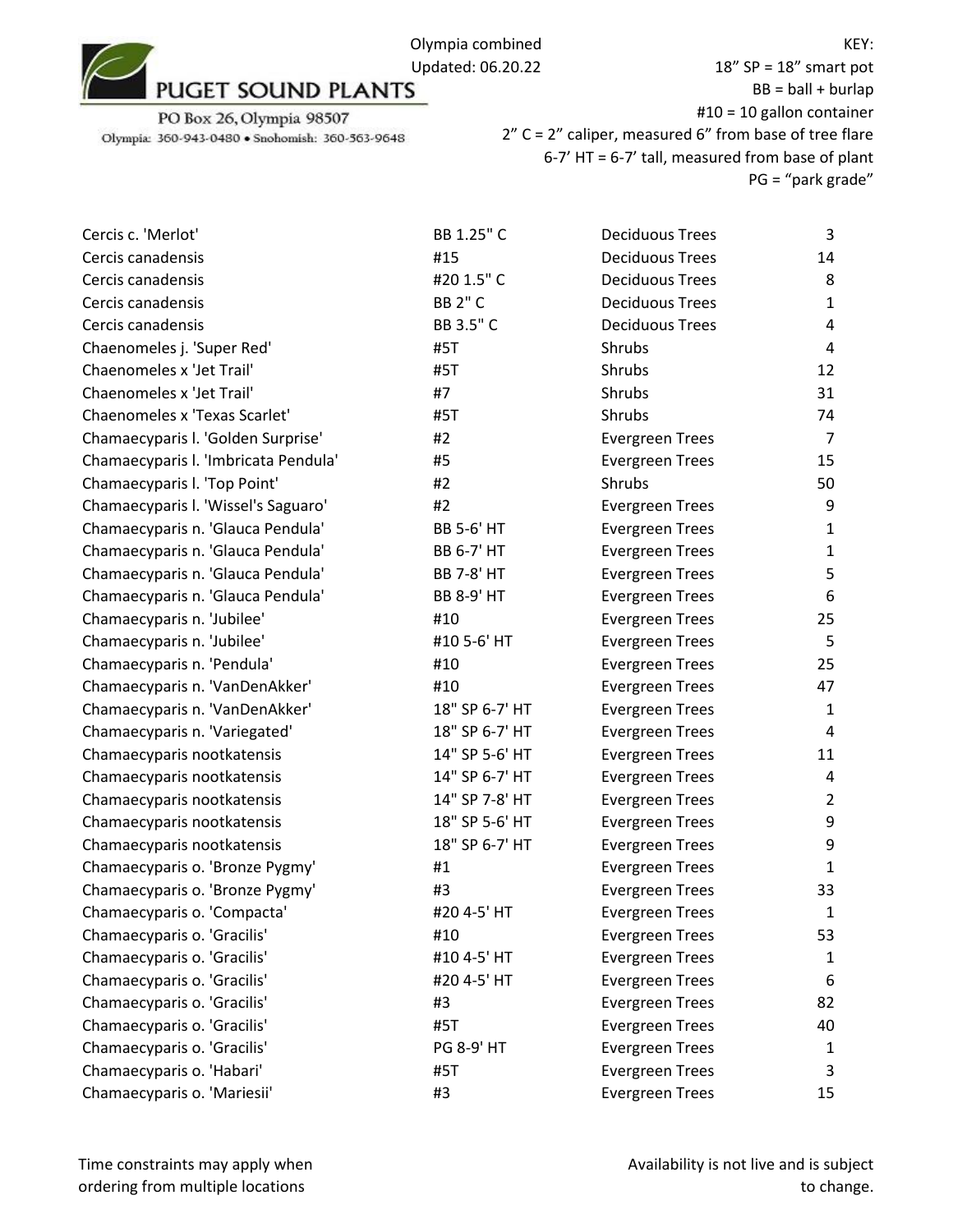PUGET SOUND PLANTS

PO Box 26, Olympia 98507

Olympia: 360-943-0480 • Snohomish: 360-563-9648

Olympia combined
Updated: 06.20.22

KEY:
18" SP = 18" smart pot
BB = ball + burlap
#10 = 10 gallon container
2" C = 2" caliper, measured 6" from base of tree flare
6-7' HT = 6-7' tall, measured from base of plant
PG = "park grade"

| | | | |
|---|---|---|---|
| Cercis c. 'Merlot' | BB 1.25" C | Deciduous Trees | 3 |
| Cercis canadensis | #15 | Deciduous Trees | 14 |
| Cercis canadensis | #20 1.5" C | Deciduous Trees | 8 |
| Cercis canadensis | BB 2" C | Deciduous Trees | 1 |
| Cercis canadensis | BB 3.5" C | Deciduous Trees | 4 |
| Chaenomeles j. 'Super Red' | #5T | Shrubs | 4 |
| Chaenomeles x 'Jet Trail' | #5T | Shrubs | 12 |
| Chaenomeles x 'Jet Trail' | #7 | Shrubs | 31 |
| Chaenomeles x 'Texas Scarlet' | #5T | Shrubs | 74 |
| Chamaecyparis l. 'Golden Surprise' | #2 | Evergreen Trees | 7 |
| Chamaecyparis l. 'Imbricata Pendula' | #5 | Evergreen Trees | 15 |
| Chamaecyparis l. 'Top Point' | #2 | Shrubs | 50 |
| Chamaecyparis l. 'Wissel's Saguaro' | #2 | Evergreen Trees | 9 |
| Chamaecyparis n. 'Glauca Pendula' | BB 5-6' HT | Evergreen Trees | 1 |
| Chamaecyparis n. 'Glauca Pendula' | BB 6-7' HT | Evergreen Trees | 1 |
| Chamaecyparis n. 'Glauca Pendula' | BB 7-8' HT | Evergreen Trees | 5 |
| Chamaecyparis n. 'Glauca Pendula' | BB 8-9' HT | Evergreen Trees | 6 |
| Chamaecyparis n. 'Jubilee' | #10 | Evergreen Trees | 25 |
| Chamaecyparis n. 'Jubilee' | #10 5-6' HT | Evergreen Trees | 5 |
| Chamaecyparis n. 'Pendula' | #10 | Evergreen Trees | 25 |
| Chamaecyparis n. 'VanDenAkker' | #10 | Evergreen Trees | 47 |
| Chamaecyparis n. 'VanDenAkker' | 18" SP 6-7' HT | Evergreen Trees | 1 |
| Chamaecyparis n. 'Variegated' | 18" SP 6-7' HT | Evergreen Trees | 4 |
| Chamaecyparis nootkatensis | 14" SP 5-6' HT | Evergreen Trees | 11 |
| Chamaecyparis nootkatensis | 14" SP 6-7' HT | Evergreen Trees | 4 |
| Chamaecyparis nootkatensis | 14" SP 7-8' HT | Evergreen Trees | 2 |
| Chamaecyparis nootkatensis | 18" SP 5-6' HT | Evergreen Trees | 9 |
| Chamaecyparis nootkatensis | 18" SP 6-7' HT | Evergreen Trees | 9 |
| Chamaecyparis o. 'Bronze Pygmy' | #1 | Evergreen Trees | 1 |
| Chamaecyparis o. 'Bronze Pygmy' | #3 | Evergreen Trees | 33 |
| Chamaecyparis o. 'Compacta' | #20 4-5' HT | Evergreen Trees | 1 |
| Chamaecyparis o. 'Gracilis' | #10 | Evergreen Trees | 53 |
| Chamaecyparis o. 'Gracilis' | #10 4-5' HT | Evergreen Trees | 1 |
| Chamaecyparis o. 'Gracilis' | #20 4-5' HT | Evergreen Trees | 6 |
| Chamaecyparis o. 'Gracilis' | #3 | Evergreen Trees | 82 |
| Chamaecyparis o. 'Gracilis' | #5T | Evergreen Trees | 40 |
| Chamaecyparis o. 'Gracilis' | PG 8-9' HT | Evergreen Trees | 1 |
| Chamaecyparis o. 'Habari' | #5T | Evergreen Trees | 3 |
| Chamaecyparis o. 'Mariesii' | #3 | Evergreen Trees | 15 |

Time constraints may apply when ordering from multiple locations

Availability is not live and is subject to change.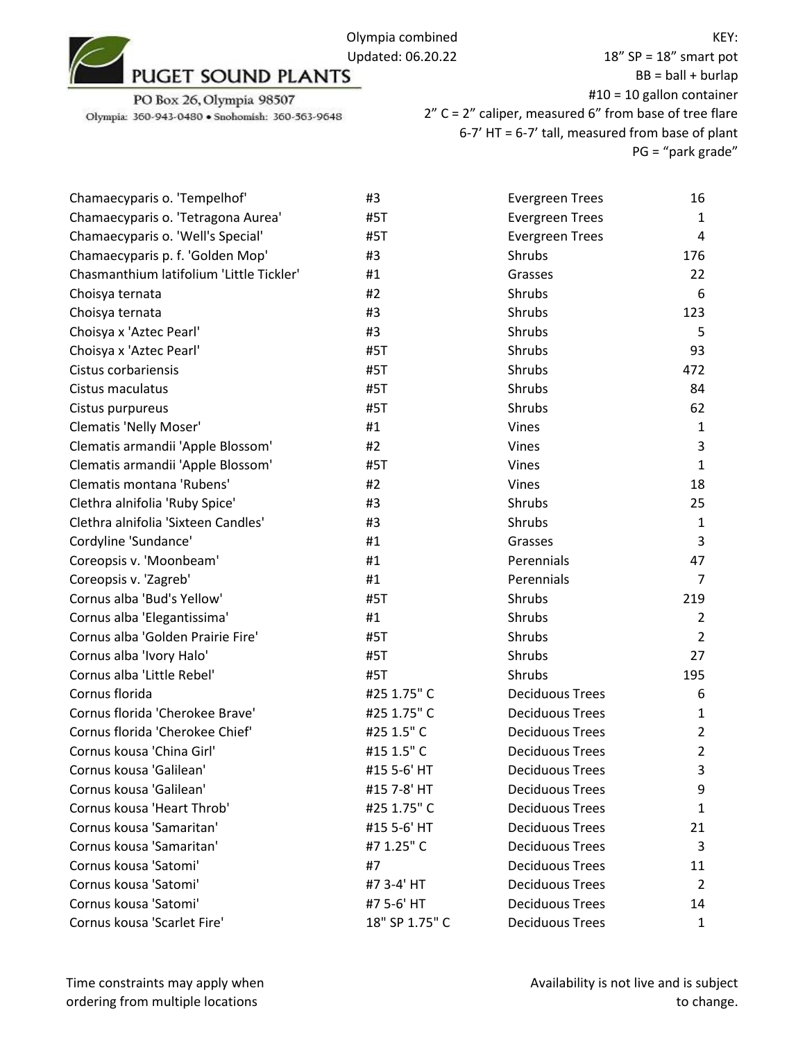PUGET SOUND PLANTS

PO Box 26, Olympia 98507

Olympia: 360-943-0480 • Snohomish: 360-563-9648

Olympia combined
Updated: 06.20.22

KEY:
18” SP = 18” smart pot
BB = ball + burlap
#10 = 10 gallon container
2” C = 2” caliper, measured 6” from base of tree flare
6-7’ HT = 6-7’ tall, measured from base of plant
PG = “park grade”

| | | | |
|---|---|---|---|
| Chamaecyparis o. 'Tempelhof' | #3 | Evergreen Trees | 16 |
| Chamaecyparis o. 'Tetragona Aurea' | #5T | Evergreen Trees | 1 |
| Chamaecyparis o. 'Well's Special' | #5T | Evergreen Trees | 4 |
| Chamaecyparis p. f. 'Golden Mop' | #3 | Shrubs | 176 |
| Chasmanthium latifolium 'Little Tickler' | #1 | Grasses | 22 |
| Choisya ternata | #2 | Shrubs | 6 |
| Choisya ternata | #3 | Shrubs | 123 |
| Choisya x 'Aztec Pearl' | #3 | Shrubs | 5 |
| Choisya x 'Aztec Pearl' | #5T | Shrubs | 93 |
| Cistus corbariensis | #5T | Shrubs | 472 |
| Cistus maculatus | #5T | Shrubs | 84 |
| Cistus purpureus | #5T | Shrubs | 62 |
| Clematis 'Nelly Moser' | #1 | Vines | 1 |
| Clematis armandii 'Apple Blossom' | #2 | Vines | 3 |
| Clematis armandii 'Apple Blossom' | #5T | Vines | 1 |
| Clematis montana 'Rubens' | #2 | Vines | 18 |
| Clethra alnifolia 'Ruby Spice' | #3 | Shrubs | 25 |
| Clethra alnifolia 'Sixteen Candles' | #3 | Shrubs | 1 |
| Cordyline 'Sundance' | #1 | Grasses | 3 |
| Coreopsis v. 'Moonbeam' | #1 | Perennials | 47 |
| Coreopsis v. 'Zagreb' | #1 | Perennials | 7 |
| Cornus alba 'Bud's Yellow' | #5T | Shrubs | 219 |
| Cornus alba 'Elegantissima' | #1 | Shrubs | 2 |
| Cornus alba 'Golden Prairie Fire' | #5T | Shrubs | 2 |
| Cornus alba 'Ivory Halo' | #5T | Shrubs | 27 |
| Cornus alba 'Little Rebel' | #5T | Shrubs | 195 |
| Cornus florida | #25 1.75" C | Deciduous Trees | 6 |
| Cornus florida 'Cherokee Brave' | #25 1.75" C | Deciduous Trees | 1 |
| Cornus florida 'Cherokee Chief' | #25 1.5" C | Deciduous Trees | 2 |
| Cornus kousa 'China Girl' | #15 1.5" C | Deciduous Trees | 2 |
| Cornus kousa 'Galilean' | #15 5-6' HT | Deciduous Trees | 3 |
| Cornus kousa 'Galilean' | #15 7-8' HT | Deciduous Trees | 9 |
| Cornus kousa 'Heart Throb' | #25 1.75" C | Deciduous Trees | 1 |
| Cornus kousa 'Samaritan' | #15 5-6' HT | Deciduous Trees | 21 |
| Cornus kousa 'Samaritan' | #7 1.25" C | Deciduous Trees | 3 |
| Cornus kousa 'Satomi' | #7 | Deciduous Trees | 11 |
| Cornus kousa 'Satomi' | #7 3-4' HT | Deciduous Trees | 2 |
| Cornus kousa 'Satomi' | #7 5-6' HT | Deciduous Trees | 14 |
| Cornus kousa 'Scarlet Fire' | 18" SP 1.75" C | Deciduous Trees | 1 |

Time constraints may apply when ordering from multiple locations

Availability is not live and is subject to change.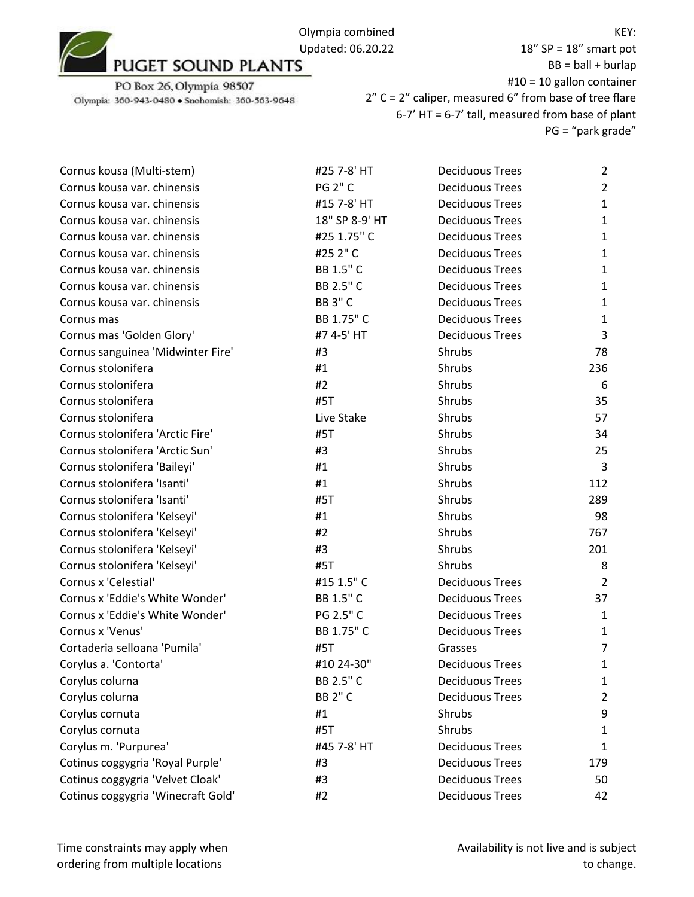PUGET SOUND PLANTS

PO Box 26, Olympia 98507

Olympia: 360-943-0480 • Snohomish: 360-563-9648

Olympia combined
Updated: 06.20.22

KEY:
18” SP = 18” smart pot
BB = ball + burlap
#10 = 10 gallon container
2” C = 2” caliper, measured 6” from base of tree flare
6-7’ HT = 6-7’ tall, measured from base of plant
PG = “park grade”

| | | | |
|---|---|---|---|
| Cornus kousa (Multi-stem) | #25 7-8' HT | Deciduous Trees | 2 |
| Cornus kousa var. chinensis | PG 2" C | Deciduous Trees | 2 |
| Cornus kousa var. chinensis | #15 7-8' HT | Deciduous Trees | 1 |
| Cornus kousa var. chinensis | 18" SP 8-9' HT | Deciduous Trees | 1 |
| Cornus kousa var. chinensis | #25 1.75" C | Deciduous Trees | 1 |
| Cornus kousa var. chinensis | #25 2" C | Deciduous Trees | 1 |
| Cornus kousa var. chinensis | BB 1.5" C | Deciduous Trees | 1 |
| Cornus kousa var. chinensis | BB 2.5" C | Deciduous Trees | 1 |
| Cornus kousa var. chinensis | BB 3" C | Deciduous Trees | 1 |
| Cornus mas | BB 1.75" C | Deciduous Trees | 1 |
| Cornus mas 'Golden Glory' | #7 4-5' HT | Deciduous Trees | 3 |
| Cornus sanguinea 'Midwinter Fire' | #3 | Shrubs | 78 |
| Cornus stolonifera | #1 | Shrubs | 236 |
| Cornus stolonifera | #2 | Shrubs | 6 |
| Cornus stolonifera | #5T | Shrubs | 35 |
| Cornus stolonifera | Live Stake | Shrubs | 57 |
| Cornus stolonifera 'Arctic Fire' | #5T | Shrubs | 34 |
| Cornus stolonifera 'Arctic Sun' | #3 | Shrubs | 25 |
| Cornus stolonifera 'Baileyi' | #1 | Shrubs | 3 |
| Cornus stolonifera 'Isanti' | #1 | Shrubs | 112 |
| Cornus stolonifera 'Isanti' | #5T | Shrubs | 289 |
| Cornus stolonifera 'Kelseyi' | #1 | Shrubs | 98 |
| Cornus stolonifera 'Kelseyi' | #2 | Shrubs | 767 |
| Cornus stolonifera 'Kelseyi' | #3 | Shrubs | 201 |
| Cornus stolonifera 'Kelseyi' | #5T | Shrubs | 8 |
| Cornus x 'Celestial' | #15 1.5" C | Deciduous Trees | 2 |
| Cornus x 'Eddie's White Wonder' | BB 1.5" C | Deciduous Trees | 37 |
| Cornus x 'Eddie's White Wonder' | PG 2.5" C | Deciduous Trees | 1 |
| Cornus x 'Venus' | BB 1.75" C | Deciduous Trees | 1 |
| Cortaderia selloana 'Pumila' | #5T | Grasses | 7 |
| Corylus a. 'Contorta' | #10 24-30" | Deciduous Trees | 1 |
| Corylus colurna | BB 2.5" C | Deciduous Trees | 1 |
| Corylus colurna | BB 2" C | Deciduous Trees | 2 |
| Corylus cornuta | #1 | Shrubs | 9 |
| Corylus cornuta | #5T | Shrubs | 1 |
| Corylus m. 'Purpurea' | #45 7-8' HT | Deciduous Trees | 1 |
| Cotinus coggygria 'Royal Purple' | #3 | Deciduous Trees | 179 |
| Cotinus coggygria 'Velvet Cloak' | #3 | Deciduous Trees | 50 |
| Cotinus coggygria 'Winecraft Gold' | #2 | Deciduous Trees | 42 |

Time constraints may apply when ordering from multiple locations

Availability is not live and is subject to change.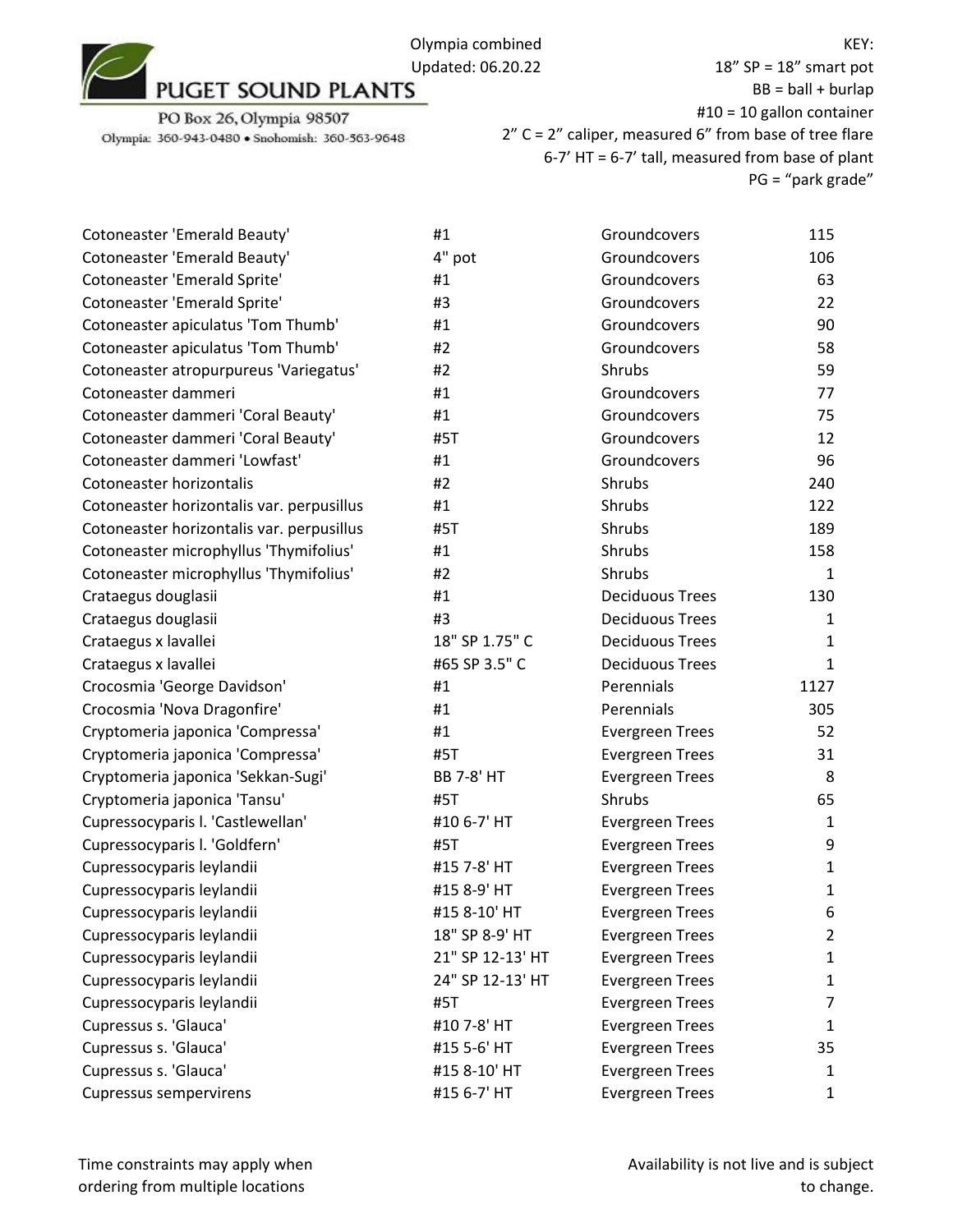PUGET SOUND PLANTS

PO Box 26, Olympia 98507

Olympia: 360-943-0480 • Snohomish: 360-563-9648

Olympia combined
Updated: 06.20.22

KEY:
18" SP = 18" smart pot
BB = ball + burlap
#10 = 10 gallon container
2" C = 2" caliper, measured 6" from base of tree flare
6-7' HT = 6-7' tall, measured from base of plant
PG = "park grade"

| | | | |
|---|---|---|---|
| Cotoneaster 'Emerald Beauty' | #1 | Groundcovers | 115 |
| Cotoneaster 'Emerald Beauty' | 4" pot | Groundcovers | 106 |
| Cotoneaster 'Emerald Sprite' | #1 | Groundcovers | 63 |
| Cotoneaster 'Emerald Sprite' | #3 | Groundcovers | 22 |
| Cotoneaster apiculatus 'Tom Thumb' | #1 | Groundcovers | 90 |
| Cotoneaster apiculatus 'Tom Thumb' | #2 | Groundcovers | 58 |
| Cotoneaster atropurpureus 'Variegatus' | #2 | Shrubs | 59 |
| Cotoneaster dammeri | #1 | Groundcovers | 77 |
| Cotoneaster dammeri 'Coral Beauty' | #1 | Groundcovers | 75 |
| Cotoneaster dammeri 'Coral Beauty' | #5T | Groundcovers | 12 |
| Cotoneaster dammeri 'Lowfast' | #1 | Groundcovers | 96 |
| Cotoneaster horizontalis | #2 | Shrubs | 240 |
| Cotoneaster horizontalis var. perpusillus | #1 | Shrubs | 122 |
| Cotoneaster horizontalis var. perpusillus | #5T | Shrubs | 189 |
| Cotoneaster microphyllus 'Thymifolius' | #1 | Shrubs | 158 |
| Cotoneaster microphyllus 'Thymifolius' | #2 | Shrubs | 1 |
| Crataegus douglasii | #1 | Deciduous Trees | 130 |
| Crataegus douglasii | #3 | Deciduous Trees | 1 |
| Crataegus x lavallei | 18" SP 1.75" C | Deciduous Trees | 1 |
| Crataegus x lavallei | #65 SP 3.5" C | Deciduous Trees | 1 |
| Crocosmia 'George Davidson' | #1 | Perennials | 1127 |
| Crocosmia 'Nova Dragonfire' | #1 | Perennials | 305 |
| Cryptomeria japonica 'Compressa' | #1 | Evergreen Trees | 52 |
| Cryptomeria japonica 'Compressa' | #5T | Evergreen Trees | 31 |
| Cryptomeria japonica 'Sekkan-Sugi' | BB 7-8' HT | Evergreen Trees | 8 |
| Cryptomeria japonica 'Tansu' | #5T | Shrubs | 65 |
| Cupressocyparis l. 'Castlewellan' | #10 6-7' HT | Evergreen Trees | 1 |
| Cupressocyparis l. 'Goldfern' | #5T | Evergreen Trees | 9 |
| Cupressocyparis leylandii | #15 7-8' HT | Evergreen Trees | 1 |
| Cupressocyparis leylandii | #15 8-9' HT | Evergreen Trees | 1 |
| Cupressocyparis leylandii | #15 8-10' HT | Evergreen Trees | 6 |
| Cupressocyparis leylandii | 18" SP 8-9' HT | Evergreen Trees | 2 |
| Cupressocyparis leylandii | 21" SP 12-13' HT | Evergreen Trees | 1 |
| Cupressocyparis leylandii | 24" SP 12-13' HT | Evergreen Trees | 1 |
| Cupressocyparis leylandii | #5T | Evergreen Trees | 7 |
| Cupressus s. 'Glauca' | #10 7-8' HT | Evergreen Trees | 1 |
| Cupressus s. 'Glauca' | #15 5-6' HT | Evergreen Trees | 35 |
| Cupressus s. 'Glauca' | #15 8-10' HT | Evergreen Trees | 1 |
| Cupressus sempervirens | #15 6-7' HT | Evergreen Trees | 1 |

Time constraints may apply when ordering from multiple locations

Availability is not live and is subject to change.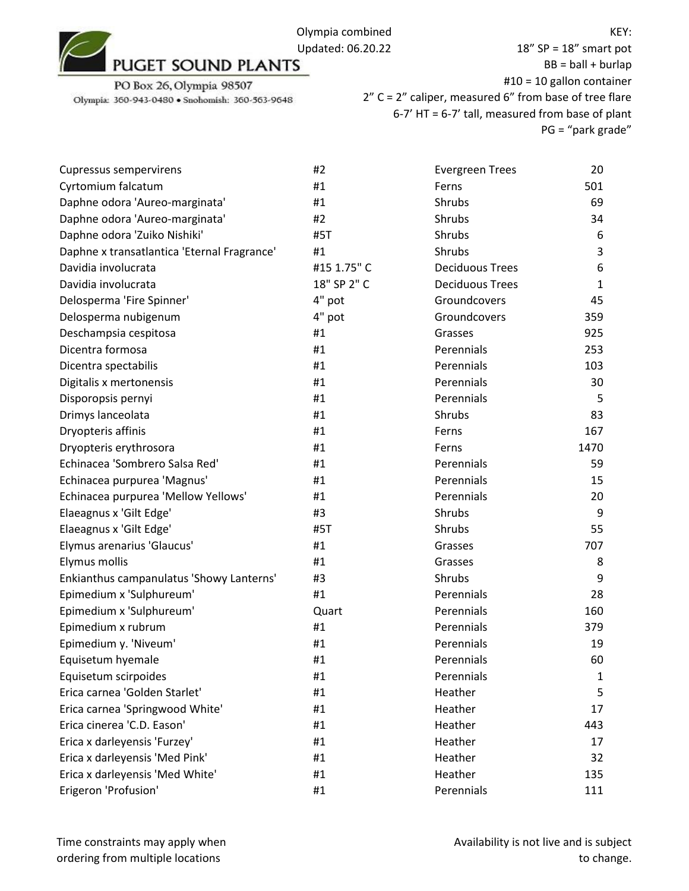PUGET SOUND PLANTS

PO Box 26, Olympia 98507

Olympia: 360-943-0480 • Snohomish: 360-563-9648

Olympia combined
Updated: 06.20.22

KEY:
18" SP = 18" smart pot
BB = ball + burlap
#10 = 10 gallon container
2" C = 2" caliper, measured 6" from base of tree flare
6-7' HT = 6-7' tall, measured from base of plant
PG = "park grade"

| | | | |
|---|---|---|---|
| Cupressus sempervirens | #2 | Evergreen Trees | 20 |
| Cyrtomium falcatum | #1 | Ferns | 501 |
| Daphne odora 'Aureo-marginata' | #1 | Shrubs | 69 |
| Daphne odora 'Aureo-marginata' | #2 | Shrubs | 34 |
| Daphne odora 'Zuiko Nishiki' | #5T | Shrubs | 6 |
| Daphne x transatlantica 'Eternal Fragrance' | #1 | Shrubs | 3 |
| Davidia involucrata | #15 1.75" C | Deciduous Trees | 6 |
| Davidia involucrata | 18" SP 2" C | Deciduous Trees | 1 |
| Delosperma 'Fire Spinner' | 4" pot | Groundcovers | 45 |
| Delosperma nubigenum | 4" pot | Groundcovers | 359 |
| Deschampsia cespitosa | #1 | Grasses | 925 |
| Dicentra formosa | #1 | Perennials | 253 |
| Dicentra spectabilis | #1 | Perennials | 103 |
| Digitalis x mertonensis | #1 | Perennials | 30 |
| Disporopsis pernyi | #1 | Perennials | 5 |
| Drimys lanceolata | #1 | Shrubs | 83 |
| Dryopteris affinis | #1 | Ferns | 167 |
| Dryopteris erythrosora | #1 | Ferns | 1470 |
| Echinacea 'Sombrero Salsa Red' | #1 | Perennials | 59 |
| Echinacea purpurea 'Magnus' | #1 | Perennials | 15 |
| Echinacea purpurea 'Mellow Yellows' | #1 | Perennials | 20 |
| Elaeagnus x 'Gilt Edge' | #3 | Shrubs | 9 |
| Elaeagnus x 'Gilt Edge' | #5T | Shrubs | 55 |
| Elymus arenarius 'Glaucus' | #1 | Grasses | 707 |
| Elymus mollis | #1 | Grasses | 8 |
| Enkianthus campanulatus 'Showy Lanterns' | #3 | Shrubs | 9 |
| Epimedium x 'Sulphureum' | #1 | Perennials | 28 |
| Epimedium x 'Sulphureum' | Quart | Perennials | 160 |
| Epimedium x rubrum | #1 | Perennials | 379 |
| Epimedium y. 'Niveum' | #1 | Perennials | 19 |
| Equisetum hyemale | #1 | Perennials | 60 |
| Equisetum scirpoides | #1 | Perennials | 1 |
| Erica carnea 'Golden Starlet' | #1 | Heather | 5 |
| Erica carnea 'Springwood White' | #1 | Heather | 17 |
| Erica cinerea 'C.D. Eason' | #1 | Heather | 443 |
| Erica x darleyensis 'Furzey' | #1 | Heather | 17 |
| Erica x darleyensis 'Med Pink' | #1 | Heather | 32 |
| Erica x darleyensis 'Med White' | #1 | Heather | 135 |
| Erigeron 'Profusion' | #1 | Perennials | 111 |

Time constraints may apply when ordering from multiple locations

Availability is not live and is subject to change.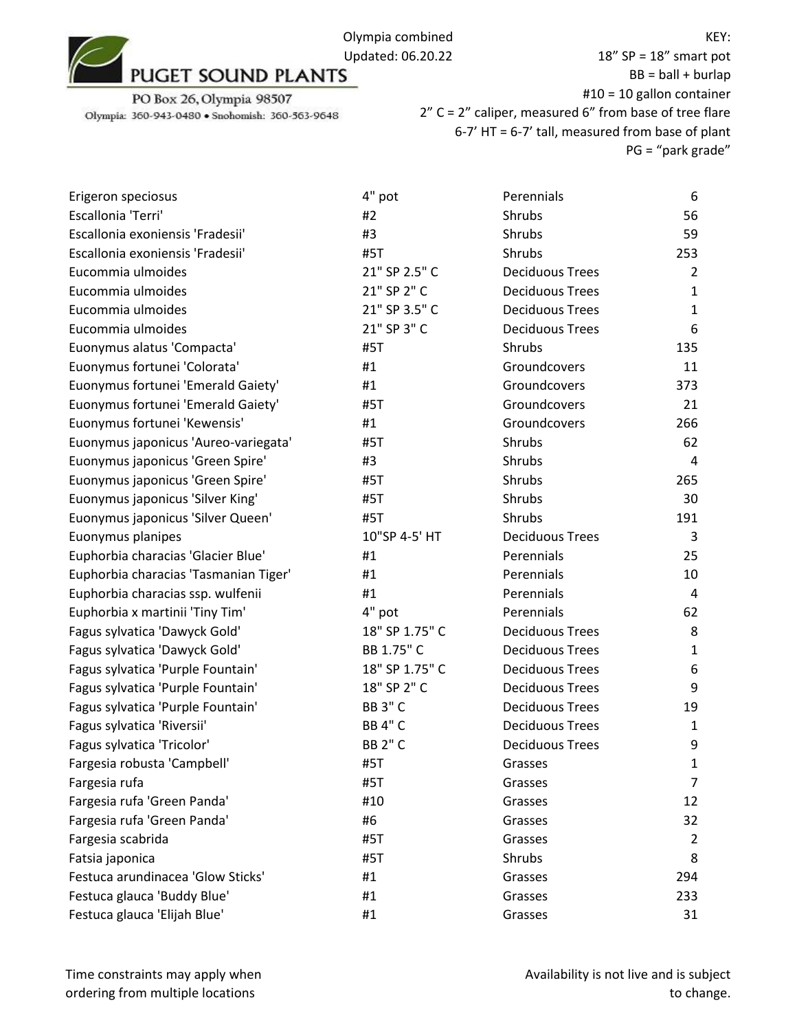PUGET SOUND PLANTS

PO Box 26, Olympia 98507

Olympia: 360-943-0480 • Snohomish: 360-563-9648

Olympia combined
Updated: 06.20.22

KEY:
18" SP = 18" smart pot
BB = ball + burlap
#10 = 10 gallon container
2" C = 2" caliper, measured 6" from base of tree flare
6-7' HT = 6-7' tall, measured from base of plant
PG = "park grade"

| | | | |
|---|---|---|---|
| Erigeron speciosus | 4" pot | Perennials | 6 |
| Escallonia 'Terri' | #2 | Shrubs | 56 |
| Escallonia exoniensis 'Fradesii' | #3 | Shrubs | 59 |
| Escallonia exoniensis 'Fradesii' | #5T | Shrubs | 253 |
| Eucommia ulmoides | 21" SP 2.5" C | Deciduous Trees | 2 |
| Eucommia ulmoides | 21" SP 2" C | Deciduous Trees | 1 |
| Eucommia ulmoides | 21" SP 3.5" C | Deciduous Trees | 1 |
| Eucommia ulmoides | 21" SP 3" C | Deciduous Trees | 6 |
| Euonymus alatus 'Compacta' | #5T | Shrubs | 135 |
| Euonymus fortunei 'Colorata' | #1 | Groundcovers | 11 |
| Euonymus fortunei 'Emerald Gaiety' | #1 | Groundcovers | 373 |
| Euonymus fortunei 'Emerald Gaiety' | #5T | Groundcovers | 21 |
| Euonymus fortunei 'Kewensis' | #1 | Groundcovers | 266 |
| Euonymus japonicus 'Aureo-variegata' | #5T | Shrubs | 62 |
| Euonymus japonicus 'Green Spire' | #3 | Shrubs | 4 |
| Euonymus japonicus 'Green Spire' | #5T | Shrubs | 265 |
| Euonymus japonicus 'Silver King' | #5T | Shrubs | 30 |
| Euonymus japonicus 'Silver Queen' | #5T | Shrubs | 191 |
| Euonymus planipes | 10"SP 4-5' HT | Deciduous Trees | 3 |
| Euphorbia characias 'Glacier Blue' | #1 | Perennials | 25 |
| Euphorbia characias 'Tasmanian Tiger' | #1 | Perennials | 10 |
| Euphorbia characias ssp. wulfenii | #1 | Perennials | 4 |
| Euphorbia x martinii 'Tiny Tim' | 4" pot | Perennials | 62 |
| Fagus sylvatica 'Dawyck Gold' | 18" SP 1.75" C | Deciduous Trees | 8 |
| Fagus sylvatica 'Dawyck Gold' | BB 1.75" C | Deciduous Trees | 1 |
| Fagus sylvatica 'Purple Fountain' | 18" SP 1.75" C | Deciduous Trees | 6 |
| Fagus sylvatica 'Purple Fountain' | 18" SP 2" C | Deciduous Trees | 9 |
| Fagus sylvatica 'Purple Fountain' | BB 3" C | Deciduous Trees | 19 |
| Fagus sylvatica 'Riversii' | BB 4" C | Deciduous Trees | 1 |
| Fagus sylvatica 'Tricolor' | BB 2" C | Deciduous Trees | 9 |
| Fargesia robusta 'Campbell' | #5T | Grasses | 1 |
| Fargesia rufa | #5T | Grasses | 7 |
| Fargesia rufa 'Green Panda' | #10 | Grasses | 12 |
| Fargesia rufa 'Green Panda' | #6 | Grasses | 32 |
| Fargesia scabrida | #5T | Grasses | 2 |
| Fatsia japonica | #5T | Shrubs | 8 |
| Festuca arundinacea 'Glow Sticks' | #1 | Grasses | 294 |
| Festuca glauca 'Buddy Blue' | #1 | Grasses | 233 |
| Festuca glauca 'Elijah Blue' | #1 | Grasses | 31 |

Time constraints may apply when ordering from multiple locations

Availability is not live and is subject to change.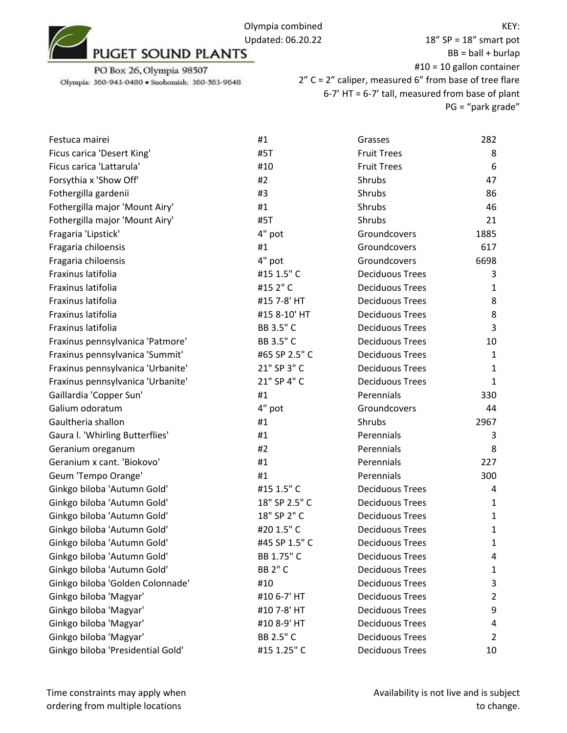PUGET SOUND PLANTS

PO Box 26, Olympia 98507

Olympia: 360-943-0480 • Snohomish: 360-563-9648

Olympia combined
Updated: 06.20.22

KEY:
18” SP = 18” smart pot
BB = ball + burlap
#10 = 10 gallon container
2” C = 2” caliper, measured 6” from base of tree flare
6-7’ HT = 6-7’ tall, measured from base of plant
PG = “park grade”

| | | | |
|---|---|---|---|
| Festuca mairei | #1 | Grasses | 282 |
| Ficus carica 'Desert King' | #5T | Fruit Trees | 8 |
| Ficus carica 'Lattarula' | #10 | Fruit Trees | 6 |
| Forsythia x 'Show Off' | #2 | Shrubs | 47 |
| Fothergilla gardenii | #3 | Shrubs | 86 |
| Fothergilla major 'Mount Airy' | #1 | Shrubs | 46 |
| Fothergilla major 'Mount Airy' | #5T | Shrubs | 21 |
| Fragaria 'Lipstick' | 4" pot | Groundcovers | 1885 |
| Fragaria chiloensis | #1 | Groundcovers | 617 |
| Fragaria chiloensis | 4" pot | Groundcovers | 6698 |
| Fraxinus latifolia | #15 1.5" C | Deciduous Trees | 3 |
| Fraxinus latifolia | #15 2" C | Deciduous Trees | 1 |
| Fraxinus latifolia | #15 7-8' HT | Deciduous Trees | 8 |
| Fraxinus latifolia | #15 8-10' HT | Deciduous Trees | 8 |
| Fraxinus latifolia | BB 3.5" C | Deciduous Trees | 3 |
| Fraxinus pennsylvanica 'Patmore' | BB 3.5" C | Deciduous Trees | 10 |
| Fraxinus pennsylvanica 'Summit' | #65 SP 2.5" C | Deciduous Trees | 1 |
| Fraxinus pennsylvanica 'Urbanite' | 21" SP 3" C | Deciduous Trees | 1 |
| Fraxinus pennsylvanica 'Urbanite' | 21" SP 4" C | Deciduous Trees | 1 |
| Gaillardia 'Copper Sun' | #1 | Perennials | 330 |
| Galium odoratum | 4" pot | Groundcovers | 44 |
| Gaultheria shallon | #1 | Shrubs | 2967 |
| Gaura l. 'Whirling Butterflies' | #1 | Perennials | 3 |
| Geranium oreganum | #2 | Perennials | 8 |
| Geranium x cant. 'Biokovo' | #1 | Perennials | 227 |
| Geum 'Tempo Orange' | #1 | Perennials | 300 |
| Ginkgo biloba 'Autumn Gold' | #15 1.5" C | Deciduous Trees | 4 |
| Ginkgo biloba 'Autumn Gold' | 18" SP 2.5" C | Deciduous Trees | 1 |
| Ginkgo biloba 'Autumn Gold' | 18" SP 2" C | Deciduous Trees | 1 |
| Ginkgo biloba 'Autumn Gold' | #20 1.5" C | Deciduous Trees | 1 |
| Ginkgo biloba 'Autumn Gold' | #45 SP 1.5" C | Deciduous Trees | 1 |
| Ginkgo biloba 'Autumn Gold' | BB 1.75" C | Deciduous Trees | 4 |
| Ginkgo biloba 'Autumn Gold' | BB 2" C | Deciduous Trees | 1 |
| Ginkgo biloba 'Golden Colonnade' | #10 | Deciduous Trees | 3 |
| Ginkgo biloba 'Magyar' | #10 6-7' HT | Deciduous Trees | 2 |
| Ginkgo biloba 'Magyar' | #10 7-8' HT | Deciduous Trees | 9 |
| Ginkgo biloba 'Magyar' | #10 8-9' HT | Deciduous Trees | 4 |
| Ginkgo biloba 'Magyar' | BB 2.5" C | Deciduous Trees | 2 |
| Ginkgo biloba 'Presidential Gold' | #15 1.25" C | Deciduous Trees | 10 |

Time constraints may apply when ordering from multiple locations

Availability is not live and is subject to change.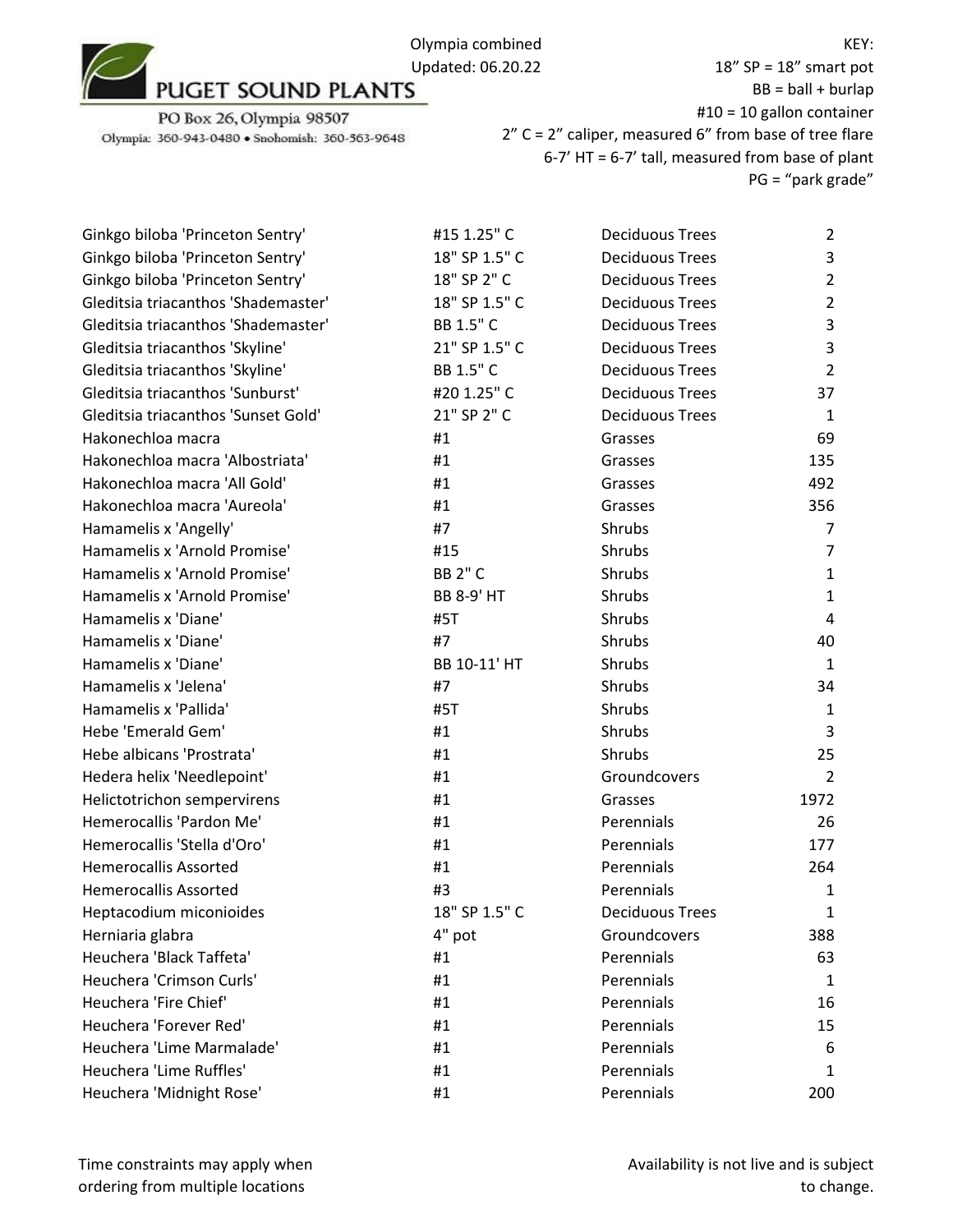PUGET SOUND PLANTS

PO Box 26, Olympia 98507

Olympia: 360-943-0480 • Snohomish: 360-563-9648

Olympia combined
Updated: 06.20.22

KEY:
18" SP = 18" smart pot
BB = ball + burlap
#10 = 10 gallon container
2" C = 2" caliper, measured 6" from base of tree flare
6-7' HT = 6-7' tall, measured from base of plant
PG = "park grade"

| | | | |
|---|---|---|---|
| Ginkgo biloba 'Princeton Sentry' | #15 1.25" C | Deciduous Trees | 2 |
| Ginkgo biloba 'Princeton Sentry' | 18" SP 1.5" C | Deciduous Trees | 3 |
| Ginkgo biloba 'Princeton Sentry' | 18" SP 2" C | Deciduous Trees | 2 |
| Gleditsia triacanthos 'Shademaster' | 18" SP 1.5" C | Deciduous Trees | 2 |
| Gleditsia triacanthos 'Shademaster' | BB 1.5" C | Deciduous Trees | 3 |
| Gleditsia triacanthos 'Skyline' | 21" SP 1.5" C | Deciduous Trees | 3 |
| Gleditsia triacanthos 'Skyline' | BB 1.5" C | Deciduous Trees | 2 |
| Gleditsia triacanthos 'Sunburst' | #20 1.25" C | Deciduous Trees | 37 |
| Gleditsia triacanthos 'Sunset Gold' | 21" SP 2" C | Deciduous Trees | 1 |
| Hakonechloa macra | #1 | Grasses | 69 |
| Hakonechloa macra 'Albostriata' | #1 | Grasses | 135 |
| Hakonechloa macra 'All Gold' | #1 | Grasses | 492 |
| Hakonechloa macra 'Aureola' | #1 | Grasses | 356 |
| Hamamelis x 'Angelly' | #7 | Shrubs | 7 |
| Hamamelis x 'Arnold Promise' | #15 | Shrubs | 7 |
| Hamamelis x 'Arnold Promise' | BB 2" C | Shrubs | 1 |
| Hamamelis x 'Arnold Promise' | BB 8-9' HT | Shrubs | 1 |
| Hamamelis x 'Diane' | #5T | Shrubs | 4 |
| Hamamelis x 'Diane' | #7 | Shrubs | 40 |
| Hamamelis x 'Diane' | BB 10-11' HT | Shrubs | 1 |
| Hamamelis x 'Jelena' | #7 | Shrubs | 34 |
| Hamamelis x 'Pallida' | #5T | Shrubs | 1 |
| Hebe 'Emerald Gem' | #1 | Shrubs | 3 |
| Hebe albicans 'Prostrata' | #1 | Shrubs | 25 |
| Hedera helix 'Needlepoint' | #1 | Groundcovers | 2 |
| Helictotrichon sempervirens | #1 | Grasses | 1972 |
| Hemerocallis 'Pardon Me' | #1 | Perennials | 26 |
| Hemerocallis 'Stella d'Oro' | #1 | Perennials | 177 |
| Hemerocallis Assorted | #1 | Perennials | 264 |
| Hemerocallis Assorted | #3 | Perennials | 1 |
| Heptacodium miconioides | 18" SP 1.5" C | Deciduous Trees | 1 |
| Herniaria glabra | 4" pot | Groundcovers | 388 |
| Heuchera 'Black Taffeta' | #1 | Perennials | 63 |
| Heuchera 'Crimson Curls' | #1 | Perennials | 1 |
| Heuchera 'Fire Chief' | #1 | Perennials | 16 |
| Heuchera 'Forever Red' | #1 | Perennials | 15 |
| Heuchera 'Lime Marmalade' | #1 | Perennials | 6 |
| Heuchera 'Lime Ruffles' | #1 | Perennials | 1 |
| Heuchera 'Midnight Rose' | #1 | Perennials | 200 |

Time constraints may apply when ordering from multiple locations

Availability is not live and is subject to change.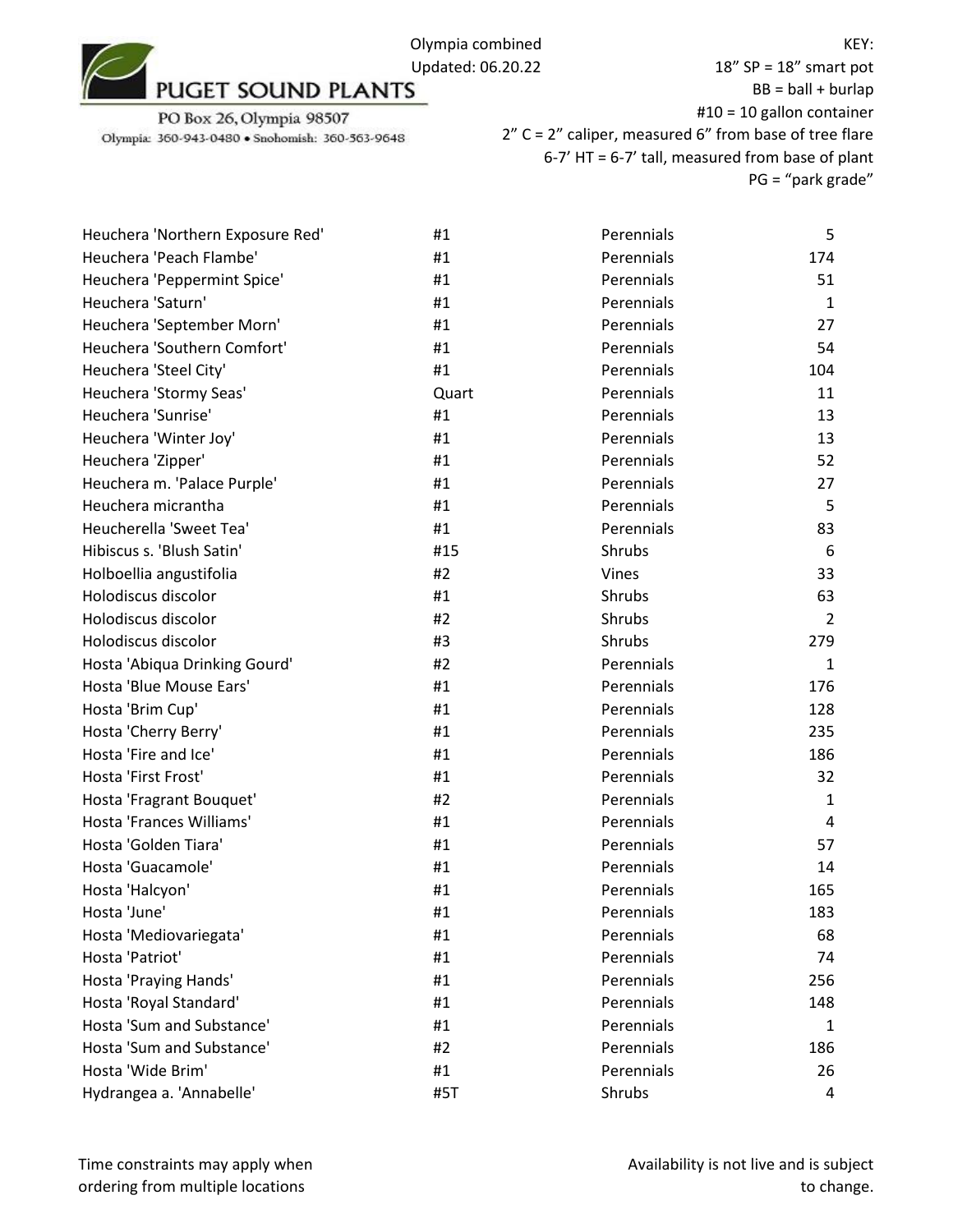PUGET SOUND PLANTS

PO Box 26, Olympia 98507

Olympia: 360-943-0480 • Snohomish: 360-563-9648

Olympia combined
Updated: 06.20.22

KEY:
18" SP = 18" smart pot
BB = ball + burlap
#10 = 10 gallon container
2" C = 2" caliper, measured 6" from base of tree flare
6-7' HT = 6-7' tall, measured from base of plant
PG = "park grade"

| | | | |
|---|---|---|---|
| Heuchera 'Northern Exposure Red' | #1 | Perennials | 5 |
| Heuchera 'Peach Flambe' | #1 | Perennials | 174 |
| Heuchera 'Peppermint Spice' | #1 | Perennials | 51 |
| Heuchera 'Saturn' | #1 | Perennials | 1 |
| Heuchera 'September Morn' | #1 | Perennials | 27 |
| Heuchera 'Southern Comfort' | #1 | Perennials | 54 |
| Heuchera 'Steel City' | #1 | Perennials | 104 |
| Heuchera 'Stormy Seas' | Quart | Perennials | 11 |
| Heuchera 'Sunrise' | #1 | Perennials | 13 |
| Heuchera 'Winter Joy' | #1 | Perennials | 13 |
| Heuchera 'Zipper' | #1 | Perennials | 52 |
| Heuchera m. 'Palace Purple' | #1 | Perennials | 27 |
| Heuchera micrantha | #1 | Perennials | 5 |
| Heucherella 'Sweet Tea' | #1 | Perennials | 83 |
| Hibiscus s. 'Blush Satin' | #15 | Shrubs | 6 |
| Holboellia angustifolia | #2 | Vines | 33 |
| Holodiscus discolor | #1 | Shrubs | 63 |
| Holodiscus discolor | #2 | Shrubs | 2 |
| Holodiscus discolor | #3 | Shrubs | 279 |
| Hosta 'Abiqua Drinking Gourd' | #2 | Perennials | 1 |
| Hosta 'Blue Mouse Ears' | #1 | Perennials | 176 |
| Hosta 'Brim Cup' | #1 | Perennials | 128 |
| Hosta 'Cherry Berry' | #1 | Perennials | 235 |
| Hosta 'Fire and Ice' | #1 | Perennials | 186 |
| Hosta 'First Frost' | #1 | Perennials | 32 |
| Hosta 'Fragrant Bouquet' | #2 | Perennials | 1 |
| Hosta 'Frances Williams' | #1 | Perennials | 4 |
| Hosta 'Golden Tiara' | #1 | Perennials | 57 |
| Hosta 'Guacamole' | #1 | Perennials | 14 |
| Hosta 'Halcyon' | #1 | Perennials | 165 |
| Hosta 'June' | #1 | Perennials | 183 |
| Hosta 'Mediovariegata' | #1 | Perennials | 68 |
| Hosta 'Patriot' | #1 | Perennials | 74 |
| Hosta 'Praying Hands' | #1 | Perennials | 256 |
| Hosta 'Royal Standard' | #1 | Perennials | 148 |
| Hosta 'Sum and Substance' | #1 | Perennials | 1 |
| Hosta 'Sum and Substance' | #2 | Perennials | 186 |
| Hosta 'Wide Brim' | #1 | Perennials | 26 |
| Hydrangea a. 'Annabelle' | #5T | Shrubs | 4 |

Time constraints may apply when ordering from multiple locations

Availability is not live and is subject to change.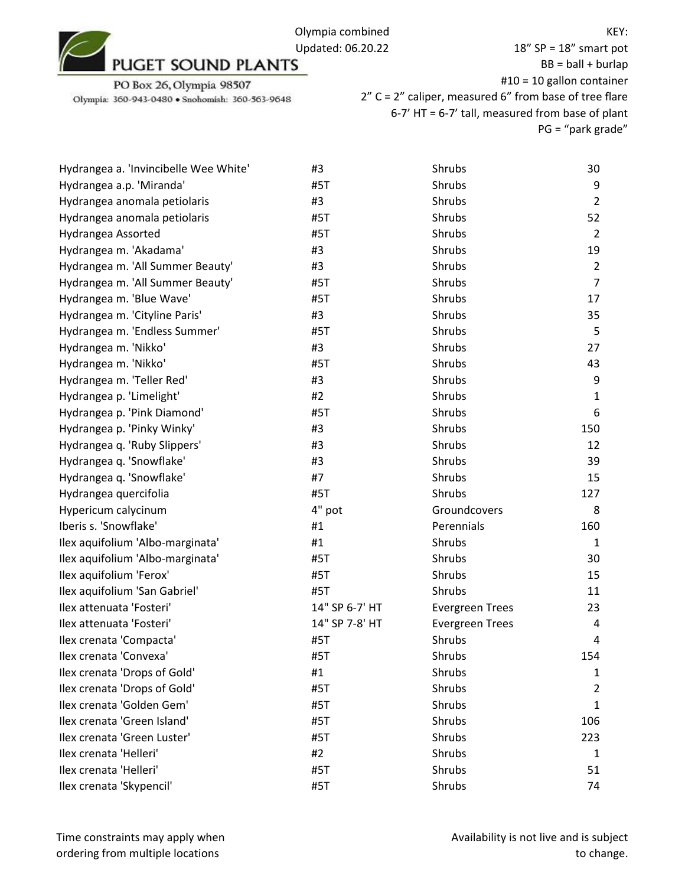PUGET SOUND PLANTS

PO Box 26, Olympia 98507

Olympia: 360-943-0480 • Snohomish: 360-563-9648

Olympia combined
Updated: 06.20.22

KEY:
18" SP = 18" smart pot
BB = ball + burlap
#10 = 10 gallon container
2" C = 2" caliper, measured 6" from base of tree flare
6-7' HT = 6-7' tall, measured from base of plant
PG = "park grade"

| | | | |
|---|---|---|---|
| Hydrangea a. 'Invincibelle Wee White' | #3 | Shrubs | 30 |
| Hydrangea a.p. 'Miranda' | #5T | Shrubs | 9 |
| Hydrangea anomala petiolaris | #3 | Shrubs | 2 |
| Hydrangea anomala petiolaris | #5T | Shrubs | 52 |
| Hydrangea Assorted | #5T | Shrubs | 2 |
| Hydrangea m. 'Akadama' | #3 | Shrubs | 19 |
| Hydrangea m. 'All Summer Beauty' | #3 | Shrubs | 2 |
| Hydrangea m. 'All Summer Beauty' | #5T | Shrubs | 7 |
| Hydrangea m. 'Blue Wave' | #5T | Shrubs | 17 |
| Hydrangea m. 'Cityline Paris' | #3 | Shrubs | 35 |
| Hydrangea m. 'Endless Summer' | #5T | Shrubs | 5 |
| Hydrangea m. 'Nikko' | #3 | Shrubs | 27 |
| Hydrangea m. 'Nikko' | #5T | Shrubs | 43 |
| Hydrangea m. 'Teller Red' | #3 | Shrubs | 9 |
| Hydrangea p. 'Limelight' | #2 | Shrubs | 1 |
| Hydrangea p. 'Pink Diamond' | #5T | Shrubs | 6 |
| Hydrangea p. 'Pinky Winky' | #3 | Shrubs | 150 |
| Hydrangea q. 'Ruby Slippers' | #3 | Shrubs | 12 |
| Hydrangea q. 'Snowflake' | #3 | Shrubs | 39 |
| Hydrangea q. 'Snowflake' | #7 | Shrubs | 15 |
| Hydrangea quercifolia | #5T | Shrubs | 127 |
| Hypericum calycinum | 4" pot | Groundcovers | 8 |
| Iberis s. 'Snowflake' | #1 | Perennials | 160 |
| Ilex aquifolium 'Albo-marginata' | #1 | Shrubs | 1 |
| Ilex aquifolium 'Albo-marginata' | #5T | Shrubs | 30 |
| Ilex aquifolium 'Ferox' | #5T | Shrubs | 15 |
| Ilex aquifolium 'San Gabriel' | #5T | Shrubs | 11 |
| Ilex attenuata 'Fosteri' | 14" SP 6-7' HT | Evergreen Trees | 23 |
| Ilex attenuata 'Fosteri' | 14" SP 7-8' HT | Evergreen Trees | 4 |
| Ilex crenata 'Compacta' | #5T | Shrubs | 4 |
| Ilex crenata 'Convexa' | #5T | Shrubs | 154 |
| Ilex crenata 'Drops of Gold' | #1 | Shrubs | 1 |
| Ilex crenata 'Drops of Gold' | #5T | Shrubs | 2 |
| Ilex crenata 'Golden Gem' | #5T | Shrubs | 1 |
| Ilex crenata 'Green Island' | #5T | Shrubs | 106 |
| Ilex crenata 'Green Luster' | #5T | Shrubs | 223 |
| Ilex crenata 'Helleri' | #2 | Shrubs | 1 |
| Ilex crenata 'Helleri' | #5T | Shrubs | 51 |
| Ilex crenata 'Skypencil' | #5T | Shrubs | 74 |

Time constraints may apply when ordering from multiple locations

Availability is not live and is subject to change.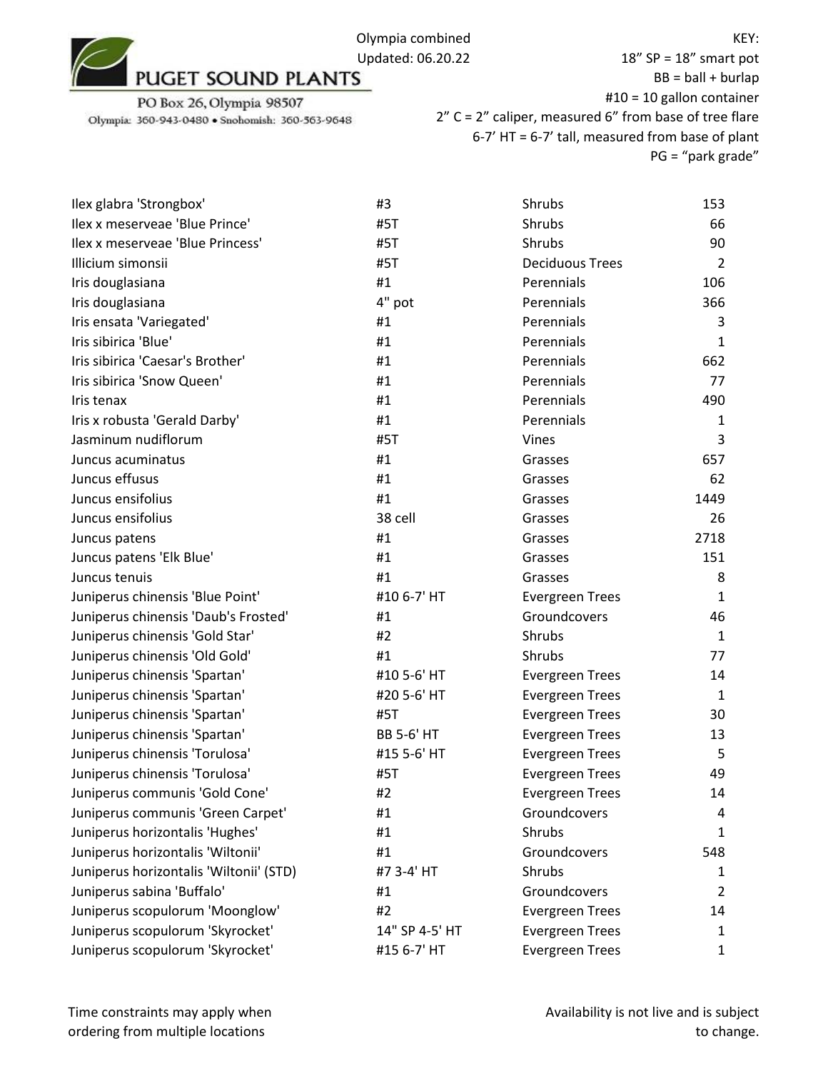PUGET SOUND PLANTS

PO Box 26, Olympia 98507

Olympia: 360-943-0480 • Snohomish: 360-563-9648

Olympia combined
Updated: 06.20.22

KEY:
18" SP = 18" smart pot
BB = ball + burlap
#10 = 10 gallon container
2" C = 2" caliper, measured 6" from base of tree flare
6-7' HT = 6-7' tall, measured from base of plant
PG = "park grade"

| | | | |
|---|---|---|---|
| Ilex glabra 'Strongbox' | #3 | Shrubs | 153 |
| Ilex x meserveae 'Blue Prince' | #5T | Shrubs | 66 |
| Ilex x meserveae 'Blue Princess' | #5T | Shrubs | 90 |
| Illicium simonsii | #5T | Deciduous Trees | 2 |
| Iris douglasiana | #1 | Perennials | 106 |
| Iris douglasiana | 4" pot | Perennials | 366 |
| Iris ensata 'Variegated' | #1 | Perennials | 3 |
| Iris sibirica 'Blue' | #1 | Perennials | 1 |
| Iris sibirica 'Caesar's Brother' | #1 | Perennials | 662 |
| Iris sibirica 'Snow Queen' | #1 | Perennials | 77 |
| Iris tenax | #1 | Perennials | 490 |
| Iris x robusta 'Gerald Darby' | #1 | Perennials | 1 |
| Jasminum nudiflorum | #5T | Vines | 3 |
| Juncus acuminatus | #1 | Grasses | 657 |
| Juncus effusus | #1 | Grasses | 62 |
| Juncus ensifolius | #1 | Grasses | 1449 |
| Juncus ensifolius | 38 cell | Grasses | 26 |
| Juncus patens | #1 | Grasses | 2718 |
| Juncus patens 'Elk Blue' | #1 | Grasses | 151 |
| Juncus tenuis | #1 | Grasses | 8 |
| Juniperus chinensis 'Blue Point' | #10 6-7' HT | Evergreen Trees | 1 |
| Juniperus chinensis 'Daub's Frosted' | #1 | Groundcovers | 46 |
| Juniperus chinensis 'Gold Star' | #2 | Shrubs | 1 |
| Juniperus chinensis 'Old Gold' | #1 | Shrubs | 77 |
| Juniperus chinensis 'Spartan' | #10 5-6' HT | Evergreen Trees | 14 |
| Juniperus chinensis 'Spartan' | #20 5-6' HT | Evergreen Trees | 1 |
| Juniperus chinensis 'Spartan' | #5T | Evergreen Trees | 30 |
| Juniperus chinensis 'Spartan' | BB 5-6' HT | Evergreen Trees | 13 |
| Juniperus chinensis 'Torulosa' | #15 5-6' HT | Evergreen Trees | 5 |
| Juniperus chinensis 'Torulosa' | #5T | Evergreen Trees | 49 |
| Juniperus communis 'Gold Cone' | #2 | Evergreen Trees | 14 |
| Juniperus communis 'Green Carpet' | #1 | Groundcovers | 4 |
| Juniperus horizontalis 'Hughes' | #1 | Shrubs | 1 |
| Juniperus horizontalis 'Wiltonii' | #1 | Groundcovers | 548 |
| Juniperus horizontalis 'Wiltonii' (STD) | #7 3-4' HT | Shrubs | 1 |
| Juniperus sabina 'Buffalo' | #1 | Groundcovers | 2 |
| Juniperus scopulorum 'Moonglow' | #2 | Evergreen Trees | 14 |
| Juniperus scopulorum 'Skyrocket' | 14" SP 4-5' HT | Evergreen Trees | 1 |
| Juniperus scopulorum 'Skyrocket' | #15 6-7' HT | Evergreen Trees | 1 |

Time constraints may apply when ordering from multiple locations

Availability is not live and is subject to change.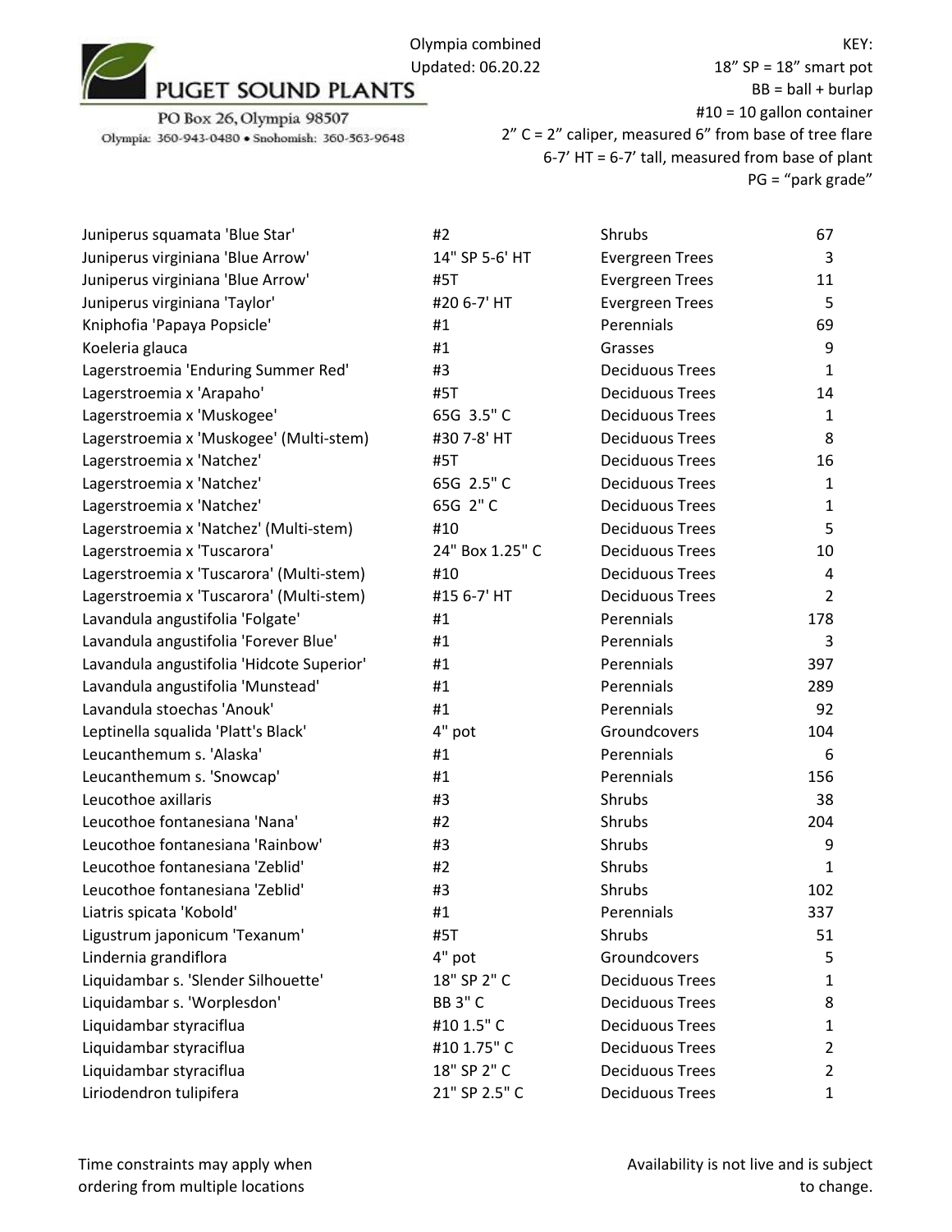PUGET SOUND PLANTS

PO Box 26, Olympia 98507
Olympia: 360-943-0480 • Snohomish: 360-563-9648

Olympia combined
Updated: 06.20.22

KEY:
18" SP = 18" smart pot
BB = ball + burlap
#10 = 10 gallon container
2" C = 2" caliper, measured 6" from base of tree flare
6-7' HT = 6-7' tall, measured from base of plant
PG = "park grade"

| | | | |
|---|---|---|---|
| Juniperus squamata 'Blue Star' | #2 | Shrubs | 67 |
| Juniperus virginiana 'Blue Arrow' | 14" SP 5-6' HT | Evergreen Trees | 3 |
| Juniperus virginiana 'Blue Arrow' | #5T | Evergreen Trees | 11 |
| Juniperus virginiana 'Taylor' | #20 6-7' HT | Evergreen Trees | 5 |
| Kniphofia 'Papaya Popsicle' | #1 | Perennials | 69 |
| Koeleria glauca | #1 | Grasses | 9 |
| Lagerstroemia 'Enduring Summer Red' | #3 | Deciduous Trees | 1 |
| Lagerstroemia x 'Arapaho' | #5T | Deciduous Trees | 14 |
| Lagerstroemia x 'Muskogee' | 65G 3.5" C | Deciduous Trees | 1 |
| Lagerstroemia x 'Muskogee' (Multi-stem) | #30 7-8' HT | Deciduous Trees | 8 |
| Lagerstroemia x 'Natchez' | #5T | Deciduous Trees | 16 |
| Lagerstroemia x 'Natchez' | 65G 2.5" C | Deciduous Trees | 1 |
| Lagerstroemia x 'Natchez' | 65G 2" C | Deciduous Trees | 1 |
| Lagerstroemia x 'Natchez' (Multi-stem) | #10 | Deciduous Trees | 5 |
| Lagerstroemia x 'Tuscarora' | 24" Box 1.25" C | Deciduous Trees | 10 |
| Lagerstroemia x 'Tuscarora' (Multi-stem) | #10 | Deciduous Trees | 4 |
| Lagerstroemia x 'Tuscarora' (Multi-stem) | #15 6-7' HT | Deciduous Trees | 2 |
| Lavandula angustifolia 'Folgate' | #1 | Perennials | 178 |
| Lavandula angustifolia 'Forever Blue' | #1 | Perennials | 3 |
| Lavandula angustifolia 'Hidcote Superior' | #1 | Perennials | 397 |
| Lavandula angustifolia 'Munstead' | #1 | Perennials | 289 |
| Lavandula stoechas 'Anouk' | #1 | Perennials | 92 |
| Leptinella squalida 'Platt's Black' | 4" pot | Groundcovers | 104 |
| Leucanthemum s. 'Alaska' | #1 | Perennials | 6 |
| Leucanthemum s. 'Snowcap' | #1 | Perennials | 156 |
| Leucothoe axillaris | #3 | Shrubs | 38 |
| Leucothoe fontanesiana 'Nana' | #2 | Shrubs | 204 |
| Leucothoe fontanesiana 'Rainbow' | #3 | Shrubs | 9 |
| Leucothoe fontanesiana 'Zeblid' | #2 | Shrubs | 1 |
| Leucothoe fontanesiana 'Zeblid' | #3 | Shrubs | 102 |
| Liatris spicata 'Kobold' | #1 | Perennials | 337 |
| Ligustrum japonicum 'Texanum' | #5T | Shrubs | 51 |
| Lindernia grandiflora | 4" pot | Groundcovers | 5 |
| Liquidambar s. 'Slender Silhouette' | 18" SP 2" C | Deciduous Trees | 1 |
| Liquidambar s. 'Worplesdon' | BB 3" C | Deciduous Trees | 8 |
| Liquidambar styraciflua | #10 1.5" C | Deciduous Trees | 1 |
| Liquidambar styraciflua | #10 1.75" C | Deciduous Trees | 2 |
| Liquidambar styraciflua | 18" SP 2" C | Deciduous Trees | 2 |
| Liriodendron tulipifera | 21" SP 2.5" C | Deciduous Trees | 1 |

Time constraints may apply when ordering from multiple locations

Availability is not live and is subject to change.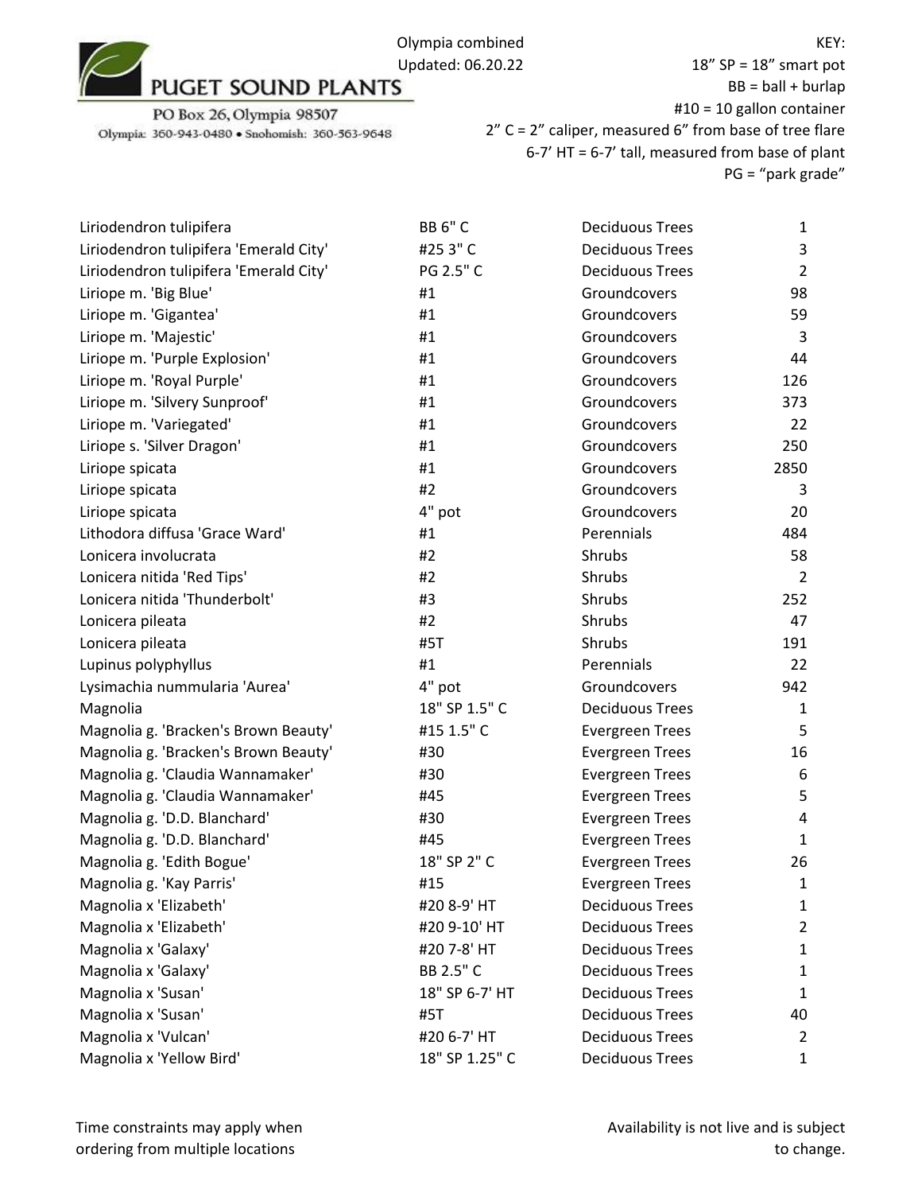PUGET SOUND PLANTS

PO Box 26, Olympia 98507
Olympia: 360-943-0480 • Snohomish: 360-563-9648

Olympia combined
Updated: 06.20.22

KEY:
18" SP = 18" smart pot
BB = ball + burlap
#10 = 10 gallon container
2" C = 2" caliper, measured 6" from base of tree flare
6-7' HT = 6-7' tall, measured from base of plant
PG = "park grade"

| | | | |
|---|---|---|---|
| Liriodendron tulipifera | BB 6" C | Deciduous Trees | 1 |
| Liriodendron tulipifera 'Emerald City' | #25 3" C | Deciduous Trees | 3 |
| Liriodendron tulipifera 'Emerald City' | PG 2.5" C | Deciduous Trees | 2 |
| Liriope m. 'Big Blue' | #1 | Groundcovers | 98 |
| Liriope m. 'Gigantea' | #1 | Groundcovers | 59 |
| Liriope m. 'Majestic' | #1 | Groundcovers | 3 |
| Liriope m. 'Purple Explosion' | #1 | Groundcovers | 44 |
| Liriope m. 'Royal Purple' | #1 | Groundcovers | 126 |
| Liriope m. 'Silvery Sunproof' | #1 | Groundcovers | 373 |
| Liriope m. 'Variegated' | #1 | Groundcovers | 22 |
| Liriope s. 'Silver Dragon' | #1 | Groundcovers | 250 |
| Liriope spicata | #1 | Groundcovers | 2850 |
| Liriope spicata | #2 | Groundcovers | 3 |
| Liriope spicata | 4" pot | Groundcovers | 20 |
| Lithodora diffusa 'Grace Ward' | #1 | Perennials | 484 |
| Lonicera involucrata | #2 | Shrubs | 58 |
| Lonicera nitida 'Red Tips' | #2 | Shrubs | 2 |
| Lonicera nitida 'Thunderbolt' | #3 | Shrubs | 252 |
| Lonicera pileata | #2 | Shrubs | 47 |
| Lonicera pileata | #5T | Shrubs | 191 |
| Lupinus polyphyllus | #1 | Perennials | 22 |
| Lysimachia nummularia 'Aurea' | 4" pot | Groundcovers | 942 |
| Magnolia | 18" SP 1.5" C | Deciduous Trees | 1 |
| Magnolia g. 'Bracken's Brown Beauty' | #15 1.5" C | Evergreen Trees | 5 |
| Magnolia g. 'Bracken's Brown Beauty' | #30 | Evergreen Trees | 16 |
| Magnolia g. 'Claudia Wannamaker' | #30 | Evergreen Trees | 6 |
| Magnolia g. 'Claudia Wannamaker' | #45 | Evergreen Trees | 5 |
| Magnolia g. 'D.D. Blanchard' | #30 | Evergreen Trees | 4 |
| Magnolia g. 'D.D. Blanchard' | #45 | Evergreen Trees | 1 |
| Magnolia g. 'Edith Bogue' | 18" SP 2" C | Evergreen Trees | 26 |
| Magnolia g. 'Kay Parris' | #15 | Evergreen Trees | 1 |
| Magnolia x 'Elizabeth' | #20 8-9' HT | Deciduous Trees | 1 |
| Magnolia x 'Elizabeth' | #20 9-10' HT | Deciduous Trees | 2 |
| Magnolia x 'Galaxy' | #20 7-8' HT | Deciduous Trees | 1 |
| Magnolia x 'Galaxy' | BB 2.5" C | Deciduous Trees | 1 |
| Magnolia x 'Susan' | 18" SP 6-7' HT | Deciduous Trees | 1 |
| Magnolia x 'Susan' | #5T | Deciduous Trees | 40 |
| Magnolia x 'Vulcan' | #20 6-7' HT | Deciduous Trees | 2 |
| Magnolia x 'Yellow Bird' | 18" SP 1.25" C | Deciduous Trees | 1 |

Time constraints may apply when ordering from multiple locations

Availability is not live and is subject to change.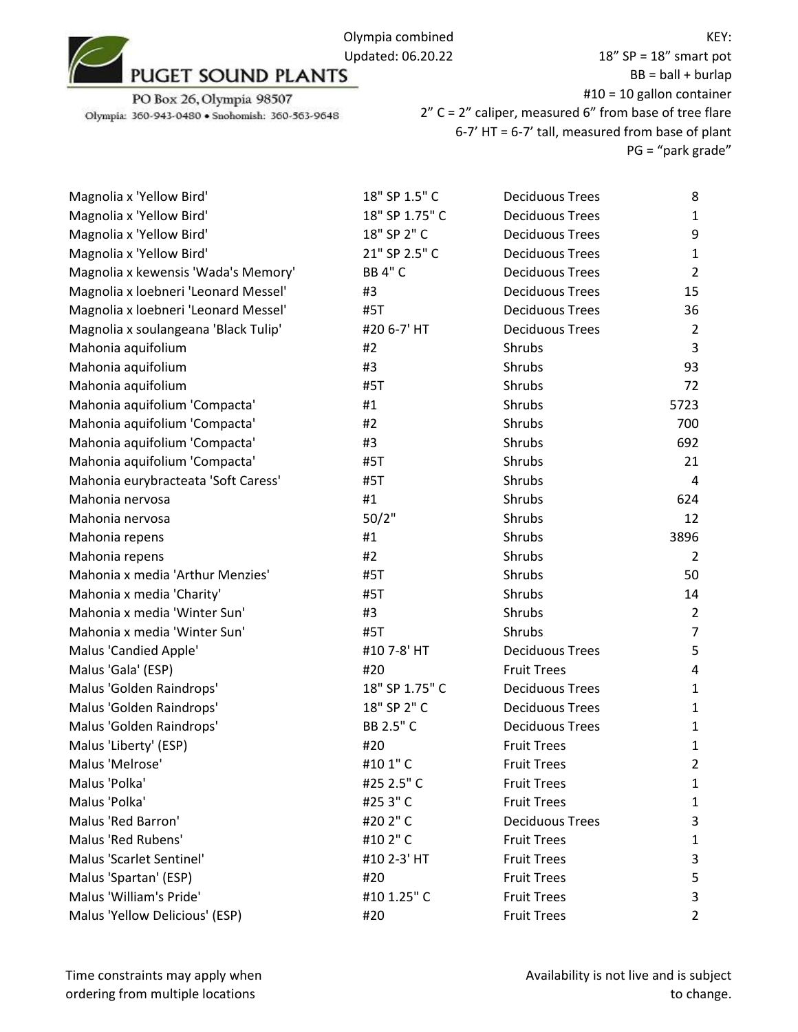PUGET SOUND PLANTS

PO Box 26, Olympia 98507

Olympia: 360-943-0480 • Snohomish: 360-563-9648

Olympia combined
Updated: 06.20.22

KEY:
18” SP = 18” smart pot
BB = ball + burlap
#10 = 10 gallon container
2” C = 2” caliper, measured 6” from base of tree flare
6-7’ HT = 6-7’ tall, measured from base of plant
PG = “park grade”

| | | | |
|---|---|---|---|
| Magnolia x 'Yellow Bird' | 18" SP 1.5" C | Deciduous Trees | 8 |
| Magnolia x 'Yellow Bird' | 18" SP 1.75" C | Deciduous Trees | 1 |
| Magnolia x 'Yellow Bird' | 18" SP 2" C | Deciduous Trees | 9 |
| Magnolia x 'Yellow Bird' | 21" SP 2.5" C | Deciduous Trees | 1 |
| Magnolia x kewensis 'Wada's Memory' | BB 4" C | Deciduous Trees | 2 |
| Magnolia x loebneri 'Leonard Messel' | #3 | Deciduous Trees | 15 |
| Magnolia x loebneri 'Leonard Messel' | #5T | Deciduous Trees | 36 |
| Magnolia x soulangeana 'Black Tulip' | #20 6-7' HT | Deciduous Trees | 2 |
| Mahonia aquifolium | #2 | Shrubs | 3 |
| Mahonia aquifolium | #3 | Shrubs | 93 |
| Mahonia aquifolium | #5T | Shrubs | 72 |
| Mahonia aquifolium 'Compacta' | #1 | Shrubs | 5723 |
| Mahonia aquifolium 'Compacta' | #2 | Shrubs | 700 |
| Mahonia aquifolium 'Compacta' | #3 | Shrubs | 692 |
| Mahonia aquifolium 'Compacta' | #5T | Shrubs | 21 |
| Mahonia eurybracteata 'Soft Caress' | #5T | Shrubs | 4 |
| Mahonia nervosa | #1 | Shrubs | 624 |
| Mahonia nervosa | 50/2" | Shrubs | 12 |
| Mahonia repens | #1 | Shrubs | 3896 |
| Mahonia repens | #2 | Shrubs | 2 |
| Mahonia x media 'Arthur Menzies' | #5T | Shrubs | 50 |
| Mahonia x media 'Charity' | #5T | Shrubs | 14 |
| Mahonia x media 'Winter Sun' | #3 | Shrubs | 2 |
| Mahonia x media 'Winter Sun' | #5T | Shrubs | 7 |
| Malus 'Candied Apple' | #10 7-8' HT | Deciduous Trees | 5 |
| Malus 'Gala' (ESP) | #20 | Fruit Trees | 4 |
| Malus 'Golden Raindrops' | 18" SP 1.75" C | Deciduous Trees | 1 |
| Malus 'Golden Raindrops' | 18" SP 2" C | Deciduous Trees | 1 |
| Malus 'Golden Raindrops' | BB 2.5" C | Deciduous Trees | 1 |
| Malus 'Liberty' (ESP) | #20 | Fruit Trees | 1 |
| Malus 'Melrose' | #10 1" C | Fruit Trees | 2 |
| Malus 'Polka' | #25 2.5" C | Fruit Trees | 1 |
| Malus 'Polka' | #25 3" C | Fruit Trees | 1 |
| Malus 'Red Barron' | #20 2" C | Deciduous Trees | 3 |
| Malus 'Red Rubens' | #10 2" C | Fruit Trees | 1 |
| Malus 'Scarlet Sentinel' | #10 2-3' HT | Fruit Trees | 3 |
| Malus 'Spartan' (ESP) | #20 | Fruit Trees | 5 |
| Malus 'William's Pride' | #10 1.25" C | Fruit Trees | 3 |
| Malus 'Yellow Delicious' (ESP) | #20 | Fruit Trees | 2 |

Time constraints may apply when ordering from multiple locations

Availability is not live and is subject to change.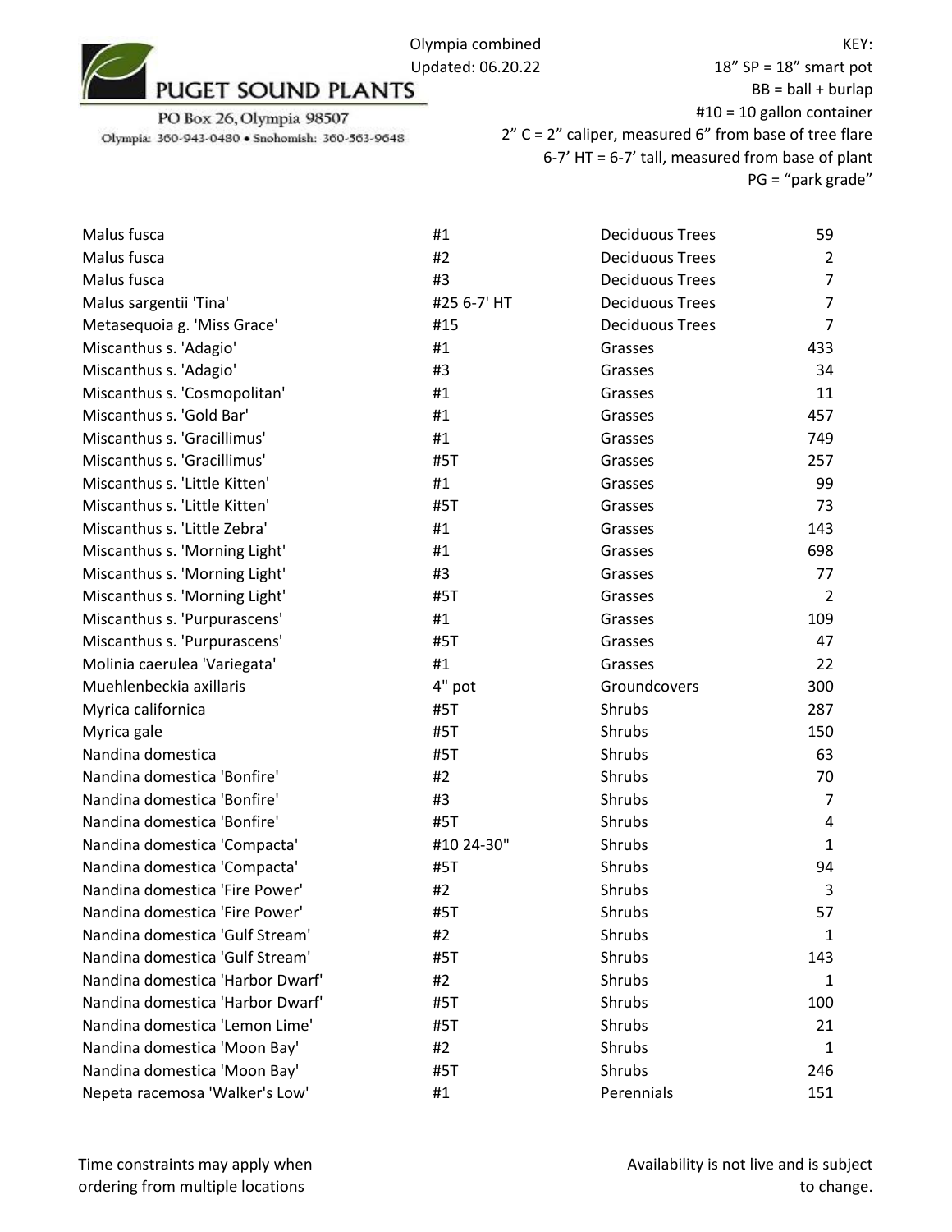PUGET SOUND PLANTS

PO Box 26, Olympia 98507

Olympia: 360-943-0480 • Snohomish: 360-563-9648

Olympia combined
Updated: 06.20.22

KEY:
18” SP = 18” smart pot
BB = ball + burlap
#10 = 10 gallon container
2” C = 2” caliper, measured 6” from base of tree flare
6-7’ HT = 6-7’ tall, measured from base of plant
PG = “park grade”

| | | | |
|---|---|---|---|
| Malus fusca | #1 | Deciduous Trees | 59 |
| Malus fusca | #2 | Deciduous Trees | 2 |
| Malus fusca | #3 | Deciduous Trees | 7 |
| Malus sargentii 'Tina' | #25 6-7' HT | Deciduous Trees | 7 |
| Metasequoia g. 'Miss Grace' | #15 | Deciduous Trees | 7 |
| Miscanthus s. 'Adagio' | #1 | Grasses | 433 |
| Miscanthus s. 'Adagio' | #3 | Grasses | 34 |
| Miscanthus s. 'Cosmopolitan' | #1 | Grasses | 11 |
| Miscanthus s. 'Gold Bar' | #1 | Grasses | 457 |
| Miscanthus s. 'Gracillimus' | #1 | Grasses | 749 |
| Miscanthus s. 'Gracillimus' | #5T | Grasses | 257 |
| Miscanthus s. 'Little Kitten' | #1 | Grasses | 99 |
| Miscanthus s. 'Little Kitten' | #5T | Grasses | 73 |
| Miscanthus s. 'Little Zebra' | #1 | Grasses | 143 |
| Miscanthus s. 'Morning Light' | #1 | Grasses | 698 |
| Miscanthus s. 'Morning Light' | #3 | Grasses | 77 |
| Miscanthus s. 'Morning Light' | #5T | Grasses | 2 |
| Miscanthus s. 'Purpurascens' | #1 | Grasses | 109 |
| Miscanthus s. 'Purpurascens' | #5T | Grasses | 47 |
| Molinia caerulea 'Variegata' | #1 | Grasses | 22 |
| Muehlenbeckia axillaris | 4" pot | Groundcovers | 300 |
| Myrica californica | #5T | Shrubs | 287 |
| Myrica gale | #5T | Shrubs | 150 |
| Nandina domestica | #5T | Shrubs | 63 |
| Nandina domestica 'Bonfire' | #2 | Shrubs | 70 |
| Nandina domestica 'Bonfire' | #3 | Shrubs | 7 |
| Nandina domestica 'Bonfire' | #5T | Shrubs | 4 |
| Nandina domestica 'Compacta' | #10 24-30" | Shrubs | 1 |
| Nandina domestica 'Compacta' | #5T | Shrubs | 94 |
| Nandina domestica 'Fire Power' | #2 | Shrubs | 3 |
| Nandina domestica 'Fire Power' | #5T | Shrubs | 57 |
| Nandina domestica 'Gulf Stream' | #2 | Shrubs | 1 |
| Nandina domestica 'Gulf Stream' | #5T | Shrubs | 143 |
| Nandina domestica 'Harbor Dwarf' | #2 | Shrubs | 1 |
| Nandina domestica 'Harbor Dwarf' | #5T | Shrubs | 100 |
| Nandina domestica 'Lemon Lime' | #5T | Shrubs | 21 |
| Nandina domestica 'Moon Bay' | #2 | Shrubs | 1 |
| Nandina domestica 'Moon Bay' | #5T | Shrubs | 246 |
| Nepeta racemosa 'Walker's Low' | #1 | Perennials | 151 |

Time constraints may apply when ordering from multiple locations

Availability is not live and is subject to change.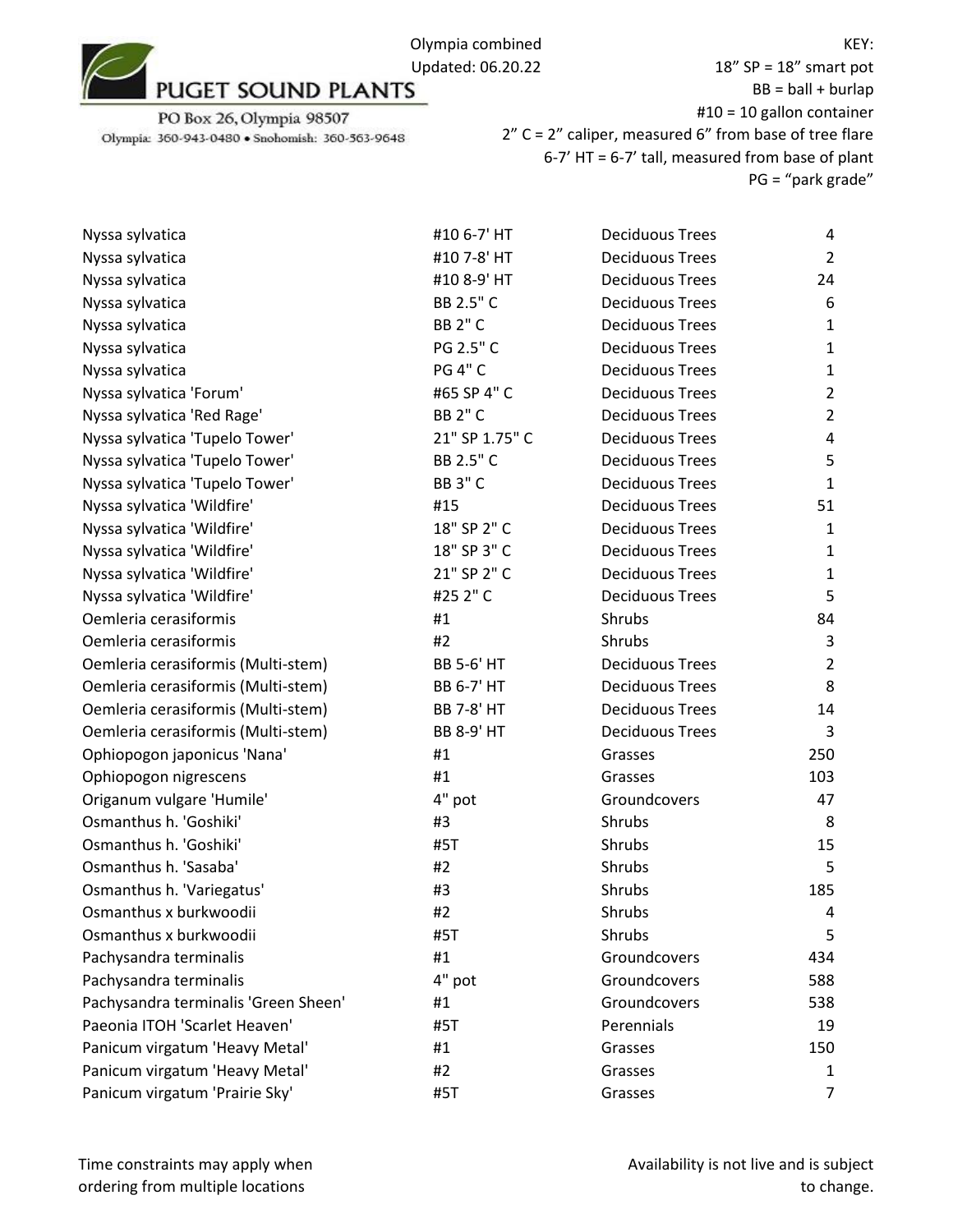PUGET SOUND PLANTS

PO Box 26, Olympia 98507

Olympia: 360-943-0480 • Snohomish: 360-563-9648

Olympia combined
Updated: 06.20.22

KEY:
18" SP = 18" smart pot
BB = ball + burlap
#10 = 10 gallon container
2" C = 2" caliper, measured 6" from base of tree flare
6-7' HT = 6-7' tall, measured from base of plant
PG = "park grade"

| | | | |
|---|---|---|---|
| Nyssa sylvatica | #10 6-7' HT | Deciduous Trees | 4 |
| Nyssa sylvatica | #10 7-8' HT | Deciduous Trees | 2 |
| Nyssa sylvatica | #10 8-9' HT | Deciduous Trees | 24 |
| Nyssa sylvatica | BB 2.5" C | Deciduous Trees | 6 |
| Nyssa sylvatica | BB 2" C | Deciduous Trees | 1 |
| Nyssa sylvatica | PG 2.5" C | Deciduous Trees | 1 |
| Nyssa sylvatica | PG 4" C | Deciduous Trees | 1 |
| Nyssa sylvatica 'Forum' | #65 SP 4" C | Deciduous Trees | 2 |
| Nyssa sylvatica 'Red Rage' | BB 2" C | Deciduous Trees | 2 |
| Nyssa sylvatica 'Tupelo Tower' | 21" SP 1.75" C | Deciduous Trees | 4 |
| Nyssa sylvatica 'Tupelo Tower' | BB 2.5" C | Deciduous Trees | 5 |
| Nyssa sylvatica 'Tupelo Tower' | BB 3" C | Deciduous Trees | 1 |
| Nyssa sylvatica 'Wildfire' | #15 | Deciduous Trees | 51 |
| Nyssa sylvatica 'Wildfire' | 18" SP 2" C | Deciduous Trees | 1 |
| Nyssa sylvatica 'Wildfire' | 18" SP 3" C | Deciduous Trees | 1 |
| Nyssa sylvatica 'Wildfire' | 21" SP 2" C | Deciduous Trees | 1 |
| Nyssa sylvatica 'Wildfire' | #25 2" C | Deciduous Trees | 5 |
| Oemleria cerasiformis | #1 | Shrubs | 84 |
| Oemleria cerasiformis | #2 | Shrubs | 3 |
| Oemleria cerasiformis (Multi-stem) | BB 5-6' HT | Deciduous Trees | 2 |
| Oemleria cerasiformis (Multi-stem) | BB 6-7' HT | Deciduous Trees | 8 |
| Oemleria cerasiformis (Multi-stem) | BB 7-8' HT | Deciduous Trees | 14 |
| Oemleria cerasiformis (Multi-stem) | BB 8-9' HT | Deciduous Trees | 3 |
| Ophiopogon japonicus 'Nana' | #1 | Grasses | 250 |
| Ophiopogon nigrescens | #1 | Grasses | 103 |
| Origanum vulgare 'Humile' | 4" pot | Groundcovers | 47 |
| Osmanthus h. 'Goshiki' | #3 | Shrubs | 8 |
| Osmanthus h. 'Goshiki' | #5T | Shrubs | 15 |
| Osmanthus h. 'Sasaba' | #2 | Shrubs | 5 |
| Osmanthus h. 'Variegatus' | #3 | Shrubs | 185 |
| Osmanthus x burkwoodii | #2 | Shrubs | 4 |
| Osmanthus x burkwoodii | #5T | Shrubs | 5 |
| Pachysandra terminalis | #1 | Groundcovers | 434 |
| Pachysandra terminalis | 4" pot | Groundcovers | 588 |
| Pachysandra terminalis 'Green Sheen' | #1 | Groundcovers | 538 |
| Paeonia ITOH 'Scarlet Heaven' | #5T | Perennials | 19 |
| Panicum virgatum 'Heavy Metal' | #1 | Grasses | 150 |
| Panicum virgatum 'Heavy Metal' | #2 | Grasses | 1 |
| Panicum virgatum 'Prairie Sky' | #5T | Grasses | 7 |

Time constraints may apply when ordering from multiple locations

Availability is not live and is subject to change.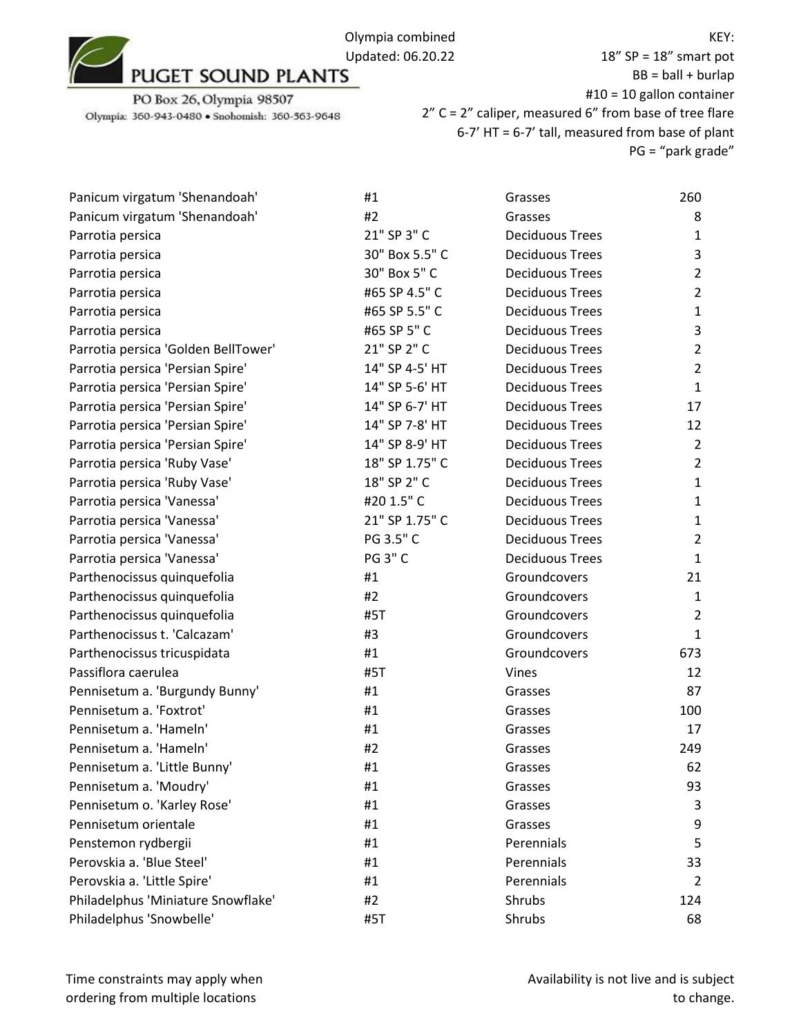PUGET SOUND PLANTS

PO Box 26, Olympia 98507

Olympia: 360-943-0480 • Snohomish: 360-563-9648

Olympia combined
Updated: 06.20.22

KEY:
18" SP = 18" smart pot
BB = ball + burlap
#10 = 10 gallon container
2" C = 2" caliper, measured 6" from base of tree flare
6-7' HT = 6-7' tall, measured from base of plant
PG = "park grade"

| | | | |
|---|---|---|---|
| Panicum virgatum 'Shenandoah' | #1 | Grasses | 260 |
| Panicum virgatum 'Shenandoah' | #2 | Grasses | 8 |
| Parrotia persica | 21" SP 3" C | Deciduous Trees | 1 |
| Parrotia persica | 30" Box 5.5" C | Deciduous Trees | 3 |
| Parrotia persica | 30" Box 5" C | Deciduous Trees | 2 |
| Parrotia persica | #65 SP 4.5" C | Deciduous Trees | 2 |
| Parrotia persica | #65 SP 5.5" C | Deciduous Trees | 1 |
| Parrotia persica | #65 SP 5" C | Deciduous Trees | 3 |
| Parrotia persica 'Golden BellTower' | 21" SP 2" C | Deciduous Trees | 2 |
| Parrotia persica 'Persian Spire' | 14" SP 4-5' HT | Deciduous Trees | 2 |
| Parrotia persica 'Persian Spire' | 14" SP 5-6' HT | Deciduous Trees | 1 |
| Parrotia persica 'Persian Spire' | 14" SP 6-7' HT | Deciduous Trees | 17 |
| Parrotia persica 'Persian Spire' | 14" SP 7-8' HT | Deciduous Trees | 12 |
| Parrotia persica 'Persian Spire' | 14" SP 8-9' HT | Deciduous Trees | 2 |
| Parrotia persica 'Ruby Vase' | 18" SP 1.75" C | Deciduous Trees | 2 |
| Parrotia persica 'Ruby Vase' | 18" SP 2" C | Deciduous Trees | 1 |
| Parrotia persica 'Vanessa' | #20 1.5" C | Deciduous Trees | 1 |
| Parrotia persica 'Vanessa' | 21" SP 1.75" C | Deciduous Trees | 1 |
| Parrotia persica 'Vanessa' | PG 3.5" C | Deciduous Trees | 2 |
| Parrotia persica 'Vanessa' | PG 3" C | Deciduous Trees | 1 |
| Parthenocissus quinquefolia | #1 | Groundcovers | 21 |
| Parthenocissus quinquefolia | #2 | Groundcovers | 1 |
| Parthenocissus quinquefolia | #5T | Groundcovers | 2 |
| Parthenocissus t. 'Calcazam' | #3 | Groundcovers | 1 |
| Parthenocissus tricuspidata | #1 | Groundcovers | 673 |
| Passiflora caerulea | #5T | Vines | 12 |
| Pennisetum a. 'Burgundy Bunny' | #1 | Grasses | 87 |
| Pennisetum a. 'Foxtrot' | #1 | Grasses | 100 |
| Pennisetum a. 'Hameln' | #1 | Grasses | 17 |
| Pennisetum a. 'Hameln' | #2 | Grasses | 249 |
| Pennisetum a. 'Little Bunny' | #1 | Grasses | 62 |
| Pennisetum a. 'Moudry' | #1 | Grasses | 93 |
| Pennisetum o. 'Karley Rose' | #1 | Grasses | 3 |
| Pennisetum orientale | #1 | Grasses | 9 |
| Penstemon rydbergii | #1 | Perennials | 5 |
| Perovskia a. 'Blue Steel' | #1 | Perennials | 33 |
| Perovskia a. 'Little Spire' | #1 | Perennials | 2 |
| Philadelphus 'Miniature Snowflake' | #2 | Shrubs | 124 |
| Philadelphus 'Snowbelle' | #5T | Shrubs | 68 |

Time constraints may apply when ordering from multiple locations

Availability is not live and is subject to change.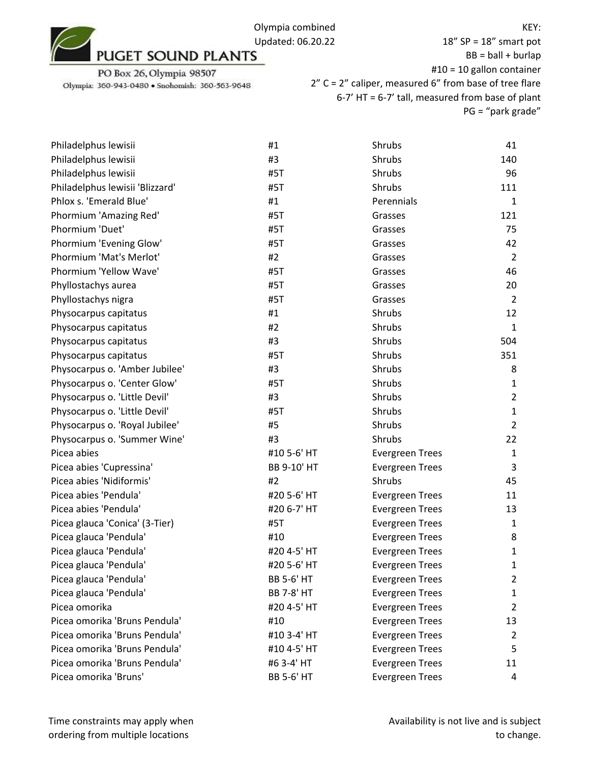PUGET SOUND PLANTS

PO Box 26, Olympia 98507

Olympia: 360-943-0480 • Snohomish: 360-563-9648

Olympia combined
Updated: 06.20.22

KEY:
18" SP = 18" smart pot
BB = ball + burlap
#10 = 10 gallon container
2" C = 2" caliper, measured 6" from base of tree flare
6-7' HT = 6-7' tall, measured from base of plant
PG = "park grade"

| | | | |
|---|---|---|---|
| Philadelphus lewisii | #1 | Shrubs | 41 |
| Philadelphus lewisii | #3 | Shrubs | 140 |
| Philadelphus lewisii | #5T | Shrubs | 96 |
| Philadelphus lewisii 'Blizzard' | #5T | Shrubs | 111 |
| Phlox s. 'Emerald Blue' | #1 | Perennials | 1 |
| Phormium 'Amazing Red' | #5T | Grasses | 121 |
| Phormium 'Duet' | #5T | Grasses | 75 |
| Phormium 'Evening Glow' | #5T | Grasses | 42 |
| Phormium 'Mat's Merlot' | #2 | Grasses | 2 |
| Phormium 'Yellow Wave' | #5T | Grasses | 46 |
| Phyllostachys aurea | #5T | Grasses | 20 |
| Phyllostachys nigra | #5T | Grasses | 2 |
| Physocarpus capitatus | #1 | Shrubs | 12 |
| Physocarpus capitatus | #2 | Shrubs | 1 |
| Physocarpus capitatus | #3 | Shrubs | 504 |
| Physocarpus capitatus | #5T | Shrubs | 351 |
| Physocarpus o. 'Amber Jubilee' | #3 | Shrubs | 8 |
| Physocarpus o. 'Center Glow' | #5T | Shrubs | 1 |
| Physocarpus o. 'Little Devil' | #3 | Shrubs | 2 |
| Physocarpus o. 'Little Devil' | #5T | Shrubs | 1 |
| Physocarpus o. 'Royal Jubilee' | #5 | Shrubs | 2 |
| Physocarpus o. 'Summer Wine' | #3 | Shrubs | 22 |
| Picea abies | #10 5-6' HT | Evergreen Trees | 1 |
| Picea abies 'Cupressina' | BB 9-10' HT | Evergreen Trees | 3 |
| Picea abies 'Nidiformis' | #2 | Shrubs | 45 |
| Picea abies 'Pendula' | #20 5-6' HT | Evergreen Trees | 11 |
| Picea abies 'Pendula' | #20 6-7' HT | Evergreen Trees | 13 |
| Picea glauca 'Conica' (3-Tier) | #5T | Evergreen Trees | 1 |
| Picea glauca 'Pendula' | #10 | Evergreen Trees | 8 |
| Picea glauca 'Pendula' | #20 4-5' HT | Evergreen Trees | 1 |
| Picea glauca 'Pendula' | #20 5-6' HT | Evergreen Trees | 1 |
| Picea glauca 'Pendula' | BB 5-6' HT | Evergreen Trees | 2 |
| Picea glauca 'Pendula' | BB 7-8' HT | Evergreen Trees | 1 |
| Picea omorika | #20 4-5' HT | Evergreen Trees | 2 |
| Picea omorika 'Bruns Pendula' | #10 | Evergreen Trees | 13 |
| Picea omorika 'Bruns Pendula' | #10 3-4' HT | Evergreen Trees | 2 |
| Picea omorika 'Bruns Pendula' | #10 4-5' HT | Evergreen Trees | 5 |
| Picea omorika 'Bruns Pendula' | #6 3-4' HT | Evergreen Trees | 11 |
| Picea omorika 'Bruns' | BB 5-6' HT | Evergreen Trees | 4 |

Time constraints may apply when ordering from multiple locations

Availability is not live and is subject to change.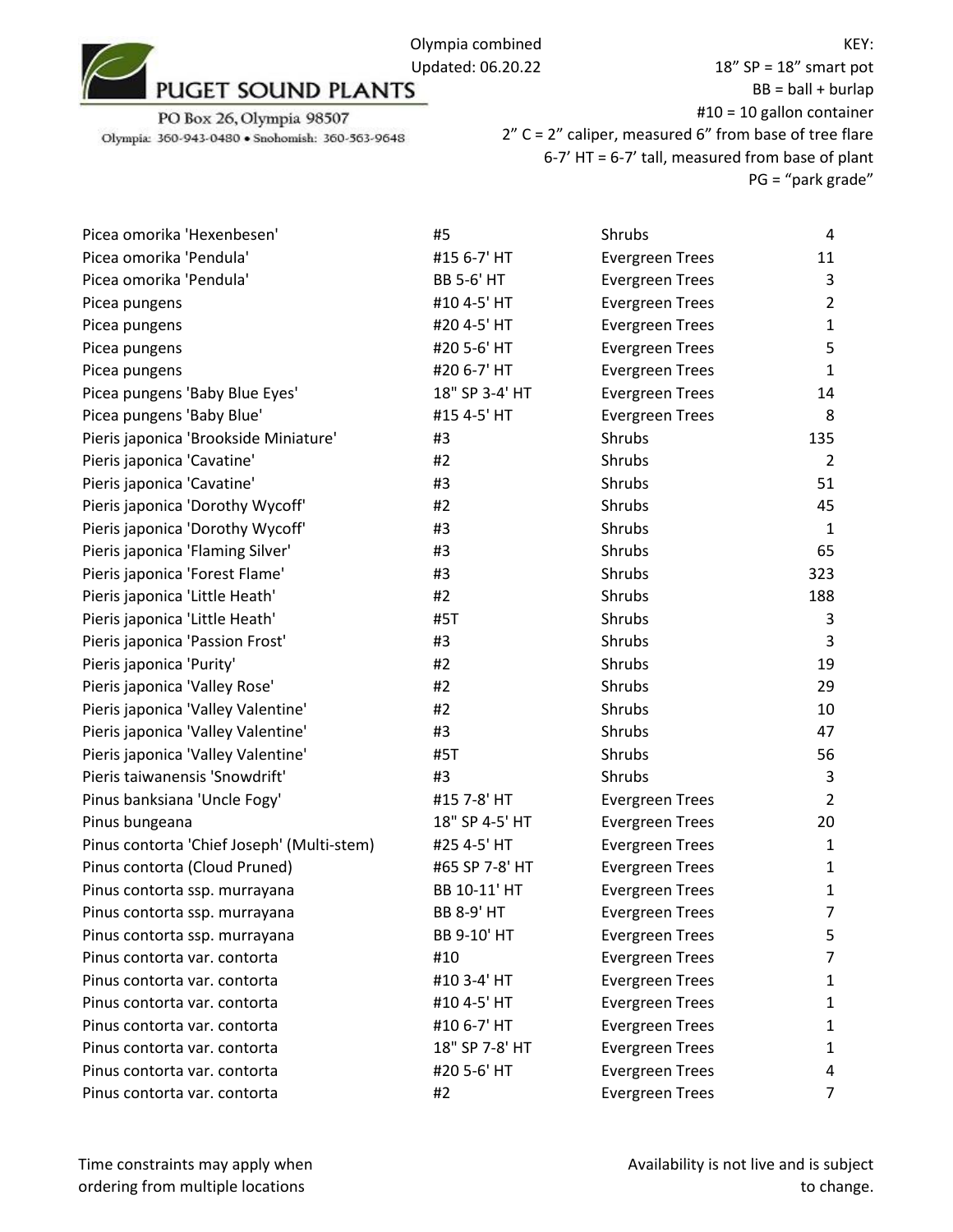PUGET SOUND PLANTS

PO Box 26, Olympia 98507

Olympia: 360-943-0480 • Snohomish: 360-563-9648

Olympia combined
Updated: 06.20.22

KEY:
18" SP = 18" smart pot
BB = ball + burlap
#10 = 10 gallon container
2" C = 2" caliper, measured 6" from base of tree flare
6-7' HT = 6-7' tall, measured from base of plant
PG = "park grade"

| | | | |
|---|---|---|---|
| Picea omorika 'Hexenbesen' | #5 | Shrubs | 4 |
| Picea omorika 'Pendula' | #15 6-7' HT | Evergreen Trees | 11 |
| Picea omorika 'Pendula' | BB 5-6' HT | Evergreen Trees | 3 |
| Picea pungens | #10 4-5' HT | Evergreen Trees | 2 |
| Picea pungens | #20 4-5' HT | Evergreen Trees | 1 |
| Picea pungens | #20 5-6' HT | Evergreen Trees | 5 |
| Picea pungens | #20 6-7' HT | Evergreen Trees | 1 |
| Picea pungens 'Baby Blue Eyes' | 18" SP 3-4' HT | Evergreen Trees | 14 |
| Picea pungens 'Baby Blue' | #15 4-5' HT | Evergreen Trees | 8 |
| Pieris japonica 'Brookside Miniature' | #3 | Shrubs | 135 |
| Pieris japonica 'Cavatine' | #2 | Shrubs | 2 |
| Pieris japonica 'Cavatine' | #3 | Shrubs | 51 |
| Pieris japonica 'Dorothy Wycoff' | #2 | Shrubs | 45 |
| Pieris japonica 'Dorothy Wycoff' | #3 | Shrubs | 1 |
| Pieris japonica 'Flaming Silver' | #3 | Shrubs | 65 |
| Pieris japonica 'Forest Flame' | #3 | Shrubs | 323 |
| Pieris japonica 'Little Heath' | #2 | Shrubs | 188 |
| Pieris japonica 'Little Heath' | #5T | Shrubs | 3 |
| Pieris japonica 'Passion Frost' | #3 | Shrubs | 3 |
| Pieris japonica 'Purity' | #2 | Shrubs | 19 |
| Pieris japonica 'Valley Rose' | #2 | Shrubs | 29 |
| Pieris japonica 'Valley Valentine' | #2 | Shrubs | 10 |
| Pieris japonica 'Valley Valentine' | #3 | Shrubs | 47 |
| Pieris japonica 'Valley Valentine' | #5T | Shrubs | 56 |
| Pieris taiwanensis 'Snowdrift' | #3 | Shrubs | 3 |
| Pinus banksiana 'Uncle Fogy' | #15 7-8' HT | Evergreen Trees | 2 |
| Pinus bungeana | 18" SP 4-5' HT | Evergreen Trees | 20 |
| Pinus contorta 'Chief Joseph' (Multi-stem) | #25 4-5' HT | Evergreen Trees | 1 |
| Pinus contorta (Cloud Pruned) | #65 SP 7-8' HT | Evergreen Trees | 1 |
| Pinus contorta ssp. murrayana | BB 10-11' HT | Evergreen Trees | 1 |
| Pinus contorta ssp. murrayana | BB 8-9' HT | Evergreen Trees | 7 |
| Pinus contorta ssp. murrayana | BB 9-10' HT | Evergreen Trees | 5 |
| Pinus contorta var. contorta | #10 | Evergreen Trees | 7 |
| Pinus contorta var. contorta | #10 3-4' HT | Evergreen Trees | 1 |
| Pinus contorta var. contorta | #10 4-5' HT | Evergreen Trees | 1 |
| Pinus contorta var. contorta | #10 6-7' HT | Evergreen Trees | 1 |
| Pinus contorta var. contorta | 18" SP 7-8' HT | Evergreen Trees | 1 |
| Pinus contorta var. contorta | #20 5-6' HT | Evergreen Trees | 4 |
| Pinus contorta var. contorta | #2 | Evergreen Trees | 7 |

Time constraints may apply when ordering from multiple locations

Availability is not live and is subject to change.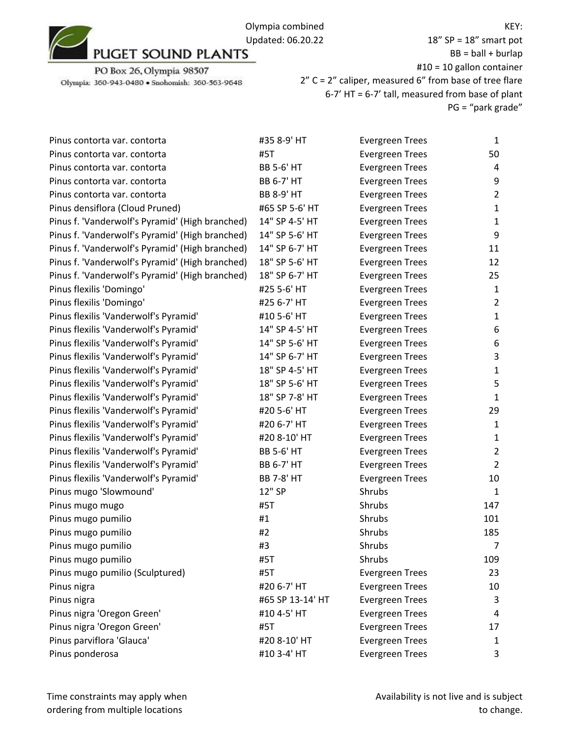PUGET SOUND PLANTS

PO Box 26, Olympia 98507

Olympia: 360-943-0480 • Snohomish: 360-563-9648

Olympia combined
Updated: 06.20.22

KEY:
18" SP = 18" smart pot
BB = ball + burlap
#10 = 10 gallon container
2" C = 2" caliper, measured 6" from base of tree flare
6-7' HT = 6-7' tall, measured from base of plant
PG = "park grade"

| | | | |
|---|---|---|---|
| Pinus contorta var. contorta | #35 8-9' HT | Evergreen Trees | 1 |
| Pinus contorta var. contorta | #5T | Evergreen Trees | 50 |
| Pinus contorta var. contorta | BB 5-6' HT | Evergreen Trees | 4 |
| Pinus contorta var. contorta | BB 6-7' HT | Evergreen Trees | 9 |
| Pinus contorta var. contorta | BB 8-9' HT | Evergreen Trees | 2 |
| Pinus densiflora (Cloud Pruned) | #65 SP 5-6' HT | Evergreen Trees | 1 |
| Pinus f. 'Vanderwolf's Pyramid' (High branched) | 14" SP 4-5' HT | Evergreen Trees | 1 |
| Pinus f. 'Vanderwolf's Pyramid' (High branched) | 14" SP 5-6' HT | Evergreen Trees | 9 |
| Pinus f. 'Vanderwolf's Pyramid' (High branched) | 14" SP 6-7' HT | Evergreen Trees | 11 |
| Pinus f. 'Vanderwolf's Pyramid' (High branched) | 18" SP 5-6' HT | Evergreen Trees | 12 |
| Pinus f. 'Vanderwolf's Pyramid' (High branched) | 18" SP 6-7' HT | Evergreen Trees | 25 |
| Pinus flexilis 'Domingo' | #25 5-6' HT | Evergreen Trees | 1 |
| Pinus flexilis 'Domingo' | #25 6-7' HT | Evergreen Trees | 2 |
| Pinus flexilis 'Vanderwolf's Pyramid' | #10 5-6' HT | Evergreen Trees | 1 |
| Pinus flexilis 'Vanderwolf's Pyramid' | 14" SP 4-5' HT | Evergreen Trees | 6 |
| Pinus flexilis 'Vanderwolf's Pyramid' | 14" SP 5-6' HT | Evergreen Trees | 6 |
| Pinus flexilis 'Vanderwolf's Pyramid' | 14" SP 6-7' HT | Evergreen Trees | 3 |
| Pinus flexilis 'Vanderwolf's Pyramid' | 18" SP 4-5' HT | Evergreen Trees | 1 |
| Pinus flexilis 'Vanderwolf's Pyramid' | 18" SP 5-6' HT | Evergreen Trees | 5 |
| Pinus flexilis 'Vanderwolf's Pyramid' | 18" SP 7-8' HT | Evergreen Trees | 1 |
| Pinus flexilis 'Vanderwolf's Pyramid' | #20 5-6' HT | Evergreen Trees | 29 |
| Pinus flexilis 'Vanderwolf's Pyramid' | #20 6-7' HT | Evergreen Trees | 1 |
| Pinus flexilis 'Vanderwolf's Pyramid' | #20 8-10' HT | Evergreen Trees | 1 |
| Pinus flexilis 'Vanderwolf's Pyramid' | BB 5-6' HT | Evergreen Trees | 2 |
| Pinus flexilis 'Vanderwolf's Pyramid' | BB 6-7' HT | Evergreen Trees | 2 |
| Pinus flexilis 'Vanderwolf's Pyramid' | BB 7-8' HT | Evergreen Trees | 10 |
| Pinus mugo 'Slowmound' | 12" SP | Shrubs | 1 |
| Pinus mugo mugo | #5T | Shrubs | 147 |
| Pinus mugo pumilio | #1 | Shrubs | 101 |
| Pinus mugo pumilio | #2 | Shrubs | 185 |
| Pinus mugo pumilio | #3 | Shrubs | 7 |
| Pinus mugo pumilio | #5T | Shrubs | 109 |
| Pinus mugo pumilio (Sculptured) | #5T | Evergreen Trees | 23 |
| Pinus nigra | #20 6-7' HT | Evergreen Trees | 10 |
| Pinus nigra | #65 SP 13-14' HT | Evergreen Trees | 3 |
| Pinus nigra 'Oregon Green' | #10 4-5' HT | Evergreen Trees | 4 |
| Pinus nigra 'Oregon Green' | #5T | Evergreen Trees | 17 |
| Pinus parviflora 'Glauca' | #20 8-10' HT | Evergreen Trees | 1 |
| Pinus ponderosa | #10 3-4' HT | Evergreen Trees | 3 |

Time constraints may apply when ordering from multiple locations

Availability is not live and is subject to change.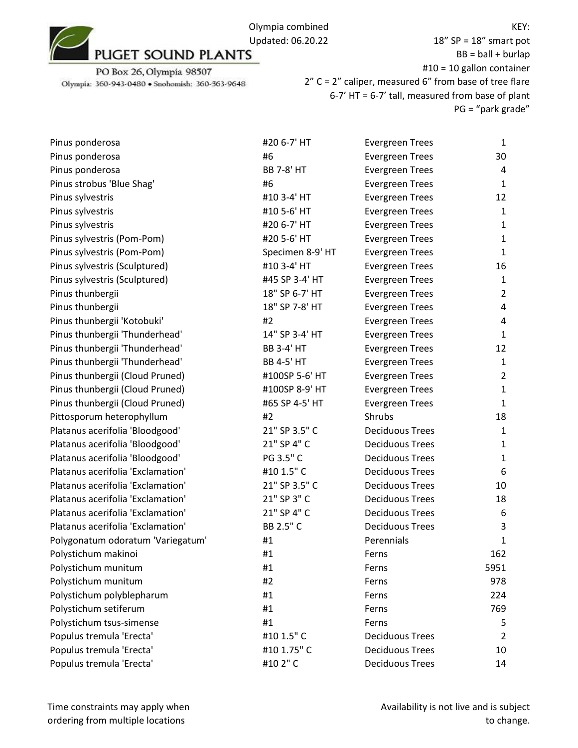PUGET SOUND PLANTS

PO Box 26, Olympia 98507

Olympia: 360-943-0480 • Snohomish: 360-563-9648

Olympia combined
Updated: 06.20.22

KEY:
18" SP = 18" smart pot
BB = ball + burlap
#10 = 10 gallon container
2" C = 2" caliper, measured 6" from base of tree flare
6-7' HT = 6-7' tall, measured from base of plant
PG = "park grade"

| | | | |
|---|---|---|---|
| Pinus ponderosa | #20 6-7' HT | Evergreen Trees | 1 |
| Pinus ponderosa | #6 | Evergreen Trees | 30 |
| Pinus ponderosa | BB 7-8' HT | Evergreen Trees | 4 |
| Pinus strobus 'Blue Shag' | #6 | Evergreen Trees | 1 |
| Pinus sylvestris | #10 3-4' HT | Evergreen Trees | 12 |
| Pinus sylvestris | #10 5-6' HT | Evergreen Trees | 1 |
| Pinus sylvestris | #20 6-7' HT | Evergreen Trees | 1 |
| Pinus sylvestris (Pom-Pom) | #20 5-6' HT | Evergreen Trees | 1 |
| Pinus sylvestris (Pom-Pom) | Specimen 8-9' HT | Evergreen Trees | 1 |
| Pinus sylvestris (Sculptured) | #10 3-4' HT | Evergreen Trees | 16 |
| Pinus sylvestris (Sculptured) | #45 SP 3-4' HT | Evergreen Trees | 1 |
| Pinus thunbergii | 18" SP 6-7' HT | Evergreen Trees | 2 |
| Pinus thunbergii | 18" SP 7-8' HT | Evergreen Trees | 4 |
| Pinus thunbergii 'Kotobuki' | #2 | Evergreen Trees | 4 |
| Pinus thunbergii 'Thunderhead' | 14" SP 3-4' HT | Evergreen Trees | 1 |
| Pinus thunbergii 'Thunderhead' | BB 3-4' HT | Evergreen Trees | 12 |
| Pinus thunbergii 'Thunderhead' | BB 4-5' HT | Evergreen Trees | 1 |
| Pinus thunbergii (Cloud Pruned) | #100SP 5-6' HT | Evergreen Trees | 2 |
| Pinus thunbergii (Cloud Pruned) | #100SP 8-9' HT | Evergreen Trees | 1 |
| Pinus thunbergii (Cloud Pruned) | #65 SP 4-5' HT | Evergreen Trees | 1 |
| Pittosporum heterophyllum | #2 | Shrubs | 18 |
| Platanus acerifolia 'Bloodgood' | 21" SP 3.5" C | Deciduous Trees | 1 |
| Platanus acerifolia 'Bloodgood' | 21" SP 4" C | Deciduous Trees | 1 |
| Platanus acerifolia 'Bloodgood' | PG 3.5" C | Deciduous Trees | 1 |
| Platanus acerifolia 'Exclamation' | #10 1.5" C | Deciduous Trees | 6 |
| Platanus acerifolia 'Exclamation' | 21" SP 3.5" C | Deciduous Trees | 10 |
| Platanus acerifolia 'Exclamation' | 21" SP 3" C | Deciduous Trees | 18 |
| Platanus acerifolia 'Exclamation' | 21" SP 4" C | Deciduous Trees | 6 |
| Platanus acerifolia 'Exclamation' | BB 2.5" C | Deciduous Trees | 3 |
| Polygonatum odoratum 'Variegatum' | #1 | Perennials | 1 |
| Polystichum makinoi | #1 | Ferns | 162 |
| Polystichum munitum | #1 | Ferns | 5951 |
| Polystichum munitum | #2 | Ferns | 978 |
| Polystichum polyblepharum | #1 | Ferns | 224 |
| Polystichum setiferum | #1 | Ferns | 769 |
| Polystichum tsus-simense | #1 | Ferns | 5 |
| Populus tremula 'Erecta' | #10 1.5" C | Deciduous Trees | 2 |
| Populus tremula 'Erecta' | #10 1.75" C | Deciduous Trees | 10 |
| Populus tremula 'Erecta' | #10 2" C | Deciduous Trees | 14 |

Time constraints may apply when ordering from multiple locations

Availability is not live and is subject to change.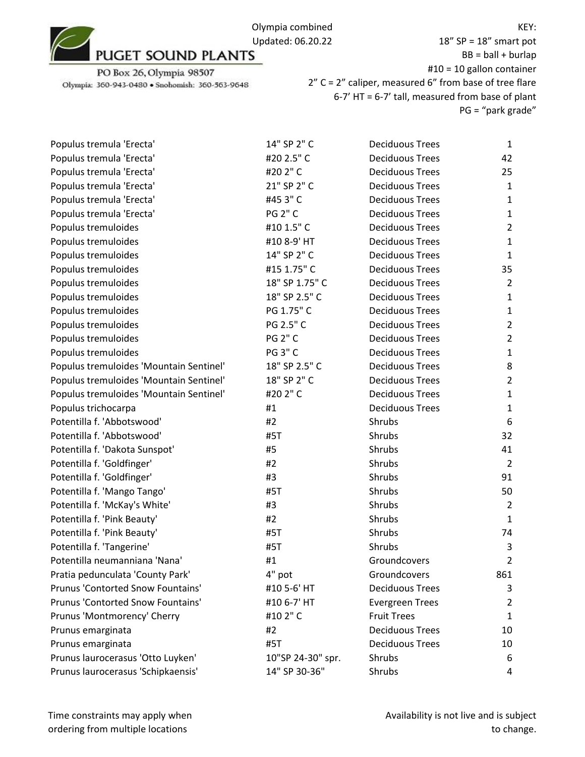PUGET SOUND PLANTS

PO Box 26, Olympia 98507

Olympia: 360-943-0480 • Snohomish: 360-563-9648

Olympia combined
Updated: 06.20.22

KEY:
18" SP = 18" smart pot
BB = ball + burlap
#10 = 10 gallon container
2" C = 2" caliper, measured 6" from base of tree flare
6-7' HT = 6-7' tall, measured from base of plant
PG = "park grade"

| Plant | Size | Category | Qty |
|---|---|---|---|
| Populus tremula 'Erecta' | 14" SP 2" C | Deciduous Trees | 1 |
| Populus tremula 'Erecta' | #20 2.5" C | Deciduous Trees | 42 |
| Populus tremula 'Erecta' | #20 2" C | Deciduous Trees | 25 |
| Populus tremula 'Erecta' | 21" SP 2" C | Deciduous Trees | 1 |
| Populus tremula 'Erecta' | #45 3" C | Deciduous Trees | 1 |
| Populus tremula 'Erecta' | PG 2" C | Deciduous Trees | 1 |
| Populus tremuloides | #10 1.5" C | Deciduous Trees | 2 |
| Populus tremuloides | #10 8-9' HT | Deciduous Trees | 1 |
| Populus tremuloides | 14" SP 2" C | Deciduous Trees | 1 |
| Populus tremuloides | #15 1.75" C | Deciduous Trees | 35 |
| Populus tremuloides | 18" SP 1.75" C | Deciduous Trees | 2 |
| Populus tremuloides | 18" SP 2.5" C | Deciduous Trees | 1 |
| Populus tremuloides | PG 1.75" C | Deciduous Trees | 1 |
| Populus tremuloides | PG 2.5" C | Deciduous Trees | 2 |
| Populus tremuloides | PG 2" C | Deciduous Trees | 2 |
| Populus tremuloides | PG 3" C | Deciduous Trees | 1 |
| Populus tremuloides 'Mountain Sentinel' | 18" SP 2.5" C | Deciduous Trees | 8 |
| Populus tremuloides 'Mountain Sentinel' | 18" SP 2" C | Deciduous Trees | 2 |
| Populus tremuloides 'Mountain Sentinel' | #20 2" C | Deciduous Trees | 1 |
| Populus trichocarpa | #1 | Deciduous Trees | 1 |
| Potentilla f. 'Abbotswood' | #2 | Shrubs | 6 |
| Potentilla f. 'Abbotswood' | #5T | Shrubs | 32 |
| Potentilla f. 'Dakota Sunspot' | #5 | Shrubs | 41 |
| Potentilla f. 'Goldfinger' | #2 | Shrubs | 2 |
| Potentilla f. 'Goldfinger' | #3 | Shrubs | 91 |
| Potentilla f. 'Mango Tango' | #5T | Shrubs | 50 |
| Potentilla f. 'McKay's White' | #3 | Shrubs | 2 |
| Potentilla f. 'Pink Beauty' | #2 | Shrubs | 1 |
| Potentilla f. 'Pink Beauty' | #5T | Shrubs | 74 |
| Potentilla f. 'Tangerine' | #5T | Shrubs | 3 |
| Potentilla neumanniana 'Nana' | #1 | Groundcovers | 2 |
| Pratia pedunculata 'County Park' | 4" pot | Groundcovers | 861 |
| Prunus 'Contorted Snow Fountains' | #10 5-6' HT | Deciduous Trees | 3 |
| Prunus 'Contorted Snow Fountains' | #10 6-7' HT | Evergreen Trees | 2 |
| Prunus 'Montmorency' Cherry | #10 2" C | Fruit Trees | 1 |
| Prunus emarginata | #2 | Deciduous Trees | 10 |
| Prunus emarginata | #5T | Deciduous Trees | 10 |
| Prunus laurocerasus 'Otto Luyken' | 10"SP 24-30" spr. | Shrubs | 6 |
| Prunus laurocerasus 'Schipkaensis' | 14" SP 30-36" | Shrubs | 4 |

Time constraints may apply when ordering from multiple locations

Availability is not live and is subject to change.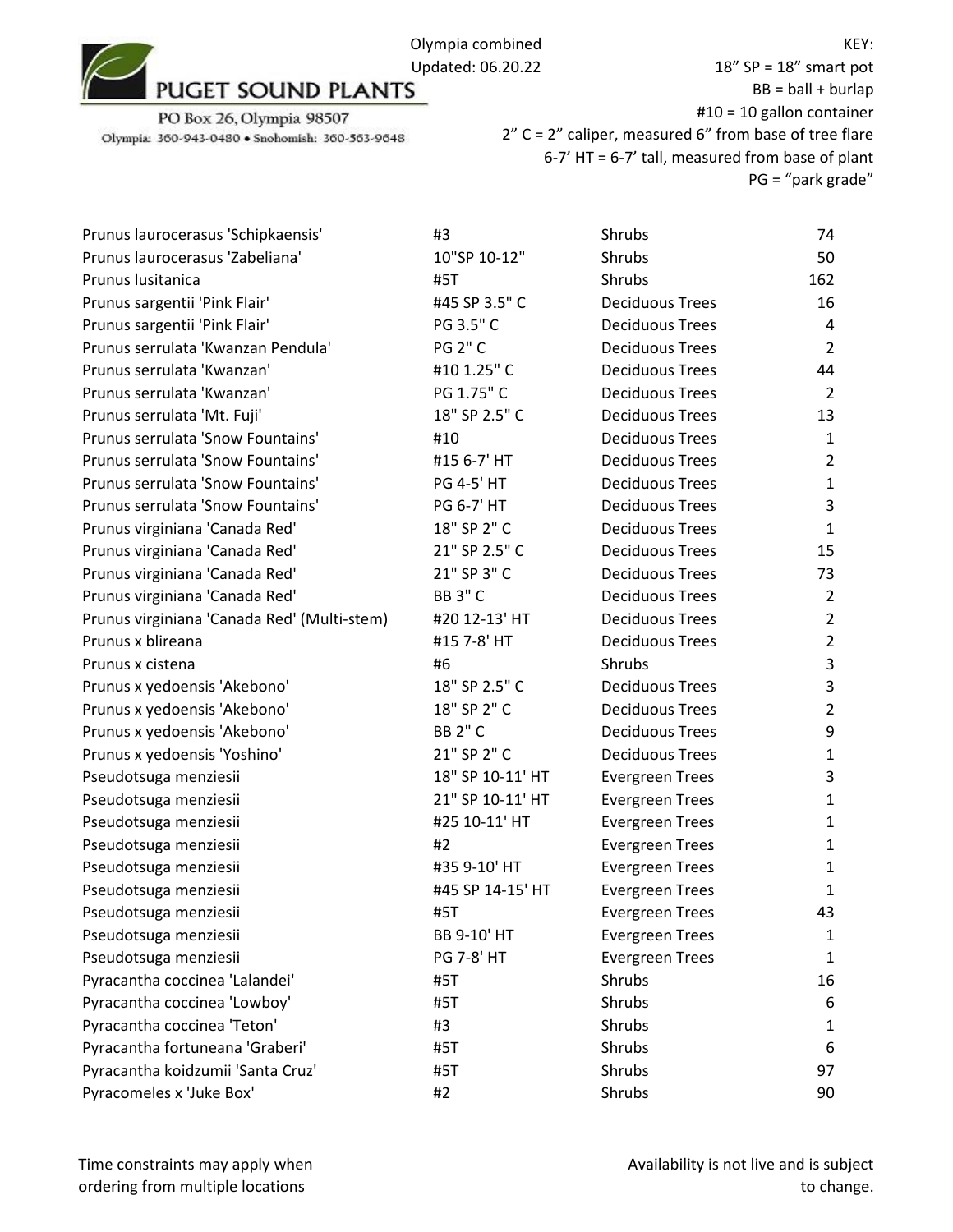PUGET SOUND PLANTS

PO Box 26, Olympia 98507

Olympia: 360-943-0480 • Snohomish: 360-563-9648

Olympia combined
Updated: 06.20.22

KEY:
18" SP = 18" smart pot
BB = ball + burlap
#10 = 10 gallon container
2" C = 2" caliper, measured 6" from base of tree flare
6-7' HT = 6-7' tall, measured from base of plant
PG = "park grade"

| | | | |
|---|---|---|---|
| Prunus laurocerasus 'Schipkaensis' | #3 | Shrubs | 74 |
| Prunus laurocerasus 'Zabeliana' | 10"SP 10-12" | Shrubs | 50 |
| Prunus lusitanica | #5T | Shrubs | 162 |
| Prunus sargentii 'Pink Flair' | #45 SP 3.5" C | Deciduous Trees | 16 |
| Prunus sargentii 'Pink Flair' | PG 3.5" C | Deciduous Trees | 4 |
| Prunus serrulata 'Kwanzan Pendula' | PG 2" C | Deciduous Trees | 2 |
| Prunus serrulata 'Kwanzan' | #10 1.25" C | Deciduous Trees | 44 |
| Prunus serrulata 'Kwanzan' | PG 1.75" C | Deciduous Trees | 2 |
| Prunus serrulata 'Mt. Fuji' | 18" SP 2.5" C | Deciduous Trees | 13 |
| Prunus serrulata 'Snow Fountains' | #10 | Deciduous Trees | 1 |
| Prunus serrulata 'Snow Fountains' | #15 6-7' HT | Deciduous Trees | 2 |
| Prunus serrulata 'Snow Fountains' | PG 4-5' HT | Deciduous Trees | 1 |
| Prunus serrulata 'Snow Fountains' | PG 6-7' HT | Deciduous Trees | 3 |
| Prunus virginiana 'Canada Red' | 18" SP 2" C | Deciduous Trees | 1 |
| Prunus virginiana 'Canada Red' | 21" SP 2.5" C | Deciduous Trees | 15 |
| Prunus virginiana 'Canada Red' | 21" SP 3" C | Deciduous Trees | 73 |
| Prunus virginiana 'Canada Red' | BB 3" C | Deciduous Trees | 2 |
| Prunus virginiana 'Canada Red' (Multi-stem) | #20 12-13' HT | Deciduous Trees | 2 |
| Prunus x blireana | #15 7-8' HT | Deciduous Trees | 2 |
| Prunus x cistena | #6 | Shrubs | 3 |
| Prunus x yedoensis 'Akebono' | 18" SP 2.5" C | Deciduous Trees | 3 |
| Prunus x yedoensis 'Akebono' | 18" SP 2" C | Deciduous Trees | 2 |
| Prunus x yedoensis 'Akebono' | BB 2" C | Deciduous Trees | 9 |
| Prunus x yedoensis 'Yoshino' | 21" SP 2" C | Deciduous Trees | 1 |
| Pseudotsuga menziesii | 18" SP 10-11' HT | Evergreen Trees | 3 |
| Pseudotsuga menziesii | 21" SP 10-11' HT | Evergreen Trees | 1 |
| Pseudotsuga menziesii | #25 10-11' HT | Evergreen Trees | 1 |
| Pseudotsuga menziesii | #2 | Evergreen Trees | 1 |
| Pseudotsuga menziesii | #35 9-10' HT | Evergreen Trees | 1 |
| Pseudotsuga menziesii | #45 SP 14-15' HT | Evergreen Trees | 1 |
| Pseudotsuga menziesii | #5T | Evergreen Trees | 43 |
| Pseudotsuga menziesii | BB 9-10' HT | Evergreen Trees | 1 |
| Pseudotsuga menziesii | PG 7-8' HT | Evergreen Trees | 1 |
| Pyracantha coccinea 'Lalandei' | #5T | Shrubs | 16 |
| Pyracantha coccinea 'Lowboy' | #5T | Shrubs | 6 |
| Pyracantha coccinea 'Teton' | #3 | Shrubs | 1 |
| Pyracantha fortuneana 'Graberi' | #5T | Shrubs | 6 |
| Pyracantha koidzumii 'Santa Cruz' | #5T | Shrubs | 97 |
| Pyracomeles x 'Juke Box' | #2 | Shrubs | 90 |

Time constraints may apply when ordering from multiple locations

Availability is not live and is subject to change.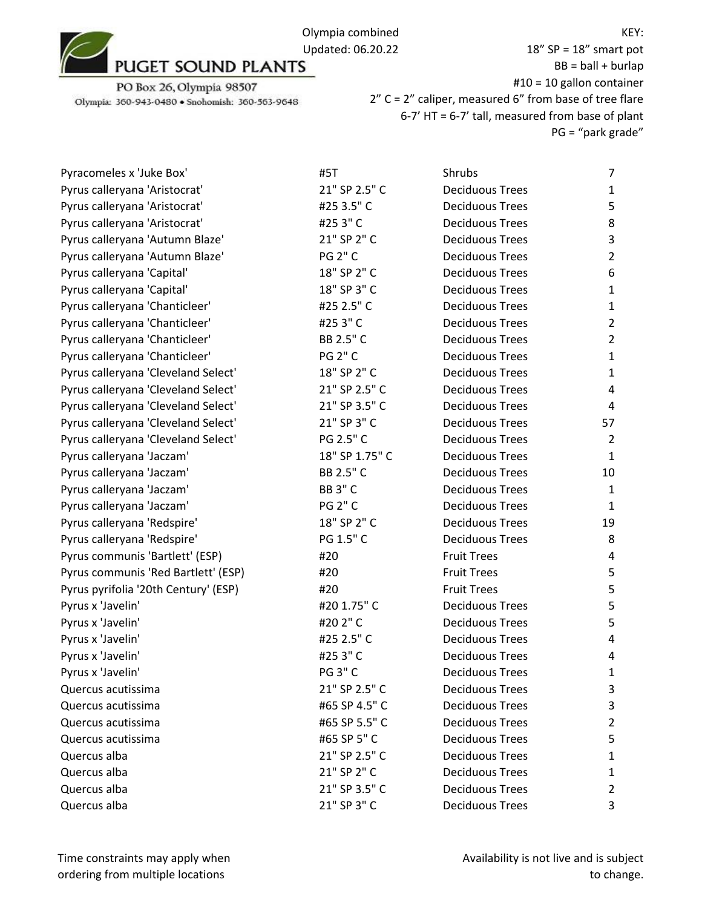PUGET SOUND PLANTS

PO Box 26, Olympia 98507

Olympia: 360-943-0480 • Snohomish: 360-563-9648

Olympia combined
Updated: 06.20.22

KEY:
18" SP = 18" smart pot
BB = ball + burlap
#10 = 10 gallon container
2" C = 2" caliper, measured 6" from base of tree flare
6-7' HT = 6-7' tall, measured from base of plant
PG = "park grade"

| | | | |
|---|---|---|---|
| Pyracomeles x 'Juke Box' | #5T | Shrubs | 7 |
| Pyrus calleryana 'Aristocrat' | 21" SP 2.5" C | Deciduous Trees | 1 |
| Pyrus calleryana 'Aristocrat' | #25 3.5" C | Deciduous Trees | 5 |
| Pyrus calleryana 'Aristocrat' | #25 3" C | Deciduous Trees | 8 |
| Pyrus calleryana 'Autumn Blaze' | 21" SP 2" C | Deciduous Trees | 3 |
| Pyrus calleryana 'Autumn Blaze' | PG 2" C | Deciduous Trees | 2 |
| Pyrus calleryana 'Capital' | 18" SP 2" C | Deciduous Trees | 6 |
| Pyrus calleryana 'Capital' | 18" SP 3" C | Deciduous Trees | 1 |
| Pyrus calleryana 'Chanticleer' | #25 2.5" C | Deciduous Trees | 1 |
| Pyrus calleryana 'Chanticleer' | #25 3" C | Deciduous Trees | 2 |
| Pyrus calleryana 'Chanticleer' | BB 2.5" C | Deciduous Trees | 2 |
| Pyrus calleryana 'Chanticleer' | PG 2" C | Deciduous Trees | 1 |
| Pyrus calleryana 'Cleveland Select' | 18" SP 2" C | Deciduous Trees | 1 |
| Pyrus calleryana 'Cleveland Select' | 21" SP 2.5" C | Deciduous Trees | 4 |
| Pyrus calleryana 'Cleveland Select' | 21" SP 3.5" C | Deciduous Trees | 4 |
| Pyrus calleryana 'Cleveland Select' | 21" SP 3" C | Deciduous Trees | 57 |
| Pyrus calleryana 'Cleveland Select' | PG 2.5" C | Deciduous Trees | 2 |
| Pyrus calleryana 'Jaczam' | 18" SP 1.75" C | Deciduous Trees | 1 |
| Pyrus calleryana 'Jaczam' | BB 2.5" C | Deciduous Trees | 10 |
| Pyrus calleryana 'Jaczam' | BB 3" C | Deciduous Trees | 1 |
| Pyrus calleryana 'Jaczam' | PG 2" C | Deciduous Trees | 1 |
| Pyrus calleryana 'Redspire' | 18" SP 2" C | Deciduous Trees | 19 |
| Pyrus calleryana 'Redspire' | PG 1.5" C | Deciduous Trees | 8 |
| Pyrus communis 'Bartlett' (ESP) | #20 | Fruit Trees | 4 |
| Pyrus communis 'Red Bartlett' (ESP) | #20 | Fruit Trees | 5 |
| Pyrus pyrifolia '20th Century' (ESP) | #20 | Fruit Trees | 5 |
| Pyrus x 'Javelin' | #20 1.75" C | Deciduous Trees | 5 |
| Pyrus x 'Javelin' | #20 2" C | Deciduous Trees | 5 |
| Pyrus x 'Javelin' | #25 2.5" C | Deciduous Trees | 4 |
| Pyrus x 'Javelin' | #25 3" C | Deciduous Trees | 4 |
| Pyrus x 'Javelin' | PG 3" C | Deciduous Trees | 1 |
| Quercus acutissima | 21" SP 2.5" C | Deciduous Trees | 3 |
| Quercus acutissima | #65 SP 4.5" C | Deciduous Trees | 3 |
| Quercus acutissima | #65 SP 5.5" C | Deciduous Trees | 2 |
| Quercus acutissima | #65 SP 5" C | Deciduous Trees | 5 |
| Quercus alba | 21" SP 2.5" C | Deciduous Trees | 1 |
| Quercus alba | 21" SP 2" C | Deciduous Trees | 1 |
| Quercus alba | 21" SP 3.5" C | Deciduous Trees | 2 |
| Quercus alba | 21" SP 3" C | Deciduous Trees | 3 |

Time constraints may apply when ordering from multiple locations

Availability is not live and is subject to change.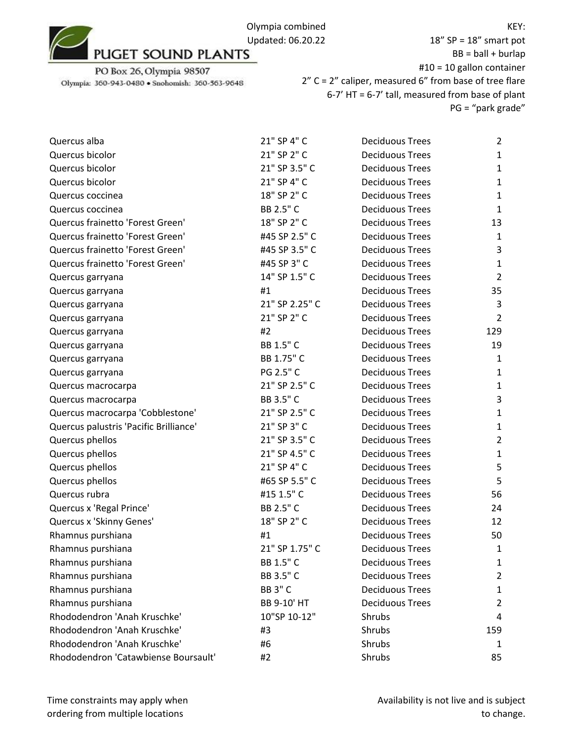PUGET SOUND PLANTS

PO Box 26, Olympia 98507

Olympia: 360-943-0480 • Snohomish: 360-563-9648

Olympia combined
Updated: 06.20.22

KEY:
18" SP = 18" smart pot
BB = ball + burlap
#10 = 10 gallon container
2" C = 2" caliper, measured 6" from base of tree flare
6-7' HT = 6-7' tall, measured from base of plant
PG = "park grade"

| | | | |
|---|---|---|---|
| Quercus alba | 21" SP 4" C | Deciduous Trees | 2 |
| Quercus bicolor | 21" SP 2" C | Deciduous Trees | 1 |
| Quercus bicolor | 21" SP 3.5" C | Deciduous Trees | 1 |
| Quercus bicolor | 21" SP 4" C | Deciduous Trees | 1 |
| Quercus coccinea | 18" SP 2" C | Deciduous Trees | 1 |
| Quercus coccinea | BB 2.5" C | Deciduous Trees | 1 |
| Quercus frainetto 'Forest Green' | 18" SP 2" C | Deciduous Trees | 13 |
| Quercus frainetto 'Forest Green' | #45 SP 2.5" C | Deciduous Trees | 1 |
| Quercus frainetto 'Forest Green' | #45 SP 3.5" C | Deciduous Trees | 3 |
| Quercus frainetto 'Forest Green' | #45 SP 3" C | Deciduous Trees | 1 |
| Quercus garryana | 14" SP 1.5" C | Deciduous Trees | 2 |
| Quercus garryana | #1 | Deciduous Trees | 35 |
| Quercus garryana | 21" SP 2.25" C | Deciduous Trees | 3 |
| Quercus garryana | 21" SP 2" C | Deciduous Trees | 2 |
| Quercus garryana | #2 | Deciduous Trees | 129 |
| Quercus garryana | BB 1.5" C | Deciduous Trees | 19 |
| Quercus garryana | BB 1.75" C | Deciduous Trees | 1 |
| Quercus garryana | PG 2.5" C | Deciduous Trees | 1 |
| Quercus macrocarpa | 21" SP 2.5" C | Deciduous Trees | 1 |
| Quercus macrocarpa | BB 3.5" C | Deciduous Trees | 3 |
| Quercus macrocarpa 'Cobblestone' | 21" SP 2.5" C | Deciduous Trees | 1 |
| Quercus palustris 'Pacific Brilliance' | 21" SP 3" C | Deciduous Trees | 1 |
| Quercus phellos | 21" SP 3.5" C | Deciduous Trees | 2 |
| Quercus phellos | 21" SP 4.5" C | Deciduous Trees | 1 |
| Quercus phellos | 21" SP 4" C | Deciduous Trees | 5 |
| Quercus phellos | #65 SP 5.5" C | Deciduous Trees | 5 |
| Quercus rubra | #15 1.5" C | Deciduous Trees | 56 |
| Quercus x 'Regal Prince' | BB 2.5" C | Deciduous Trees | 24 |
| Quercus x 'Skinny Genes' | 18" SP 2" C | Deciduous Trees | 12 |
| Rhamnus purshiana | #1 | Deciduous Trees | 50 |
| Rhamnus purshiana | 21" SP 1.75" C | Deciduous Trees | 1 |
| Rhamnus purshiana | BB 1.5" C | Deciduous Trees | 1 |
| Rhamnus purshiana | BB 3.5" C | Deciduous Trees | 2 |
| Rhamnus purshiana | BB 3" C | Deciduous Trees | 1 |
| Rhamnus purshiana | BB 9-10' HT | Deciduous Trees | 2 |
| Rhododendron 'Anah Kruschke' | 10"SP 10-12" | Shrubs | 4 |
| Rhododendron 'Anah Kruschke' | #3 | Shrubs | 159 |
| Rhododendron 'Anah Kruschke' | #6 | Shrubs | 1 |
| Rhododendron 'Catawbiense Boursault' | #2 | Shrubs | 85 |

Time constraints may apply when ordering from multiple locations

Availability is not live and is subject to change.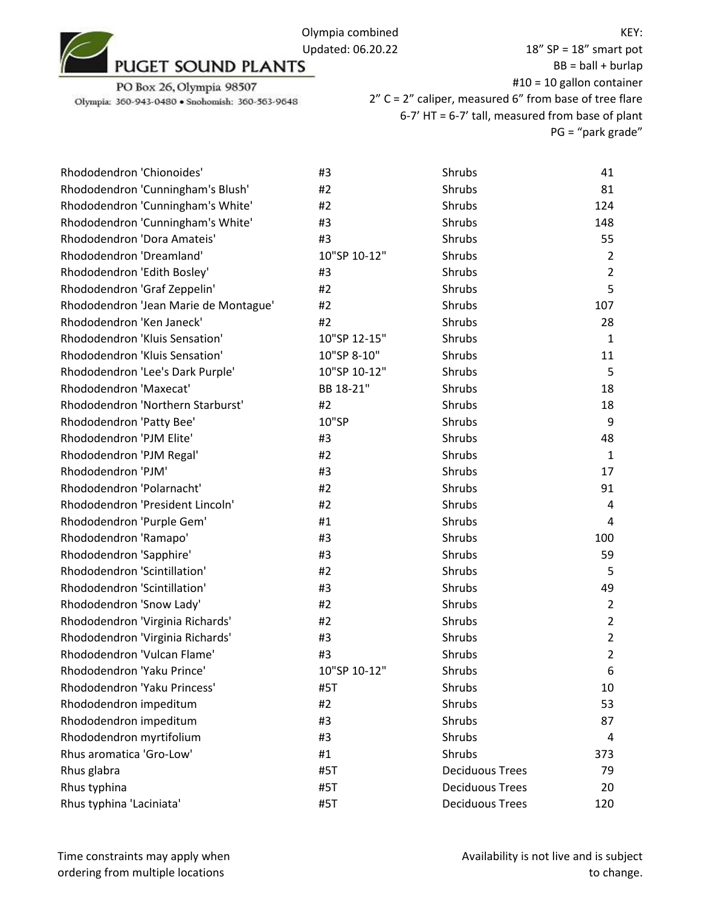PUGET SOUND PLANTS

PO Box 26, Olympia 98507

Olympia: 360-943-0480 • Snohomish: 360-563-9648

Olympia combined
Updated: 06.20.22

KEY:
18" SP = 18" smart pot
BB = ball + burlap
#10 = 10 gallon container
2" C = 2" caliper, measured 6" from base of tree flare
6-7' HT = 6-7' tall, measured from base of plant
PG = "park grade"

| | | | |
|---|---|---|---|
| Rhododendron 'Chionoides' | #3 | Shrubs | 41 |
| Rhododendron 'Cunningham's Blush' | #2 | Shrubs | 81 |
| Rhododendron 'Cunningham's White' | #2 | Shrubs | 124 |
| Rhododendron 'Cunningham's White' | #3 | Shrubs | 148 |
| Rhododendron 'Dora Amateis' | #3 | Shrubs | 55 |
| Rhododendron 'Dreamland' | 10"SP 10-12" | Shrubs | 2 |
| Rhododendron 'Edith Bosley' | #3 | Shrubs | 2 |
| Rhododendron 'Graf Zeppelin' | #2 | Shrubs | 5 |
| Rhododendron 'Jean Marie de Montague' | #2 | Shrubs | 107 |
| Rhododendron 'Ken Janeck' | #2 | Shrubs | 28 |
| Rhododendron 'Kluis Sensation' | 10"SP 12-15" | Shrubs | 1 |
| Rhododendron 'Kluis Sensation' | 10"SP 8-10" | Shrubs | 11 |
| Rhododendron 'Lee's Dark Purple' | 10"SP 10-12" | Shrubs | 5 |
| Rhododendron 'Maxecat' | BB 18-21" | Shrubs | 18 |
| Rhododendron 'Northern Starburst' | #2 | Shrubs | 18 |
| Rhododendron 'Patty Bee' | 10"SP | Shrubs | 9 |
| Rhododendron 'PJM Elite' | #3 | Shrubs | 48 |
| Rhododendron 'PJM Regal' | #2 | Shrubs | 1 |
| Rhododendron 'PJM' | #3 | Shrubs | 17 |
| Rhododendron 'Polarnacht' | #2 | Shrubs | 91 |
| Rhododendron 'President Lincoln' | #2 | Shrubs | 4 |
| Rhododendron 'Purple Gem' | #1 | Shrubs | 4 |
| Rhododendron 'Ramapo' | #3 | Shrubs | 100 |
| Rhododendron 'Sapphire' | #3 | Shrubs | 59 |
| Rhododendron 'Scintillation' | #2 | Shrubs | 5 |
| Rhododendron 'Scintillation' | #3 | Shrubs | 49 |
| Rhododendron 'Snow Lady' | #2 | Shrubs | 2 |
| Rhododendron 'Virginia Richards' | #2 | Shrubs | 2 |
| Rhododendron 'Virginia Richards' | #3 | Shrubs | 2 |
| Rhododendron 'Vulcan Flame' | #3 | Shrubs | 2 |
| Rhododendron 'Yaku Prince' | 10"SP 10-12" | Shrubs | 6 |
| Rhododendron 'Yaku Princess' | #5T | Shrubs | 10 |
| Rhododendron impeditum | #2 | Shrubs | 53 |
| Rhododendron impeditum | #3 | Shrubs | 87 |
| Rhododendron myrtifolium | #3 | Shrubs | 4 |
| Rhus aromatica 'Gro-Low' | #1 | Shrubs | 373 |
| Rhus glabra | #5T | Deciduous Trees | 79 |
| Rhus typhina | #5T | Deciduous Trees | 20 |
| Rhus typhina 'Laciniata' | #5T | Deciduous Trees | 120 |

Time constraints may apply when ordering from multiple locations

Availability is not live and is subject to change.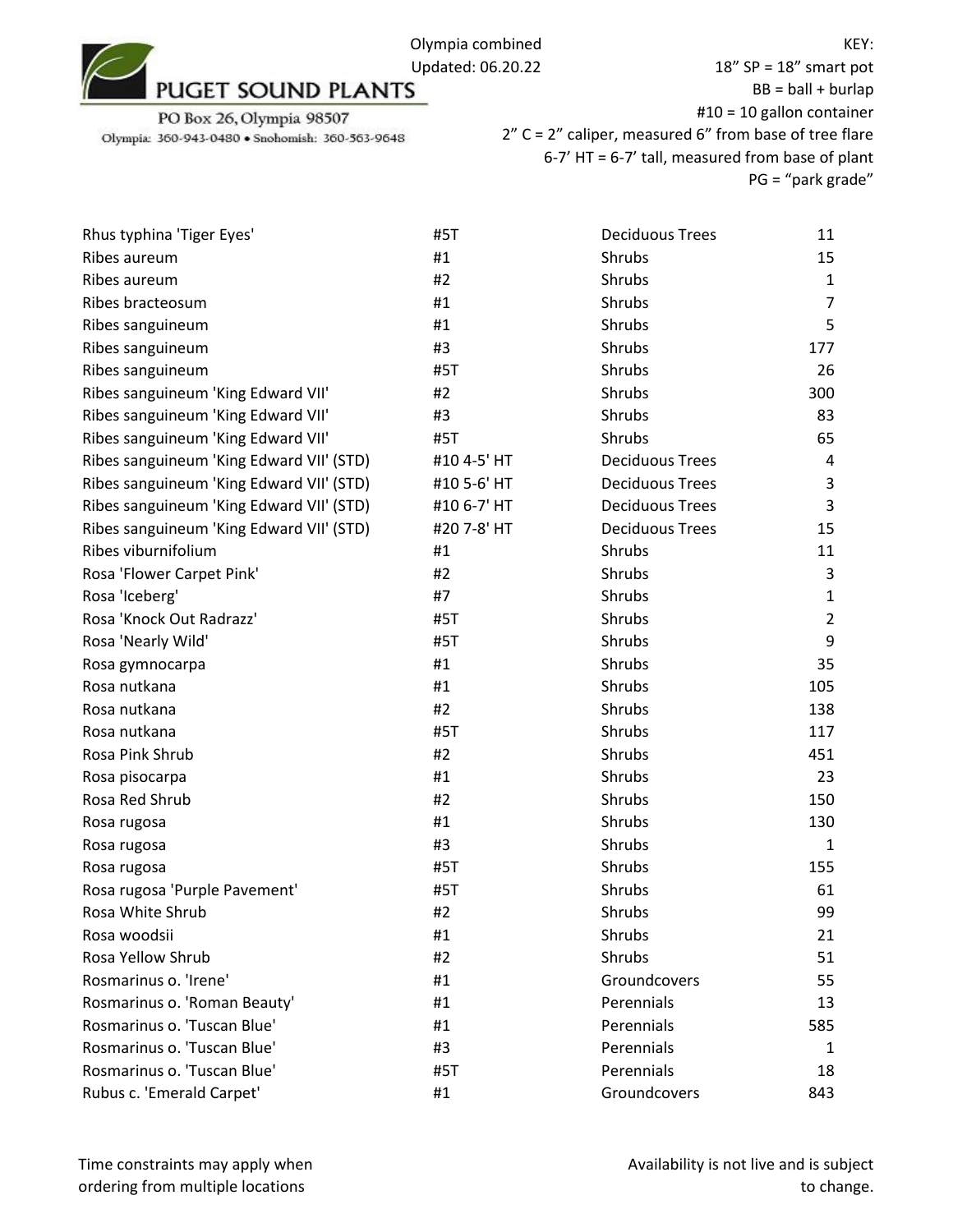PUGET SOUND PLANTS

PO Box 26, Olympia 98507

Olympia: 360-943-0480 • Snohomish: 360-563-9648

Olympia combined
Updated: 06.20.22

KEY:
18" SP = 18" smart pot
BB = ball + burlap
#10 = 10 gallon container
2" C = 2" caliper, measured 6" from base of tree flare
6-7' HT = 6-7' tall, measured from base of plant
PG = "park grade"

| | | | |
|---|---|---|---|
| Rhus typhina 'Tiger Eyes' | #5T | Deciduous Trees | 11 |
| Ribes aureum | #1 | Shrubs | 15 |
| Ribes aureum | #2 | Shrubs | 1 |
| Ribes bracteosum | #1 | Shrubs | 7 |
| Ribes sanguineum | #1 | Shrubs | 5 |
| Ribes sanguineum | #3 | Shrubs | 177 |
| Ribes sanguineum | #5T | Shrubs | 26 |
| Ribes sanguineum 'King Edward VII' | #2 | Shrubs | 300 |
| Ribes sanguineum 'King Edward VII' | #3 | Shrubs | 83 |
| Ribes sanguineum 'King Edward VII' | #5T | Shrubs | 65 |
| Ribes sanguineum 'King Edward VII' (STD) | #10 4-5' HT | Deciduous Trees | 4 |
| Ribes sanguineum 'King Edward VII' (STD) | #10 5-6' HT | Deciduous Trees | 3 |
| Ribes sanguineum 'King Edward VII' (STD) | #10 6-7' HT | Deciduous Trees | 3 |
| Ribes sanguineum 'King Edward VII' (STD) | #20 7-8' HT | Deciduous Trees | 15 |
| Ribes viburnifolium | #1 | Shrubs | 11 |
| Rosa 'Flower Carpet Pink' | #2 | Shrubs | 3 |
| Rosa 'Iceberg' | #7 | Shrubs | 1 |
| Rosa 'Knock Out Radrazz' | #5T | Shrubs | 2 |
| Rosa 'Nearly Wild' | #5T | Shrubs | 9 |
| Rosa gymnocarpa | #1 | Shrubs | 35 |
| Rosa nutkana | #1 | Shrubs | 105 |
| Rosa nutkana | #2 | Shrubs | 138 |
| Rosa nutkana | #5T | Shrubs | 117 |
| Rosa Pink Shrub | #2 | Shrubs | 451 |
| Rosa pisocarpa | #1 | Shrubs | 23 |
| Rosa Red Shrub | #2 | Shrubs | 150 |
| Rosa rugosa | #1 | Shrubs | 130 |
| Rosa rugosa | #3 | Shrubs | 1 |
| Rosa rugosa | #5T | Shrubs | 155 |
| Rosa rugosa 'Purple Pavement' | #5T | Shrubs | 61 |
| Rosa White Shrub | #2 | Shrubs | 99 |
| Rosa woodsii | #1 | Shrubs | 21 |
| Rosa Yellow Shrub | #2 | Shrubs | 51 |
| Rosmarinus o. 'Irene' | #1 | Groundcovers | 55 |
| Rosmarinus o. 'Roman Beauty' | #1 | Perennials | 13 |
| Rosmarinus o. 'Tuscan Blue' | #1 | Perennials | 585 |
| Rosmarinus o. 'Tuscan Blue' | #3 | Perennials | 1 |
| Rosmarinus o. 'Tuscan Blue' | #5T | Perennials | 18 |
| Rubus c. 'Emerald Carpet' | #1 | Groundcovers | 843 |

Time constraints may apply when ordering from multiple locations

Availability is not live and is subject to change.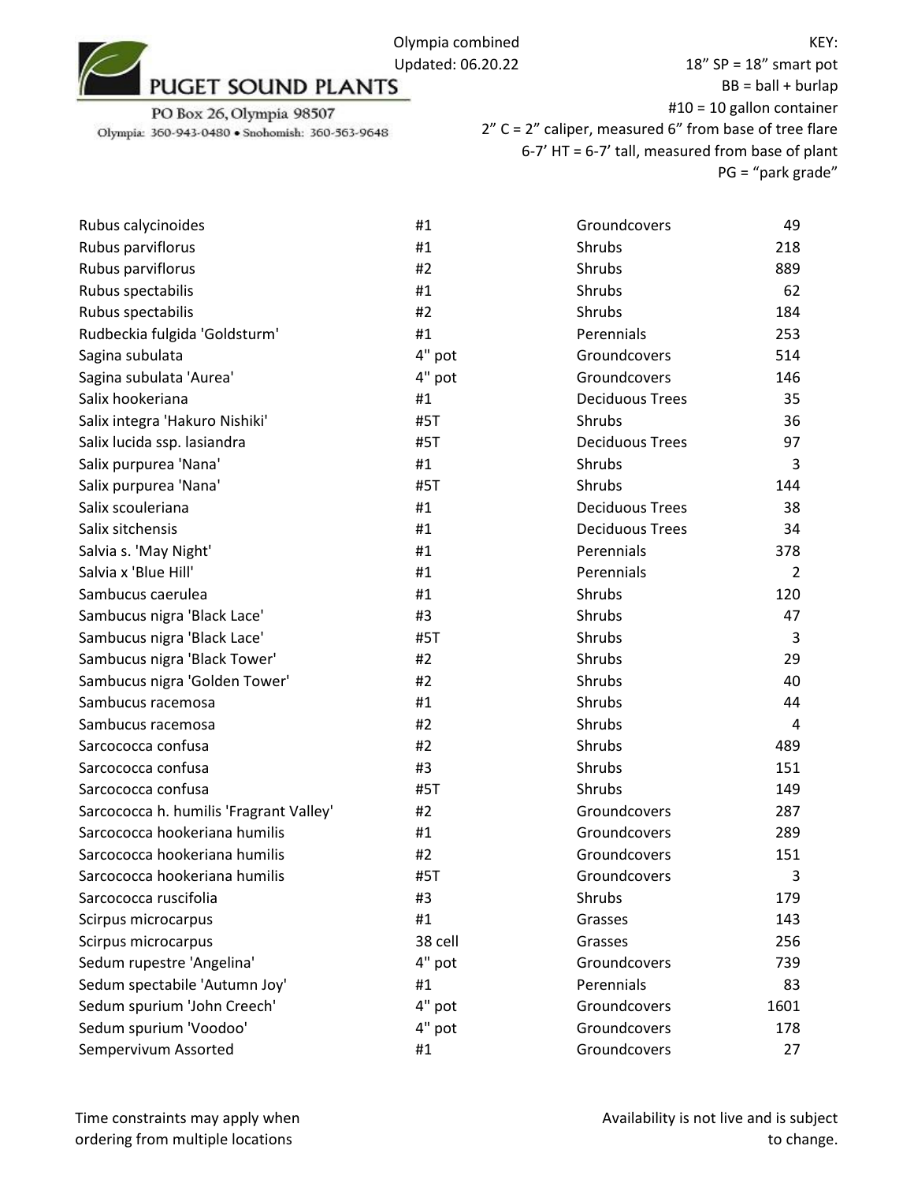PUGET SOUND PLANTS

PO Box 26, Olympia 98507

Olympia: 360-943-0480 • Snohomish: 360-563-9648

Olympia combined
Updated: 06.20.22

KEY:
18" SP = 18" smart pot
BB = ball + burlap
#10 = 10 gallon container
2" C = 2" caliper, measured 6" from base of tree flare
6-7' HT = 6-7' tall, measured from base of plant
PG = "park grade"

| | | | |
|---|---|---|---|
| Rubus calycinoides | #1 | Groundcovers | 49 |
| Rubus parviflorus | #1 | Shrubs | 218 |
| Rubus parviflorus | #2 | Shrubs | 889 |
| Rubus spectabilis | #1 | Shrubs | 62 |
| Rubus spectabilis | #2 | Shrubs | 184 |
| Rudbeckia fulgida 'Goldsturm' | #1 | Perennials | 253 |
| Sagina subulata | 4" pot | Groundcovers | 514 |
| Sagina subulata 'Aurea' | 4" pot | Groundcovers | 146 |
| Salix hookeriana | #1 | Deciduous Trees | 35 |
| Salix integra 'Hakuro Nishiki' | #5T | Shrubs | 36 |
| Salix lucida ssp. lasiandra | #5T | Deciduous Trees | 97 |
| Salix purpurea 'Nana' | #1 | Shrubs | 3 |
| Salix purpurea 'Nana' | #5T | Shrubs | 144 |
| Salix scouleriana | #1 | Deciduous Trees | 38 |
| Salix sitchensis | #1 | Deciduous Trees | 34 |
| Salvia s. 'May Night' | #1 | Perennials | 378 |
| Salvia x 'Blue Hill' | #1 | Perennials | 2 |
| Sambucus caerulea | #1 | Shrubs | 120 |
| Sambucus nigra 'Black Lace' | #3 | Shrubs | 47 |
| Sambucus nigra 'Black Lace' | #5T | Shrubs | 3 |
| Sambucus nigra 'Black Tower' | #2 | Shrubs | 29 |
| Sambucus nigra 'Golden Tower' | #2 | Shrubs | 40 |
| Sambucus racemosa | #1 | Shrubs | 44 |
| Sambucus racemosa | #2 | Shrubs | 4 |
| Sarcococca confusa | #2 | Shrubs | 489 |
| Sarcococca confusa | #3 | Shrubs | 151 |
| Sarcococca confusa | #5T | Shrubs | 149 |
| Sarcococca h. humilis 'Fragrant Valley' | #2 | Groundcovers | 287 |
| Sarcococca hookeriana humilis | #1 | Groundcovers | 289 |
| Sarcococca hookeriana humilis | #2 | Groundcovers | 151 |
| Sarcococca hookeriana humilis | #5T | Groundcovers | 3 |
| Sarcococca ruscifolia | #3 | Shrubs | 179 |
| Scirpus microcarpus | #1 | Grasses | 143 |
| Scirpus microcarpus | 38 cell | Grasses | 256 |
| Sedum rupestre 'Angelina' | 4" pot | Groundcovers | 739 |
| Sedum spectabile 'Autumn Joy' | #1 | Perennials | 83 |
| Sedum spurium 'John Creech' | 4" pot | Groundcovers | 1601 |
| Sedum spurium 'Voodoo' | 4" pot | Groundcovers | 178 |
| Sempervivum Assorted | #1 | Groundcovers | 27 |

Time constraints may apply when ordering from multiple locations

Availability is not live and is subject to change.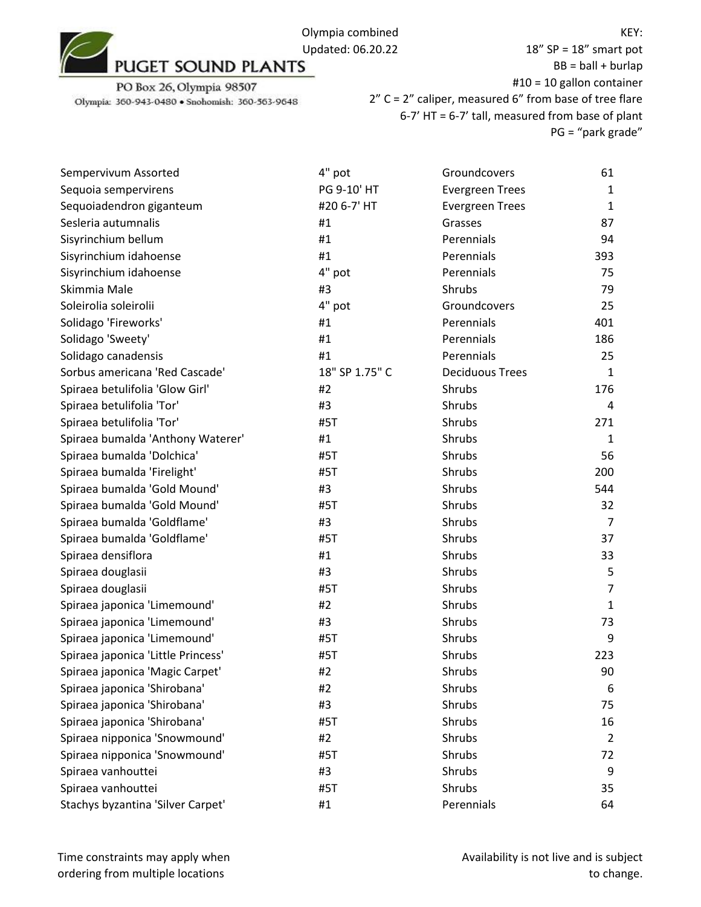PUGET SOUND PLANTS

PO Box 26, Olympia 98507

Olympia: 360-943-0480 • Snohomish: 360-563-9648

Olympia combined
Updated: 06.20.22

KEY:
18" SP = 18" smart pot
BB = ball + burlap
#10 = 10 gallon container
2" C = 2" caliper, measured 6" from base of tree flare
6-7' HT = 6-7' tall, measured from base of plant
PG = "park grade"

| | | | |
|---|---|---|---|
| Sempervivum Assorted | 4" pot | Groundcovers | 61 |
| Sequoia sempervirens | PG 9-10' HT | Evergreen Trees | 1 |
| Sequoiadendron giganteum | #20 6-7' HT | Evergreen Trees | 1 |
| Sesleria autumnalis | #1 | Grasses | 87 |
| Sisyrinchium bellum | #1 | Perennials | 94 |
| Sisyrinchium idahoense | #1 | Perennials | 393 |
| Sisyrinchium idahoense | 4" pot | Perennials | 75 |
| Skimmia Male | #3 | Shrubs | 79 |
| Soleirolia soleirolii | 4" pot | Groundcovers | 25 |
| Solidago 'Fireworks' | #1 | Perennials | 401 |
| Solidago 'Sweety' | #1 | Perennials | 186 |
| Solidago canadensis | #1 | Perennials | 25 |
| Sorbus americana 'Red Cascade' | 18" SP 1.75" C | Deciduous Trees | 1 |
| Spiraea betulifolia 'Glow Girl' | #2 | Shrubs | 176 |
| Spiraea betulifolia 'Tor' | #3 | Shrubs | 4 |
| Spiraea betulifolia 'Tor' | #5T | Shrubs | 271 |
| Spiraea bumalda 'Anthony Waterer' | #1 | Shrubs | 1 |
| Spiraea bumalda 'Dolchica' | #5T | Shrubs | 56 |
| Spiraea bumalda 'Firelight' | #5T | Shrubs | 200 |
| Spiraea bumalda 'Gold Mound' | #3 | Shrubs | 544 |
| Spiraea bumalda 'Gold Mound' | #5T | Shrubs | 32 |
| Spiraea bumalda 'Goldflame' | #3 | Shrubs | 7 |
| Spiraea bumalda 'Goldflame' | #5T | Shrubs | 37 |
| Spiraea densiflora | #1 | Shrubs | 33 |
| Spiraea douglasii | #3 | Shrubs | 5 |
| Spiraea douglasii | #5T | Shrubs | 7 |
| Spiraea japonica 'Limemound' | #2 | Shrubs | 1 |
| Spiraea japonica 'Limemound' | #3 | Shrubs | 73 |
| Spiraea japonica 'Limemound' | #5T | Shrubs | 9 |
| Spiraea japonica 'Little Princess' | #5T | Shrubs | 223 |
| Spiraea japonica 'Magic Carpet' | #2 | Shrubs | 90 |
| Spiraea japonica 'Shirobana' | #2 | Shrubs | 6 |
| Spiraea japonica 'Shirobana' | #3 | Shrubs | 75 |
| Spiraea japonica 'Shirobana' | #5T | Shrubs | 16 |
| Spiraea nipponica 'Snowmound' | #2 | Shrubs | 2 |
| Spiraea nipponica 'Snowmound' | #5T | Shrubs | 72 |
| Spiraea vanhouttei | #3 | Shrubs | 9 |
| Spiraea vanhouttei | #5T | Shrubs | 35 |
| Stachys byzantina 'Silver Carpet' | #1 | Perennials | 64 |

Time constraints may apply when ordering from multiple locations

Availability is not live and is subject to change.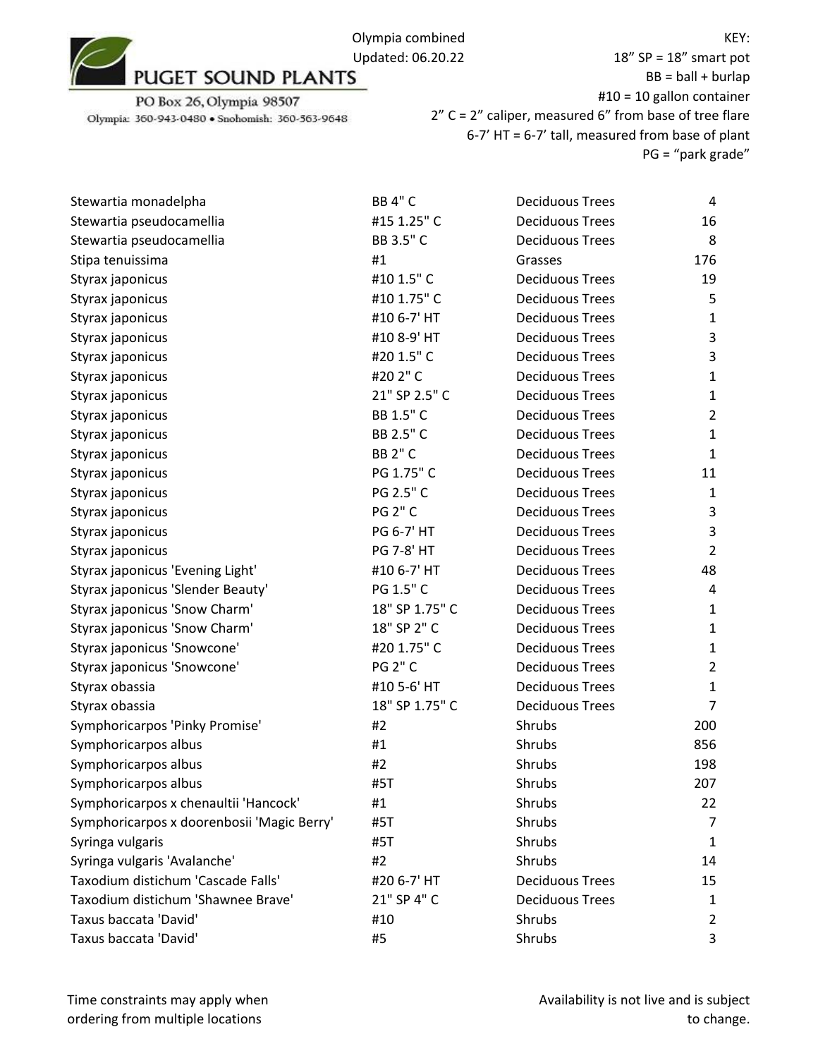PUGET SOUND PLANTS

PO Box 26, Olympia 98507

Olympia: 360-943-0480 • Snohomish: 360-563-9648

Olympia combined
Updated: 06.20.22

KEY:
18" SP = 18" smart pot
BB = ball + burlap
#10 = 10 gallon container
2" C = 2" caliper, measured 6" from base of tree flare
6-7' HT = 6-7' tall, measured from base of plant
PG = "park grade"

| Plant | Size | Category | Qty |
|---|---|---|---|
| Stewartia monadelpha | BB 4" C | Deciduous Trees | 4 |
| Stewartia pseudocamellia | #15 1.25" C | Deciduous Trees | 16 |
| Stewartia pseudocamellia | BB 3.5" C | Deciduous Trees | 8 |
| Stipa tenuissima | #1 | Grasses | 176 |
| Styrax japonicus | #10 1.5" C | Deciduous Trees | 19 |
| Styrax japonicus | #10 1.75" C | Deciduous Trees | 5 |
| Styrax japonicus | #10 6-7' HT | Deciduous Trees | 1 |
| Styrax japonicus | #10 8-9' HT | Deciduous Trees | 3 |
| Styrax japonicus | #20 1.5" C | Deciduous Trees | 3 |
| Styrax japonicus | #20 2" C | Deciduous Trees | 1 |
| Styrax japonicus | 21" SP 2.5" C | Deciduous Trees | 1 |
| Styrax japonicus | BB 1.5" C | Deciduous Trees | 2 |
| Styrax japonicus | BB 2.5" C | Deciduous Trees | 1 |
| Styrax japonicus | BB 2" C | Deciduous Trees | 1 |
| Styrax japonicus | PG 1.75" C | Deciduous Trees | 11 |
| Styrax japonicus | PG 2.5" C | Deciduous Trees | 1 |
| Styrax japonicus | PG 2" C | Deciduous Trees | 3 |
| Styrax japonicus | PG 6-7' HT | Deciduous Trees | 3 |
| Styrax japonicus | PG 7-8' HT | Deciduous Trees | 2 |
| Styrax japonicus 'Evening Light' | #10 6-7' HT | Deciduous Trees | 48 |
| Styrax japonicus 'Slender Beauty' | PG 1.5" C | Deciduous Trees | 4 |
| Styrax japonicus 'Snow Charm' | 18" SP 1.75" C | Deciduous Trees | 1 |
| Styrax japonicus 'Snow Charm' | 18" SP 2" C | Deciduous Trees | 1 |
| Styrax japonicus 'Snowcone' | #20 1.75" C | Deciduous Trees | 1 |
| Styrax japonicus 'Snowcone' | PG 2" C | Deciduous Trees | 2 |
| Styrax obassia | #10 5-6' HT | Deciduous Trees | 1 |
| Styrax obassia | 18" SP 1.75" C | Deciduous Trees | 7 |
| Symphoricarpos 'Pinky Promise' | #2 | Shrubs | 200 |
| Symphoricarpos albus | #1 | Shrubs | 856 |
| Symphoricarpos albus | #2 | Shrubs | 198 |
| Symphoricarpos albus | #5T | Shrubs | 207 |
| Symphoricarpos x chenaultii 'Hancock' | #1 | Shrubs | 22 |
| Symphoricarpos x doorenbosii 'Magic Berry' | #5T | Shrubs | 7 |
| Syringa vulgaris | #5T | Shrubs | 1 |
| Syringa vulgaris 'Avalanche' | #2 | Shrubs | 14 |
| Taxodium distichum 'Cascade Falls' | #20 6-7' HT | Deciduous Trees | 15 |
| Taxodium distichum 'Shawnee Brave' | 21" SP 4" C | Deciduous Trees | 1 |
| Taxus baccata 'David' | #10 | Shrubs | 2 |
| Taxus baccata 'David' | #5 | Shrubs | 3 |

Time constraints may apply when ordering from multiple locations

Availability is not live and is subject to change.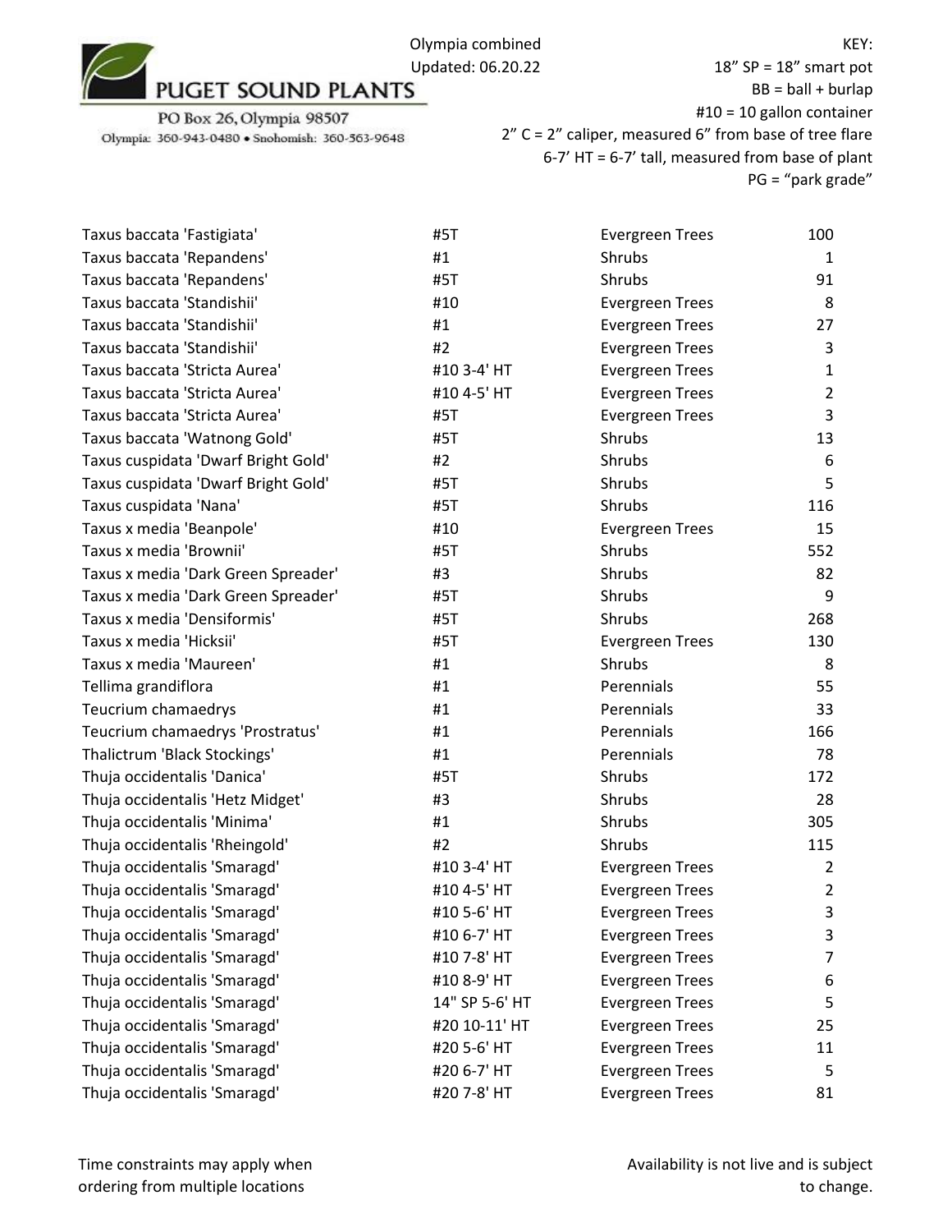PUGET SOUND PLANTS

PO Box 26, Olympia 98507
Olympia: 360-943-0480 • Snohomish: 360-563-9648

Olympia combined
Updated: 06.20.22

KEY:
18" SP = 18" smart pot
BB = ball + burlap
#10 = 10 gallon container
2" C = 2" caliper, measured 6" from base of tree flare
6-7' HT = 6-7' tall, measured from base of plant
PG = "park grade"

| | | | |
|---|---|---|---|
| Taxus baccata 'Fastigiata' | #5T | Evergreen Trees | 100 |
| Taxus baccata 'Repandens' | #1 | Shrubs | 1 |
| Taxus baccata 'Repandens' | #5T | Shrubs | 91 |
| Taxus baccata 'Standishii' | #10 | Evergreen Trees | 8 |
| Taxus baccata 'Standishii' | #1 | Evergreen Trees | 27 |
| Taxus baccata 'Standishii' | #2 | Evergreen Trees | 3 |
| Taxus baccata 'Stricta Aurea' | #10 3-4' HT | Evergreen Trees | 1 |
| Taxus baccata 'Stricta Aurea' | #10 4-5' HT | Evergreen Trees | 2 |
| Taxus baccata 'Stricta Aurea' | #5T | Evergreen Trees | 3 |
| Taxus baccata 'Watnong Gold' | #5T | Shrubs | 13 |
| Taxus cuspidata 'Dwarf Bright Gold' | #2 | Shrubs | 6 |
| Taxus cuspidata 'Dwarf Bright Gold' | #5T | Shrubs | 5 |
| Taxus cuspidata 'Nana' | #5T | Shrubs | 116 |
| Taxus x media 'Beanpole' | #10 | Evergreen Trees | 15 |
| Taxus x media 'Brownii' | #5T | Shrubs | 552 |
| Taxus x media 'Dark Green Spreader' | #3 | Shrubs | 82 |
| Taxus x media 'Dark Green Spreader' | #5T | Shrubs | 9 |
| Taxus x media 'Densiformis' | #5T | Shrubs | 268 |
| Taxus x media 'Hicksii' | #5T | Evergreen Trees | 130 |
| Taxus x media 'Maureen' | #1 | Shrubs | 8 |
| Tellima grandiflora | #1 | Perennials | 55 |
| Teucrium chamaedrys | #1 | Perennials | 33 |
| Teucrium chamaedrys 'Prostratus' | #1 | Perennials | 166 |
| Thalictrum 'Black Stockings' | #1 | Perennials | 78 |
| Thuja occidentalis 'Danica' | #5T | Shrubs | 172 |
| Thuja occidentalis 'Hetz Midget' | #3 | Shrubs | 28 |
| Thuja occidentalis 'Minima' | #1 | Shrubs | 305 |
| Thuja occidentalis 'Rheingold' | #2 | Shrubs | 115 |
| Thuja occidentalis 'Smaragd' | #10 3-4' HT | Evergreen Trees | 2 |
| Thuja occidentalis 'Smaragd' | #10 4-5' HT | Evergreen Trees | 2 |
| Thuja occidentalis 'Smaragd' | #10 5-6' HT | Evergreen Trees | 3 |
| Thuja occidentalis 'Smaragd' | #10 6-7' HT | Evergreen Trees | 3 |
| Thuja occidentalis 'Smaragd' | #10 7-8' HT | Evergreen Trees | 7 |
| Thuja occidentalis 'Smaragd' | #10 8-9' HT | Evergreen Trees | 6 |
| Thuja occidentalis 'Smaragd' | 14" SP 5-6' HT | Evergreen Trees | 5 |
| Thuja occidentalis 'Smaragd' | #20 10-11' HT | Evergreen Trees | 25 |
| Thuja occidentalis 'Smaragd' | #20 5-6' HT | Evergreen Trees | 11 |
| Thuja occidentalis 'Smaragd' | #20 6-7' HT | Evergreen Trees | 5 |
| Thuja occidentalis 'Smaragd' | #20 7-8' HT | Evergreen Trees | 81 |

Time constraints may apply when ordering from multiple locations

Availability is not live and is subject to change.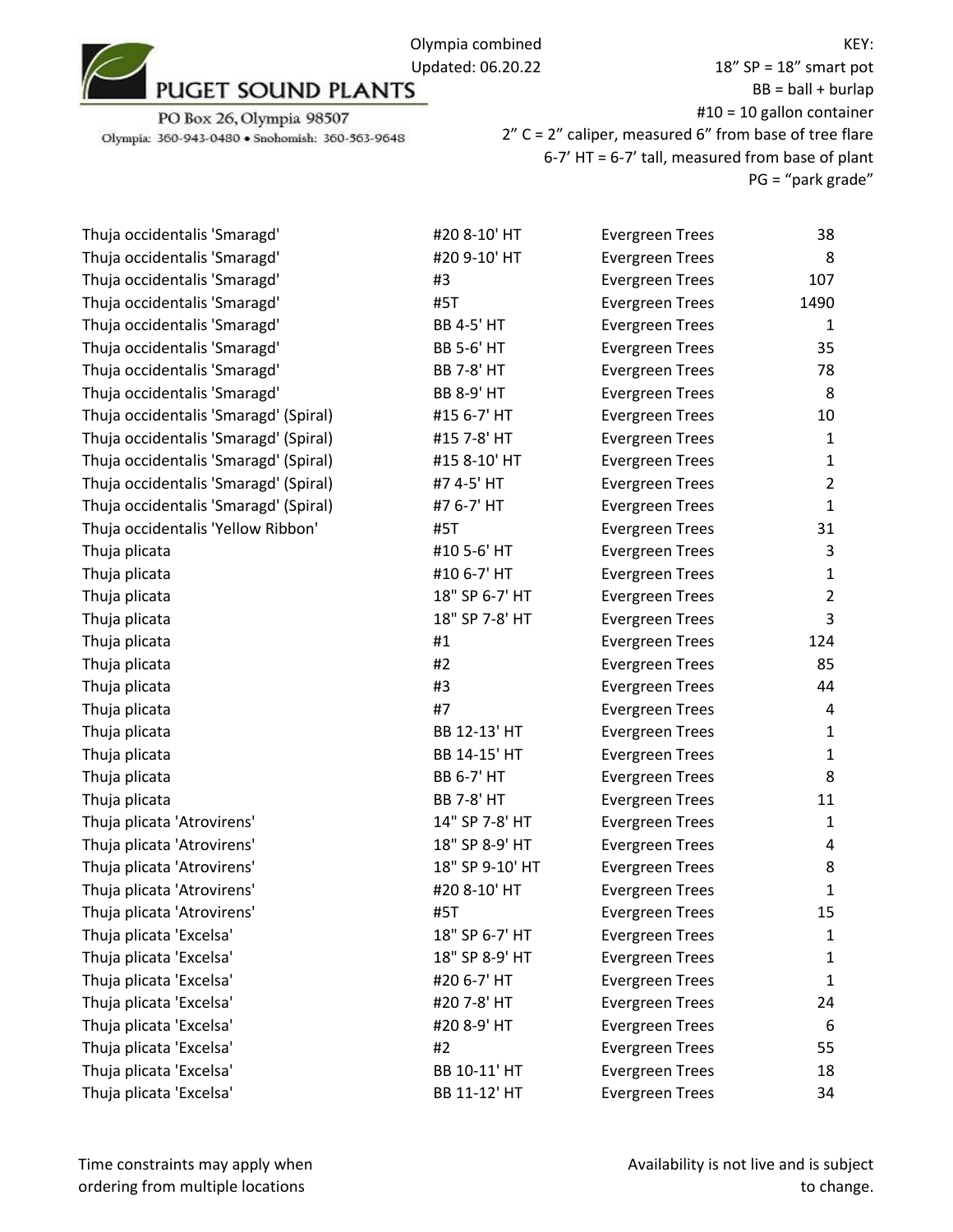PUGET SOUND PLANTS

PO Box 26, Olympia 98507
Olympia: 360-943-0480 • Snohomish: 360-563-9648

Olympia combined
Updated: 06.20.22

KEY:
18" SP = 18" smart pot
BB = ball + burlap
#10 = 10 gallon container
2" C = 2" caliper, measured 6" from base of tree flare
6-7' HT = 6-7' tall, measured from base of plant
PG = "park grade"

| | | | |
|---|---|---|---|
| Thuja occidentalis 'Smaragd' | #20 8-10' HT | Evergreen Trees | 38 |
| Thuja occidentalis 'Smaragd' | #20 9-10' HT | Evergreen Trees | 8 |
| Thuja occidentalis 'Smaragd' | #3 | Evergreen Trees | 107 |
| Thuja occidentalis 'Smaragd' | #5T | Evergreen Trees | 1490 |
| Thuja occidentalis 'Smaragd' | BB 4-5' HT | Evergreen Trees | 1 |
| Thuja occidentalis 'Smaragd' | BB 5-6' HT | Evergreen Trees | 35 |
| Thuja occidentalis 'Smaragd' | BB 7-8' HT | Evergreen Trees | 78 |
| Thuja occidentalis 'Smaragd' | BB 8-9' HT | Evergreen Trees | 8 |
| Thuja occidentalis 'Smaragd' (Spiral) | #15 6-7' HT | Evergreen Trees | 10 |
| Thuja occidentalis 'Smaragd' (Spiral) | #15 7-8' HT | Evergreen Trees | 1 |
| Thuja occidentalis 'Smaragd' (Spiral) | #15 8-10' HT | Evergreen Trees | 1 |
| Thuja occidentalis 'Smaragd' (Spiral) | #7 4-5' HT | Evergreen Trees | 2 |
| Thuja occidentalis 'Smaragd' (Spiral) | #7 6-7' HT | Evergreen Trees | 1 |
| Thuja occidentalis 'Yellow Ribbon' | #5T | Evergreen Trees | 31 |
| Thuja plicata | #10 5-6' HT | Evergreen Trees | 3 |
| Thuja plicata | #10 6-7' HT | Evergreen Trees | 1 |
| Thuja plicata | 18" SP 6-7' HT | Evergreen Trees | 2 |
| Thuja plicata | 18" SP 7-8' HT | Evergreen Trees | 3 |
| Thuja plicata | #1 | Evergreen Trees | 124 |
| Thuja plicata | #2 | Evergreen Trees | 85 |
| Thuja plicata | #3 | Evergreen Trees | 44 |
| Thuja plicata | #7 | Evergreen Trees | 4 |
| Thuja plicata | BB 12-13' HT | Evergreen Trees | 1 |
| Thuja plicata | BB 14-15' HT | Evergreen Trees | 1 |
| Thuja plicata | BB 6-7' HT | Evergreen Trees | 8 |
| Thuja plicata | BB 7-8' HT | Evergreen Trees | 11 |
| Thuja plicata 'Atrovirens' | 14" SP 7-8' HT | Evergreen Trees | 1 |
| Thuja plicata 'Atrovirens' | 18" SP 8-9' HT | Evergreen Trees | 4 |
| Thuja plicata 'Atrovirens' | 18" SP 9-10' HT | Evergreen Trees | 8 |
| Thuja plicata 'Atrovirens' | #20 8-10' HT | Evergreen Trees | 1 |
| Thuja plicata 'Atrovirens' | #5T | Evergreen Trees | 15 |
| Thuja plicata 'Excelsa' | 18" SP 6-7' HT | Evergreen Trees | 1 |
| Thuja plicata 'Excelsa' | 18" SP 8-9' HT | Evergreen Trees | 1 |
| Thuja plicata 'Excelsa' | #20 6-7' HT | Evergreen Trees | 1 |
| Thuja plicata 'Excelsa' | #20 7-8' HT | Evergreen Trees | 24 |
| Thuja plicata 'Excelsa' | #20 8-9' HT | Evergreen Trees | 6 |
| Thuja plicata 'Excelsa' | #2 | Evergreen Trees | 55 |
| Thuja plicata 'Excelsa' | BB 10-11' HT | Evergreen Trees | 18 |
| Thuja plicata 'Excelsa' | BB 11-12' HT | Evergreen Trees | 34 |

Time constraints may apply when ordering from multiple locations

Availability is not live and is subject to change.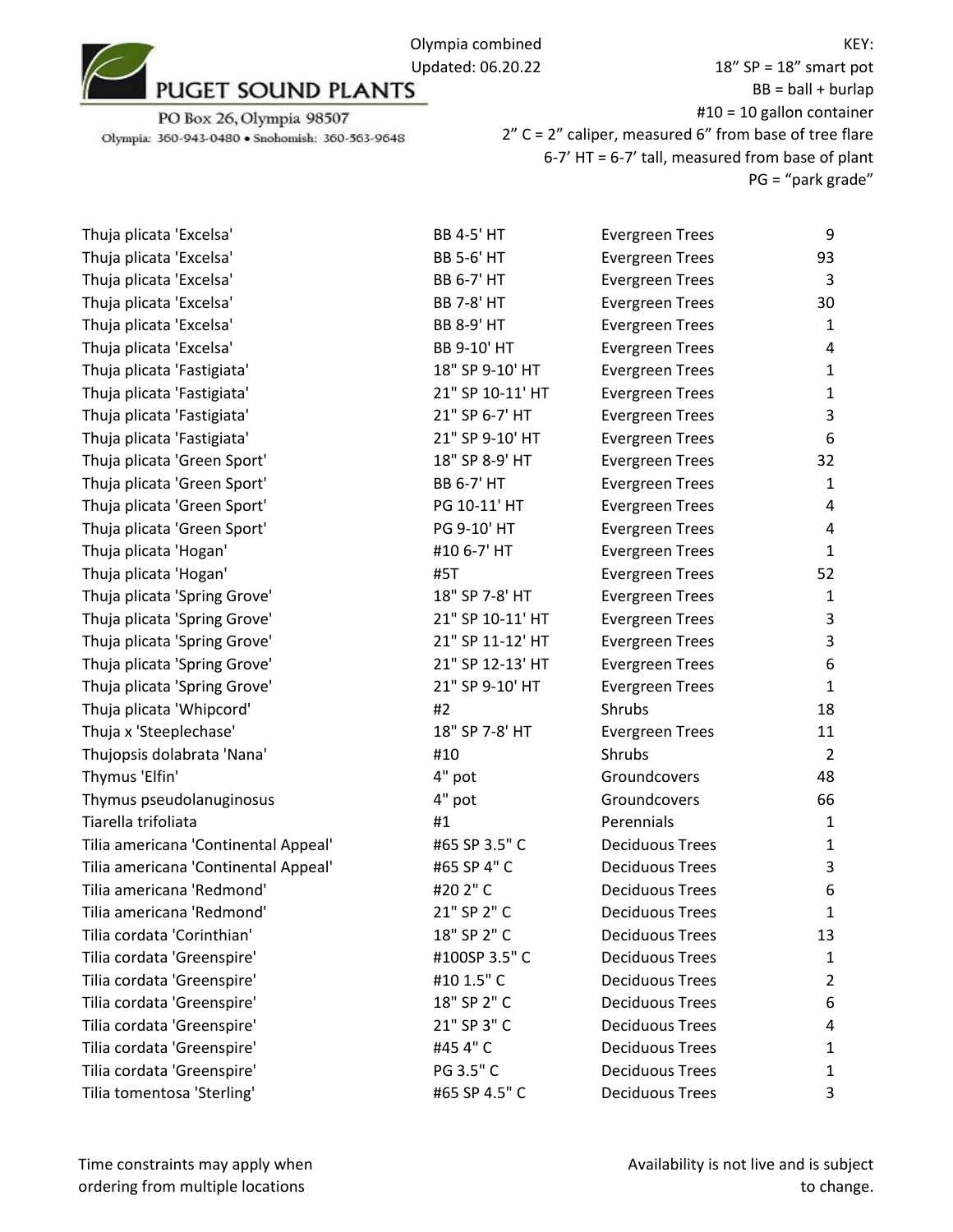PUGET SOUND PLANTS

PO Box 26, Olympia 98507

Olympia: 360-943-0480 • Snohomish: 360-563-9648

Olympia combined
Updated: 06.20.22

KEY:
18" SP = 18" smart pot
BB = ball + burlap
#10 = 10 gallon container
2" C = 2" caliper, measured 6" from base of tree flare
6-7' HT = 6-7' tall, measured from base of plant
PG = "park grade"

| | | | |
|---|---|---|---|
| Thuja plicata 'Excelsa' | BB 4-5' HT | Evergreen Trees | 9 |
| Thuja plicata 'Excelsa' | BB 5-6' HT | Evergreen Trees | 93 |
| Thuja plicata 'Excelsa' | BB 6-7' HT | Evergreen Trees | 3 |
| Thuja plicata 'Excelsa' | BB 7-8' HT | Evergreen Trees | 30 |
| Thuja plicata 'Excelsa' | BB 8-9' HT | Evergreen Trees | 1 |
| Thuja plicata 'Excelsa' | BB 9-10' HT | Evergreen Trees | 4 |
| Thuja plicata 'Fastigiata' | 18" SP 9-10' HT | Evergreen Trees | 1 |
| Thuja plicata 'Fastigiata' | 21" SP 10-11' HT | Evergreen Trees | 1 |
| Thuja plicata 'Fastigiata' | 21" SP 6-7' HT | Evergreen Trees | 3 |
| Thuja plicata 'Fastigiata' | 21" SP 9-10' HT | Evergreen Trees | 6 |
| Thuja plicata 'Green Sport' | 18" SP 8-9' HT | Evergreen Trees | 32 |
| Thuja plicata 'Green Sport' | BB 6-7' HT | Evergreen Trees | 1 |
| Thuja plicata 'Green Sport' | PG 10-11' HT | Evergreen Trees | 4 |
| Thuja plicata 'Green Sport' | PG 9-10' HT | Evergreen Trees | 4 |
| Thuja plicata 'Hogan' | #10 6-7' HT | Evergreen Trees | 1 |
| Thuja plicata 'Hogan' | #5T | Evergreen Trees | 52 |
| Thuja plicata 'Spring Grove' | 18" SP 7-8' HT | Evergreen Trees | 1 |
| Thuja plicata 'Spring Grove' | 21" SP 10-11' HT | Evergreen Trees | 3 |
| Thuja plicata 'Spring Grove' | 21" SP 11-12' HT | Evergreen Trees | 3 |
| Thuja plicata 'Spring Grove' | 21" SP 12-13' HT | Evergreen Trees | 6 |
| Thuja plicata 'Spring Grove' | 21" SP 9-10' HT | Evergreen Trees | 1 |
| Thuja plicata 'Whipcord' | #2 | Shrubs | 18 |
| Thuja x 'Steeplechase' | 18" SP 7-8' HT | Evergreen Trees | 11 |
| Thujopsis dolabrata 'Nana' | #10 | Shrubs | 2 |
| Thymus 'Elfin' | 4" pot | Groundcovers | 48 |
| Thymus pseudolanuginosus | 4" pot | Groundcovers | 66 |
| Tiarella trifoliata | #1 | Perennials | 1 |
| Tilia americana 'Continental Appeal' | #65 SP 3.5" C | Deciduous Trees | 1 |
| Tilia americana 'Continental Appeal' | #65 SP 4" C | Deciduous Trees | 3 |
| Tilia americana 'Redmond' | #20 2" C | Deciduous Trees | 6 |
| Tilia americana 'Redmond' | 21" SP 2" C | Deciduous Trees | 1 |
| Tilia cordata 'Corinthian' | 18" SP 2" C | Deciduous Trees | 13 |
| Tilia cordata 'Greenspire' | #100SP 3.5" C | Deciduous Trees | 1 |
| Tilia cordata 'Greenspire' | #10 1.5" C | Deciduous Trees | 2 |
| Tilia cordata 'Greenspire' | 18" SP 2" C | Deciduous Trees | 6 |
| Tilia cordata 'Greenspire' | 21" SP 3" C | Deciduous Trees | 4 |
| Tilia cordata 'Greenspire' | #45 4" C | Deciduous Trees | 1 |
| Tilia cordata 'Greenspire' | PG 3.5" C | Deciduous Trees | 1 |
| Tilia tomentosa 'Sterling' | #65 SP 4.5" C | Deciduous Trees | 3 |

Time constraints may apply when ordering from multiple locations

Availability is not live and is subject to change.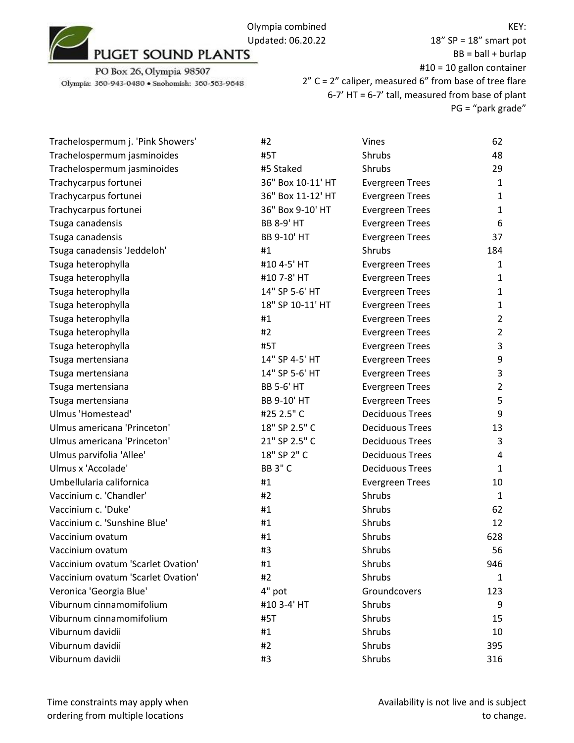PUGET SOUND PLANTS

PO Box 26, Olympia 98507

Olympia: 360-943-0480 • Snohomish: 360-563-9648

Olympia combined
Updated: 06.20.22

KEY:
18" SP = 18" smart pot
BB = ball + burlap
#10 = 10 gallon container
2" C = 2" caliper, measured 6" from base of tree flare
6-7' HT = 6-7' tall, measured from base of plant
PG = "park grade"

| | | | |
|---|---|---|---|
| Trachelospermum j. 'Pink Showers' | #2 | Vines | 62 |
| Trachelospermum jasminoides | #5T | Shrubs | 48 |
| Trachelospermum jasminoides | #5 Staked | Shrubs | 29 |
| Trachycarpus fortunei | 36" Box 10-11' HT | Evergreen Trees | 1 |
| Trachycarpus fortunei | 36" Box 11-12' HT | Evergreen Trees | 1 |
| Trachycarpus fortunei | 36" Box 9-10' HT | Evergreen Trees | 1 |
| Tsuga canadensis | BB 8-9' HT | Evergreen Trees | 6 |
| Tsuga canadensis | BB 9-10' HT | Evergreen Trees | 37 |
| Tsuga canadensis 'Jeddeloh' | #1 | Shrubs | 184 |
| Tsuga heterophylla | #10 4-5' HT | Evergreen Trees | 1 |
| Tsuga heterophylla | #10 7-8' HT | Evergreen Trees | 1 |
| Tsuga heterophylla | 14" SP 5-6' HT | Evergreen Trees | 1 |
| Tsuga heterophylla | 18" SP 10-11' HT | Evergreen Trees | 1 |
| Tsuga heterophylla | #1 | Evergreen Trees | 2 |
| Tsuga heterophylla | #2 | Evergreen Trees | 2 |
| Tsuga heterophylla | #5T | Evergreen Trees | 3 |
| Tsuga mertensiana | 14" SP 4-5' HT | Evergreen Trees | 9 |
| Tsuga mertensiana | 14" SP 5-6' HT | Evergreen Trees | 3 |
| Tsuga mertensiana | BB 5-6' HT | Evergreen Trees | 2 |
| Tsuga mertensiana | BB 9-10' HT | Evergreen Trees | 5 |
| Ulmus 'Homestead' | #25 2.5" C | Deciduous Trees | 9 |
| Ulmus americana 'Princeton' | 18" SP 2.5" C | Deciduous Trees | 13 |
| Ulmus americana 'Princeton' | 21" SP 2.5" C | Deciduous Trees | 3 |
| Ulmus parvifolia 'Allee' | 18" SP 2" C | Deciduous Trees | 4 |
| Ulmus x 'Accolade' | BB 3" C | Deciduous Trees | 1 |
| Umbellularia californica | #1 | Evergreen Trees | 10 |
| Vaccinium c. 'Chandler' | #2 | Shrubs | 1 |
| Vaccinium c. 'Duke' | #1 | Shrubs | 62 |
| Vaccinium c. 'Sunshine Blue' | #1 | Shrubs | 12 |
| Vaccinium ovatum | #1 | Shrubs | 628 |
| Vaccinium ovatum | #3 | Shrubs | 56 |
| Vaccinium ovatum 'Scarlet Ovation' | #1 | Shrubs | 946 |
| Vaccinium ovatum 'Scarlet Ovation' | #2 | Shrubs | 1 |
| Veronica 'Georgia Blue' | 4" pot | Groundcovers | 123 |
| Viburnum cinnamomifolium | #10 3-4' HT | Shrubs | 9 |
| Viburnum cinnamomifolium | #5T | Shrubs | 15 |
| Viburnum davidii | #1 | Shrubs | 10 |
| Viburnum davidii | #2 | Shrubs | 395 |
| Viburnum davidii | #3 | Shrubs | 316 |

Time constraints may apply when ordering from multiple locations

Availability is not live and is subject to change.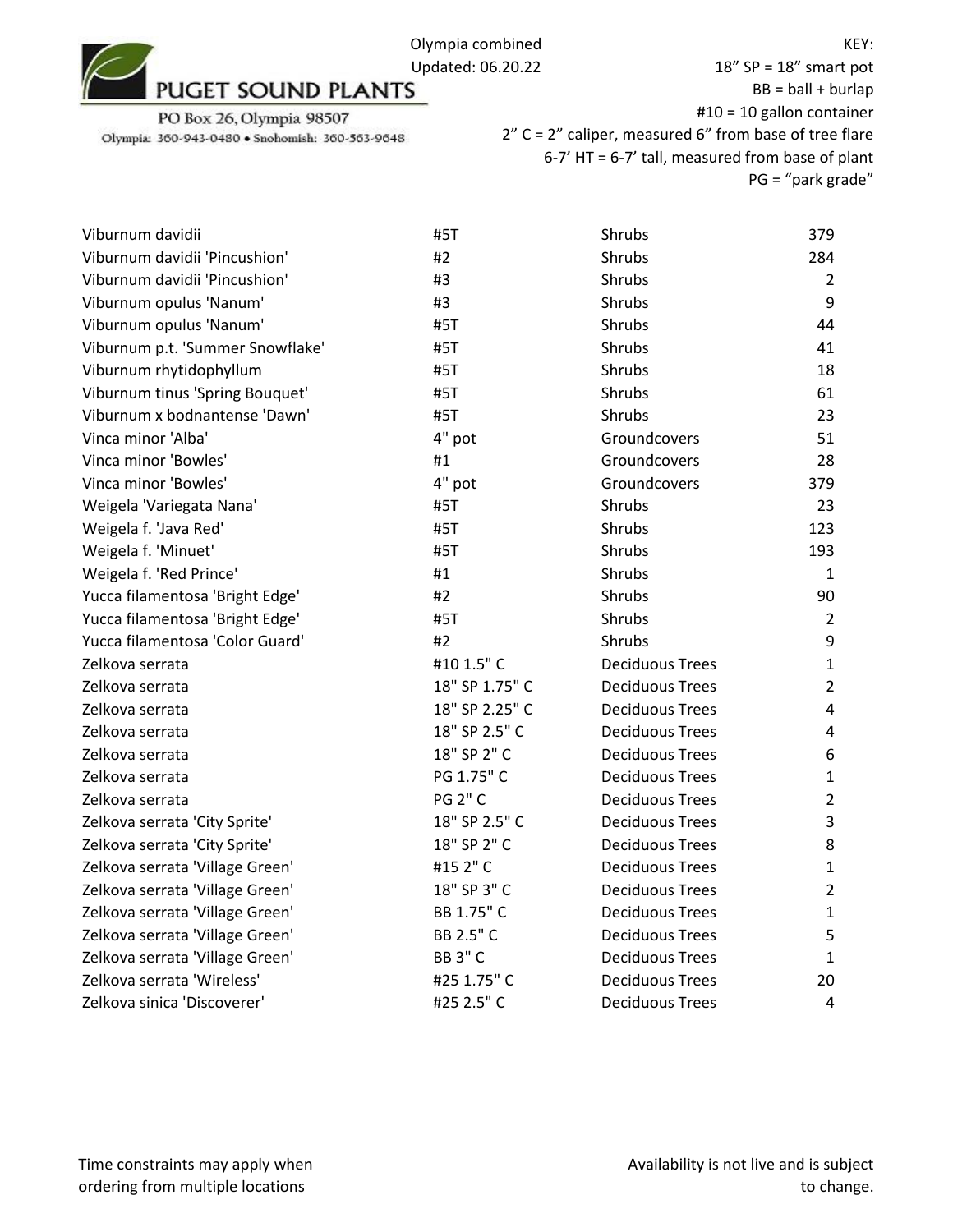PUGET SOUND PLANTS

PO Box 26, Olympia 98507

Olympia: 360-943-0480 • Snohomish: 360-563-9648

Olympia combined
Updated: 06.20.22

KEY:
18" SP = 18" smart pot
BB = ball + burlap
#10 = 10 gallon container
2" C = 2" caliper, measured 6" from base of tree flare
6-7' HT = 6-7' tall, measured from base of plant
PG = "park grade"

| | | | |
|---|---|---|---|
| Viburnum davidii | #5T | Shrubs | 379 |
| Viburnum davidii 'Pincushion' | #2 | Shrubs | 284 |
| Viburnum davidii 'Pincushion' | #3 | Shrubs | 2 |
| Viburnum opulus 'Nanum' | #3 | Shrubs | 9 |
| Viburnum opulus 'Nanum' | #5T | Shrubs | 44 |
| Viburnum p.t. 'Summer Snowflake' | #5T | Shrubs | 41 |
| Viburnum rhytidophyllum | #5T | Shrubs | 18 |
| Viburnum tinus 'Spring Bouquet' | #5T | Shrubs | 61 |
| Viburnum x bodnantense 'Dawn' | #5T | Shrubs | 23 |
| Vinca minor 'Alba' | 4" pot | Groundcovers | 51 |
| Vinca minor 'Bowles' | #1 | Groundcovers | 28 |
| Vinca minor 'Bowles' | 4" pot | Groundcovers | 379 |
| Weigela 'Variegata Nana' | #5T | Shrubs | 23 |
| Weigela f. 'Java Red' | #5T | Shrubs | 123 |
| Weigela f. 'Minuet' | #5T | Shrubs | 193 |
| Weigela f. 'Red Prince' | #1 | Shrubs | 1 |
| Yucca filamentosa 'Bright Edge' | #2 | Shrubs | 90 |
| Yucca filamentosa 'Bright Edge' | #5T | Shrubs | 2 |
| Yucca filamentosa 'Color Guard' | #2 | Shrubs | 9 |
| Zelkova serrata | #10 1.5" C | Deciduous Trees | 1 |
| Zelkova serrata | 18" SP 1.75" C | Deciduous Trees | 2 |
| Zelkova serrata | 18" SP 2.25" C | Deciduous Trees | 4 |
| Zelkova serrata | 18" SP 2.5" C | Deciduous Trees | 4 |
| Zelkova serrata | 18" SP 2" C | Deciduous Trees | 6 |
| Zelkova serrata | PG 1.75" C | Deciduous Trees | 1 |
| Zelkova serrata | PG 2" C | Deciduous Trees | 2 |
| Zelkova serrata 'City Sprite' | 18" SP 2.5" C | Deciduous Trees | 3 |
| Zelkova serrata 'City Sprite' | 18" SP 2" C | Deciduous Trees | 8 |
| Zelkova serrata 'Village Green' | #15 2" C | Deciduous Trees | 1 |
| Zelkova serrata 'Village Green' | 18" SP 3" C | Deciduous Trees | 2 |
| Zelkova serrata 'Village Green' | BB 1.75" C | Deciduous Trees | 1 |
| Zelkova serrata 'Village Green' | BB 2.5" C | Deciduous Trees | 5 |
| Zelkova serrata 'Village Green' | BB 3" C | Deciduous Trees | 1 |
| Zelkova serrata 'Wireless' | #25 1.75" C | Deciduous Trees | 20 |
| Zelkova sinica 'Discoverer' | #25 2.5" C | Deciduous Trees | 4 |

Time constraints may apply when ordering from multiple locations

Availability is not live and is subject to change.